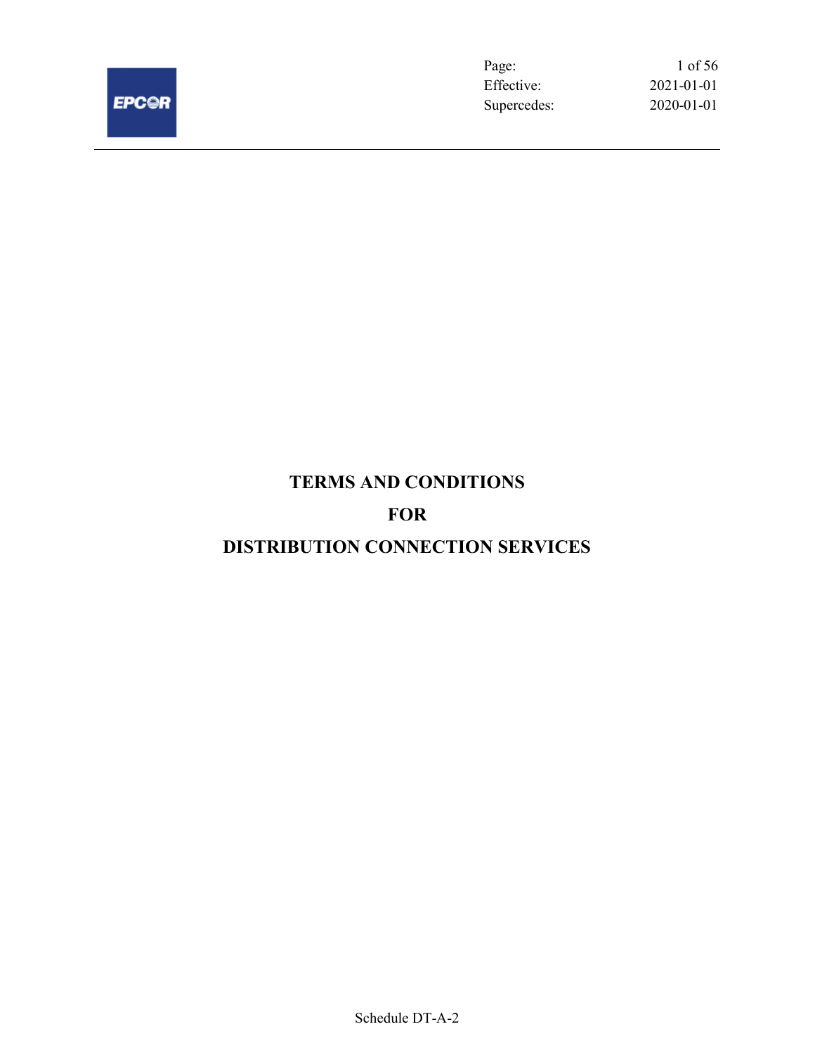Effective: 2021-01-01
Supercedes: 2020-01-01

# TERMS AND CONDITIONS

# FOR

# DISTRIBUTION CONNECTION SERVICES

Schedule DT-A-2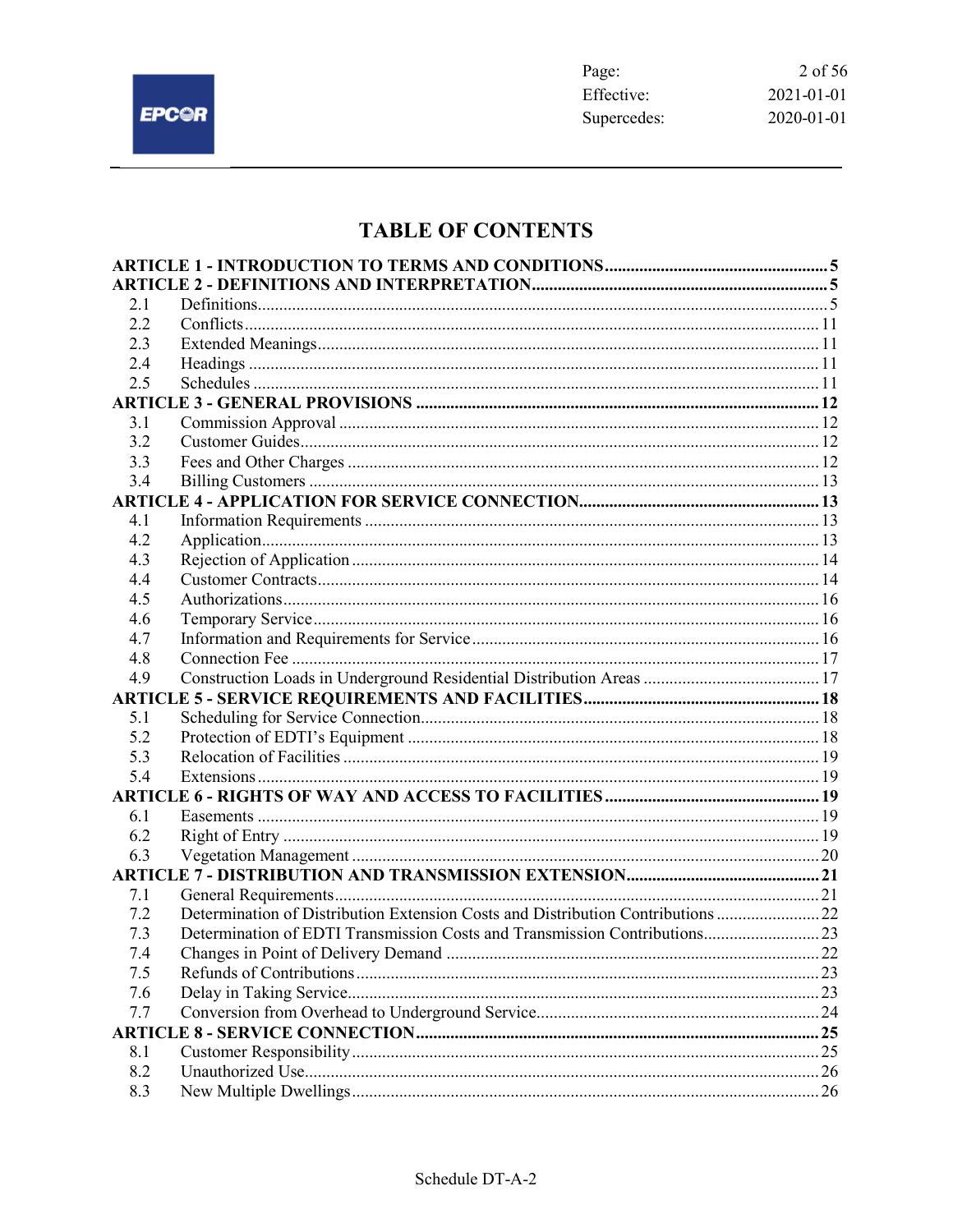# TABLE OF CONTENTS

| | | |
|---|---|---|
| **ARTICLE 1 - INTRODUCTION TO TERMS AND CONDITIONS** | | **5** |
| **ARTICLE 2 - DEFINITIONS AND INTERPRETATION** | | **5** |
| 2.1 | Definitions | 5 |
| 2.2 | Conflicts | 11 |
| 2.3 | Extended Meanings | 11 |
| 2.4 | Headings | 11 |
| 2.5 | Schedules | 11 |
| **ARTICLE 3 - GENERAL PROVISIONS** | | **12** |
| 3.1 | Commission Approval | 12 |
| 3.2 | Customer Guides | 12 |
| 3.3 | Fees and Other Charges | 12 |
| 3.4 | Billing Customers | 13 |
| **ARTICLE 4 - APPLICATION FOR SERVICE CONNECTION** | | **13** |
| 4.1 | Information Requirements | 13 |
| 4.2 | Application | 13 |
| 4.3 | Rejection of Application | 14 |
| 4.4 | Customer Contracts | 14 |
| 4.5 | Authorizations | 16 |
| 4.6 | Temporary Service | 16 |
| 4.7 | Information and Requirements for Service | 16 |
| 4.8 | Connection Fee | 17 |
| 4.9 | Construction Loads in Underground Residential Distribution Areas | 17 |
| **ARTICLE 5 - SERVICE REQUIREMENTS AND FACILITIES** | | **18** |
| 5.1 | Scheduling for Service Connection | 18 |
| 5.2 | Protection of EDTI's Equipment | 18 |
| 5.3 | Relocation of Facilities | 19 |
| 5.4 | Extensions | 19 |
| **ARTICLE 6 - RIGHTS OF WAY AND ACCESS TO FACILITIES** | | **19** |
| 6.1 | Easements | 19 |
| 6.2 | Right of Entry | 19 |
| 6.3 | Vegetation Management | 20 |
| **ARTICLE 7 - DISTRIBUTION AND TRANSMISSION EXTENSION** | | **21** |
| 7.1 | General Requirements | 21 |
| 7.2 | Determination of Distribution Extension Costs and Distribution Contributions | 22 |
| 7.3 | Determination of EDTI Transmission Costs and Transmission Contributions | 23 |
| 7.4 | Changes in Point of Delivery Demand | 22 |
| 7.5 | Refunds of Contributions | 23 |
| 7.6 | Delay in Taking Service | 23 |
| 7.7 | Conversion from Overhead to Underground Service | 24 |
| **ARTICLE 8 - SERVICE CONNECTION** | | **25** |
| 8.1 | Customer Responsibility | 25 |
| 8.2 | Unauthorized Use | 26 |
| 8.3 | New Multiple Dwellings | 26 |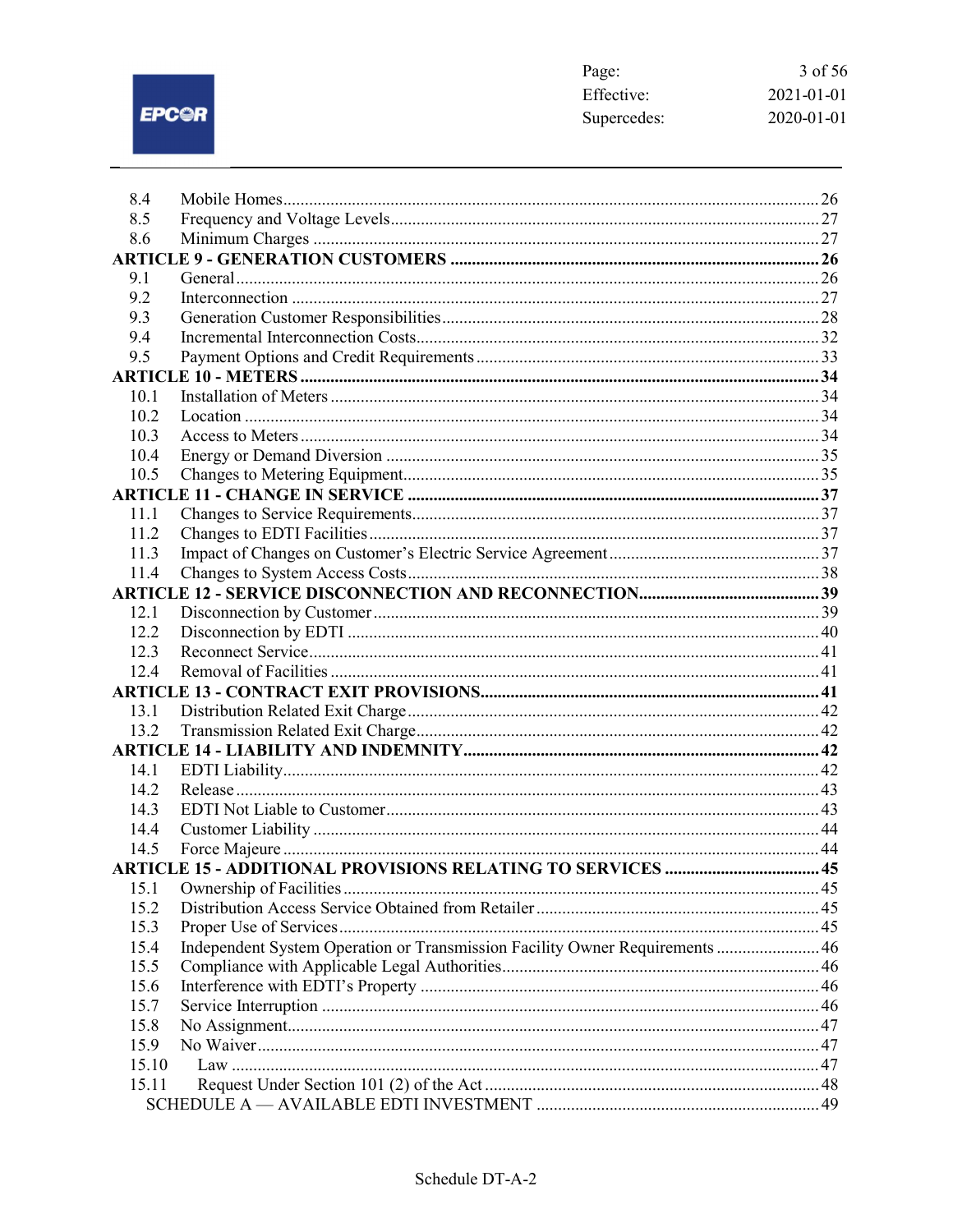| | | |
|---|---|---|
| 8.4 | Mobile Homes | 26 |
| 8.5 | Frequency and Voltage Levels | 27 |
| 8.6 | Minimum Charges | 27 |
| **ARTICLE 9 - GENERATION CUSTOMERS** | | **26** |
| 9.1 | General | 26 |
| 9.2 | Interconnection | 27 |
| 9.3 | Generation Customer Responsibilities | 28 |
| 9.4 | Incremental Interconnection Costs | 32 |
| 9.5 | Payment Options and Credit Requirements | 33 |
| **ARTICLE 10 - METERS** | | **34** |
| 10.1 | Installation of Meters | 34 |
| 10.2 | Location | 34 |
| 10.3 | Access to Meters | 34 |
| 10.4 | Energy or Demand Diversion | 35 |
| 10.5 | Changes to Metering Equipment | 35 |
| **ARTICLE 11 - CHANGE IN SERVICE** | | **37** |
| 11.1 | Changes to Service Requirements | 37 |
| 11.2 | Changes to EDTI Facilities | 37 |
| 11.3 | Impact of Changes on Customer's Electric Service Agreement | 37 |
| 11.4 | Changes to System Access Costs | 38 |
| **ARTICLE 12 - SERVICE DISCONNECTION AND RECONNECTION** | | **39** |
| 12.1 | Disconnection by Customer | 39 |
| 12.2 | Disconnection by EDTI | 40 |
| 12.3 | Reconnect Service | 41 |
| 12.4 | Removal of Facilities | 41 |
| **ARTICLE 13 - CONTRACT EXIT PROVISIONS** | | **41** |
| 13.1 | Distribution Related Exit Charge | 42 |
| 13.2 | Transmission Related Exit Charge | 42 |
| **ARTICLE 14 - LIABILITY AND INDEMNITY** | | **42** |
| 14.1 | EDTI Liability | 42 |
| 14.2 | Release | 43 |
| 14.3 | EDTI Not Liable to Customer | 43 |
| 14.4 | Customer Liability | 44 |
| 14.5 | Force Majeure | 44 |
| **ARTICLE 15 - ADDITIONAL PROVISIONS RELATING TO SERVICES** | | **45** |
| 15.1 | Ownership of Facilities | 45 |
| 15.2 | Distribution Access Service Obtained from Retailer | 45 |
| 15.3 | Proper Use of Services | 45 |
| 15.4 | Independent System Operation or Transmission Facility Owner Requirements | 46 |
| 15.5 | Compliance with Applicable Legal Authorities | 46 |
| 15.6 | Interference with EDTI's Property | 46 |
| 15.7 | Service Interruption | 46 |
| 15.8 | No Assignment | 47 |
| 15.9 | No Waiver | 47 |
| 15.10 | Law | 47 |
| 15.11 | Request Under Section 101 (2) of the Act | 48 |
| SCHEDULE A — AVAILABLE EDTI INVESTMENT | | 49 |

Schedule DT-A-2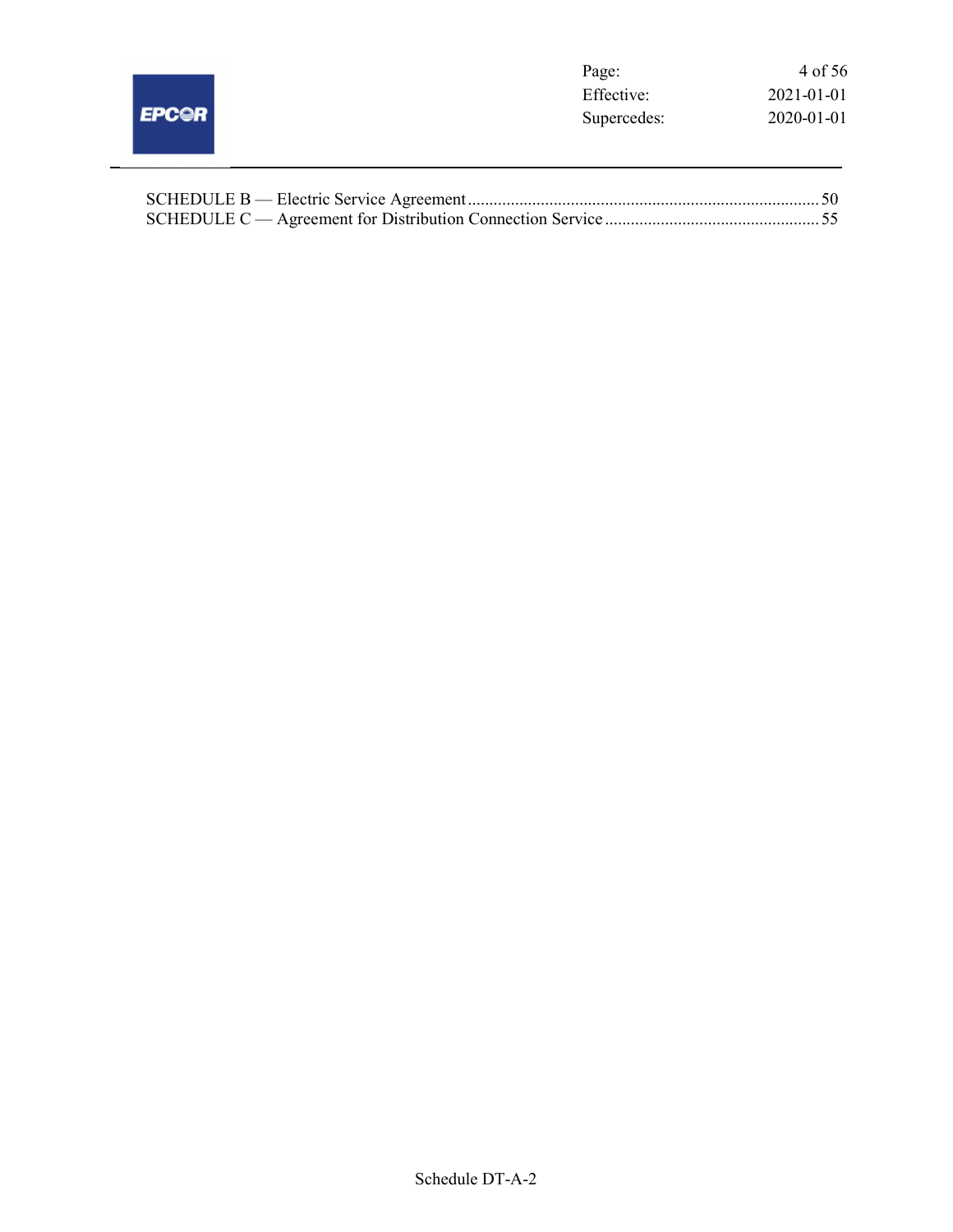SCHEDULE B — Electric Service Agreement .................................................................................. 50
SCHEDULE C — Agreement for Distribution Connection Service .................................................. 55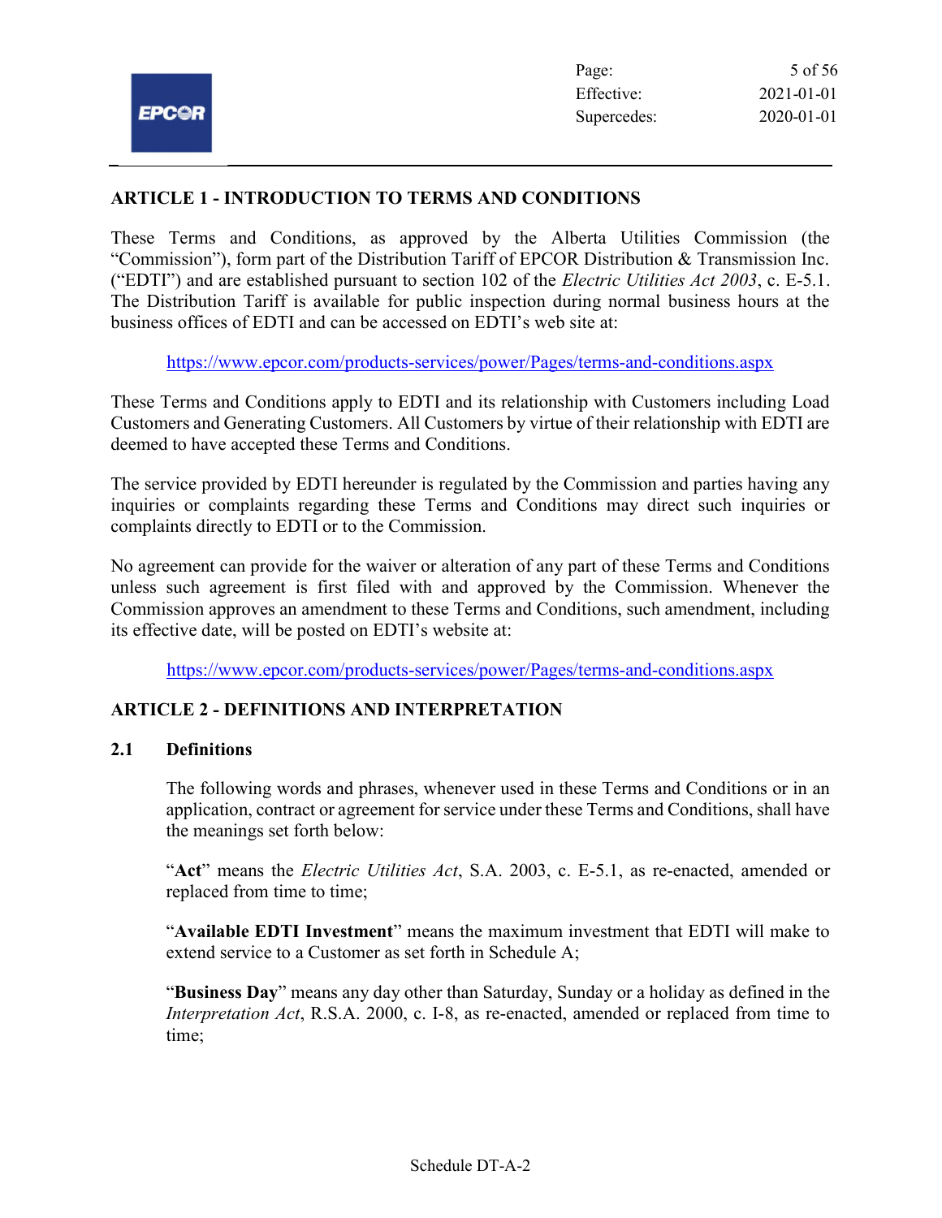## ARTICLE 1 - INTRODUCTION TO TERMS AND CONDITIONS

These Terms and Conditions, as approved by the Alberta Utilities Commission (the "Commission"), form part of the Distribution Tariff of EPCOR Distribution & Transmission Inc. ("EDTI") and are established pursuant to section 102 of the *Electric Utilities Act 2003*, c. E-5.1. The Distribution Tariff is available for public inspection during normal business hours at the business offices of EDTI and can be accessed on EDTI's web site at:

https://www.epcor.com/products-services/power/Pages/terms-and-conditions.aspx

These Terms and Conditions apply to EDTI and its relationship with Customers including Load Customers and Generating Customers. All Customers by virtue of their relationship with EDTI are deemed to have accepted these Terms and Conditions.

The service provided by EDTI hereunder is regulated by the Commission and parties having any inquiries or complaints regarding these Terms and Conditions may direct such inquiries or complaints directly to EDTI or to the Commission.

No agreement can provide for the waiver or alteration of any part of these Terms and Conditions unless such agreement is first filed with and approved by the Commission. Whenever the Commission approves an amendment to these Terms and Conditions, such amendment, including its effective date, will be posted on EDTI's website at:

https://www.epcor.com/products-services/power/Pages/terms-and-conditions.aspx

## ARTICLE 2 - DEFINITIONS AND INTERPRETATION

### 2.1 Definitions

The following words and phrases, whenever used in these Terms and Conditions or in an application, contract or agreement for service under these Terms and Conditions, shall have the meanings set forth below:

"**Act**" means the *Electric Utilities Act*, S.A. 2003, c. E-5.1, as re-enacted, amended or replaced from time to time;

"**Available EDTI Investment**" means the maximum investment that EDTI will make to extend service to a Customer as set forth in Schedule A;

"**Business Day**" means any day other than Saturday, Sunday or a holiday as defined in the *Interpretation Act*, R.S.A. 2000, c. I-8, as re-enacted, amended or replaced from time to time;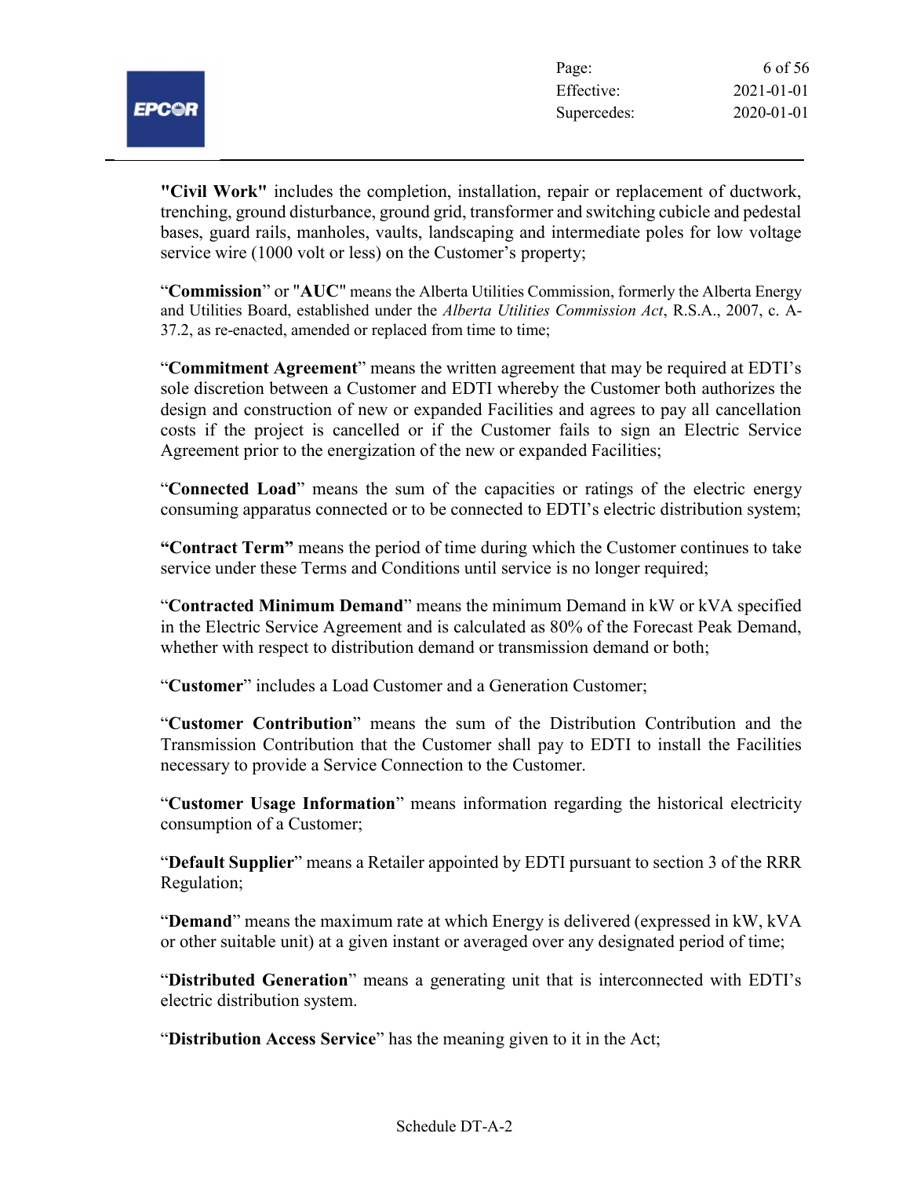**"Civil Work"** includes the completion, installation, repair or replacement of ductwork, trenching, ground disturbance, ground grid, transformer and switching cubicle and pedestal bases, guard rails, manholes, vaults, landscaping and intermediate poles for low voltage service wire (1000 volt or less) on the Customer's property;

"**Commission**" or "**AUC**" means the Alberta Utilities Commission, formerly the Alberta Energy and Utilities Board, established under the *Alberta Utilities Commission Act*, R.S.A., 2007, c. A-37.2, as re-enacted, amended or replaced from time to time;

"**Commitment Agreement**" means the written agreement that may be required at EDTI's sole discretion between a Customer and EDTI whereby the Customer both authorizes the design and construction of new or expanded Facilities and agrees to pay all cancellation costs if the project is cancelled or if the Customer fails to sign an Electric Service Agreement prior to the energization of the new or expanded Facilities;

"**Connected Load**" means the sum of the capacities or ratings of the electric energy consuming apparatus connected or to be connected to EDTI's electric distribution system;

**"Contract Term"** means the period of time during which the Customer continues to take service under these Terms and Conditions until service is no longer required;

"**Contracted Minimum Demand**" means the minimum Demand in kW or kVA specified in the Electric Service Agreement and is calculated as 80% of the Forecast Peak Demand, whether with respect to distribution demand or transmission demand or both;

"**Customer**" includes a Load Customer and a Generation Customer;

"**Customer Contribution**" means the sum of the Distribution Contribution and the Transmission Contribution that the Customer shall pay to EDTI to install the Facilities necessary to provide a Service Connection to the Customer.

"**Customer Usage Information**" means information regarding the historical electricity consumption of a Customer;

"**Default Supplier**" means a Retailer appointed by EDTI pursuant to section 3 of the RRR Regulation;

"**Demand**" means the maximum rate at which Energy is delivered (expressed in kW, kVA or other suitable unit) at a given instant or averaged over any designated period of time;

"**Distributed Generation**" means a generating unit that is interconnected with EDTI's electric distribution system.

"**Distribution Access Service**" has the meaning given to it in the Act;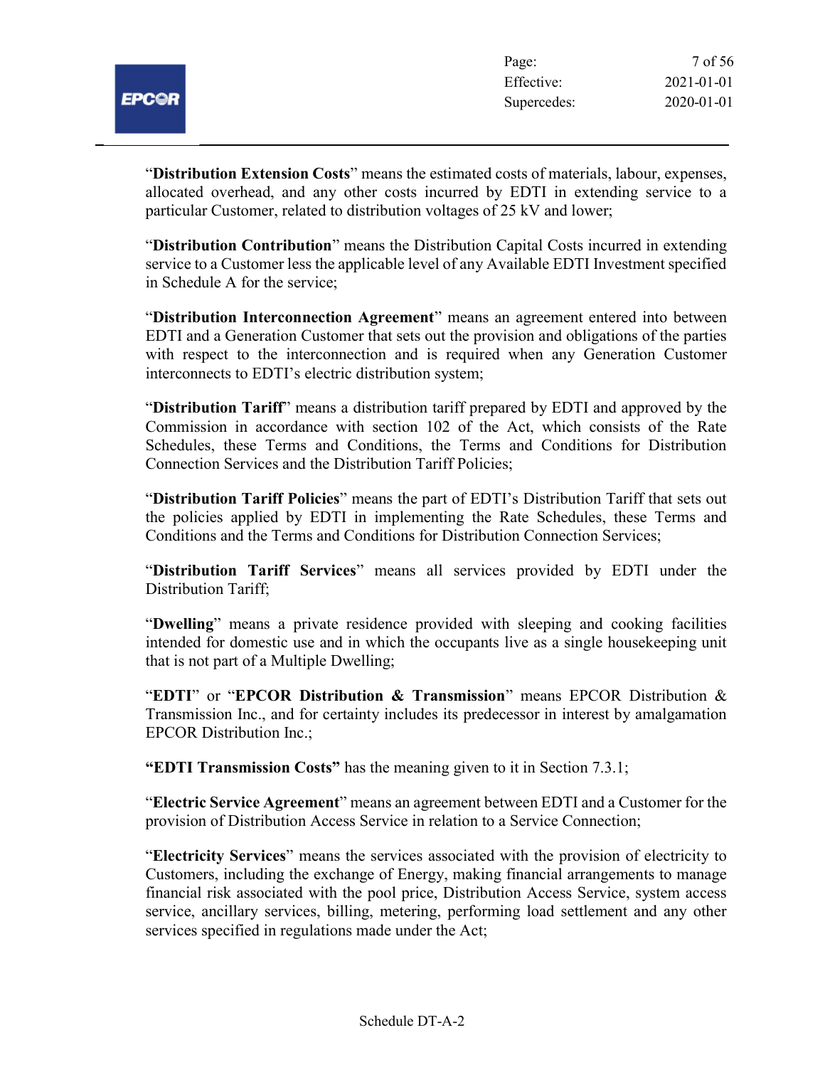"**Distribution Extension Costs**" means the estimated costs of materials, labour, expenses, allocated overhead, and any other costs incurred by EDTI in extending service to a particular Customer, related to distribution voltages of 25 kV and lower;

"**Distribution Contribution**" means the Distribution Capital Costs incurred in extending service to a Customer less the applicable level of any Available EDTI Investment specified in Schedule A for the service;

"**Distribution Interconnection Agreement**" means an agreement entered into between EDTI and a Generation Customer that sets out the provision and obligations of the parties with respect to the interconnection and is required when any Generation Customer interconnects to EDTI's electric distribution system;

"**Distribution Tariff**" means a distribution tariff prepared by EDTI and approved by the Commission in accordance with section 102 of the Act, which consists of the Rate Schedules, these Terms and Conditions, the Terms and Conditions for Distribution Connection Services and the Distribution Tariff Policies;

"**Distribution Tariff Policies**" means the part of EDTI's Distribution Tariff that sets out the policies applied by EDTI in implementing the Rate Schedules, these Terms and Conditions and the Terms and Conditions for Distribution Connection Services;

"**Distribution Tariff Services**" means all services provided by EDTI under the Distribution Tariff;

"**Dwelling**" means a private residence provided with sleeping and cooking facilities intended for domestic use and in which the occupants live as a single housekeeping unit that is not part of a Multiple Dwelling;

"**EDTI**" or "**EPCOR Distribution & Transmission**" means EPCOR Distribution & Transmission Inc., and for certainty includes its predecessor in interest by amalgamation EPCOR Distribution Inc.;

**"EDTI Transmission Costs"** has the meaning given to it in Section 7.3.1;

"**Electric Service Agreement**" means an agreement between EDTI and a Customer for the provision of Distribution Access Service in relation to a Service Connection;

"**Electricity Services**" means the services associated with the provision of electricity to Customers, including the exchange of Energy, making financial arrangements to manage financial risk associated with the pool price, Distribution Access Service, system access service, ancillary services, billing, metering, performing load settlement and any other services specified in regulations made under the Act;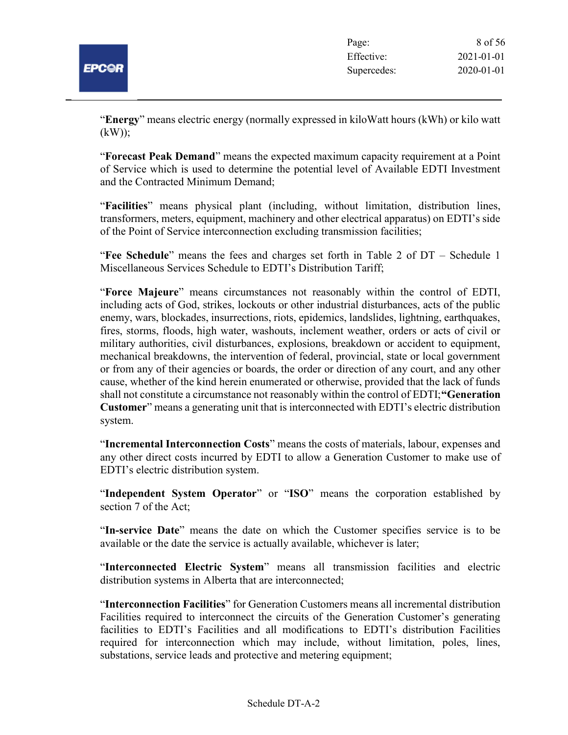"**Energy**" means electric energy (normally expressed in kiloWatt hours (kWh) or kilo watt (kW));

"**Forecast Peak Demand**" means the expected maximum capacity requirement at a Point of Service which is used to determine the potential level of Available EDTI Investment and the Contracted Minimum Demand;

"**Facilities**" means physical plant (including, without limitation, distribution lines, transformers, meters, equipment, machinery and other electrical apparatus) on EDTI's side of the Point of Service interconnection excluding transmission facilities;

"**Fee Schedule**" means the fees and charges set forth in Table 2 of DT – Schedule 1 Miscellaneous Services Schedule to EDTI's Distribution Tariff;

"**Force Majeure**" means circumstances not reasonably within the control of EDTI, including acts of God, strikes, lockouts or other industrial disturbances, acts of the public enemy, wars, blockades, insurrections, riots, epidemics, landslides, lightning, earthquakes, fires, storms, floods, high water, washouts, inclement weather, orders or acts of civil or military authorities, civil disturbances, explosions, breakdown or accident to equipment, mechanical breakdowns, the intervention of federal, provincial, state or local government or from any of their agencies or boards, the order or direction of any court, and any other cause, whether of the kind herein enumerated or otherwise, provided that the lack of funds shall not constitute a circumstance not reasonably within the control of EDTI;**"Generation Customer**" means a generating unit that is interconnected with EDTI's electric distribution system.

"**Incremental Interconnection Costs**" means the costs of materials, labour, expenses and any other direct costs incurred by EDTI to allow a Generation Customer to make use of EDTI's electric distribution system.

"**Independent System Operator**" or "**ISO**" means the corporation established by section 7 of the Act;

"**In-service Date**" means the date on which the Customer specifies service is to be available or the date the service is actually available, whichever is later;

"**Interconnected Electric System**" means all transmission facilities and electric distribution systems in Alberta that are interconnected;

"**Interconnection Facilities**" for Generation Customers means all incremental distribution Facilities required to interconnect the circuits of the Generation Customer's generating facilities to EDTI's Facilities and all modifications to EDTI's distribution Facilities required for interconnection which may include, without limitation, poles, lines, substations, service leads and protective and metering equipment;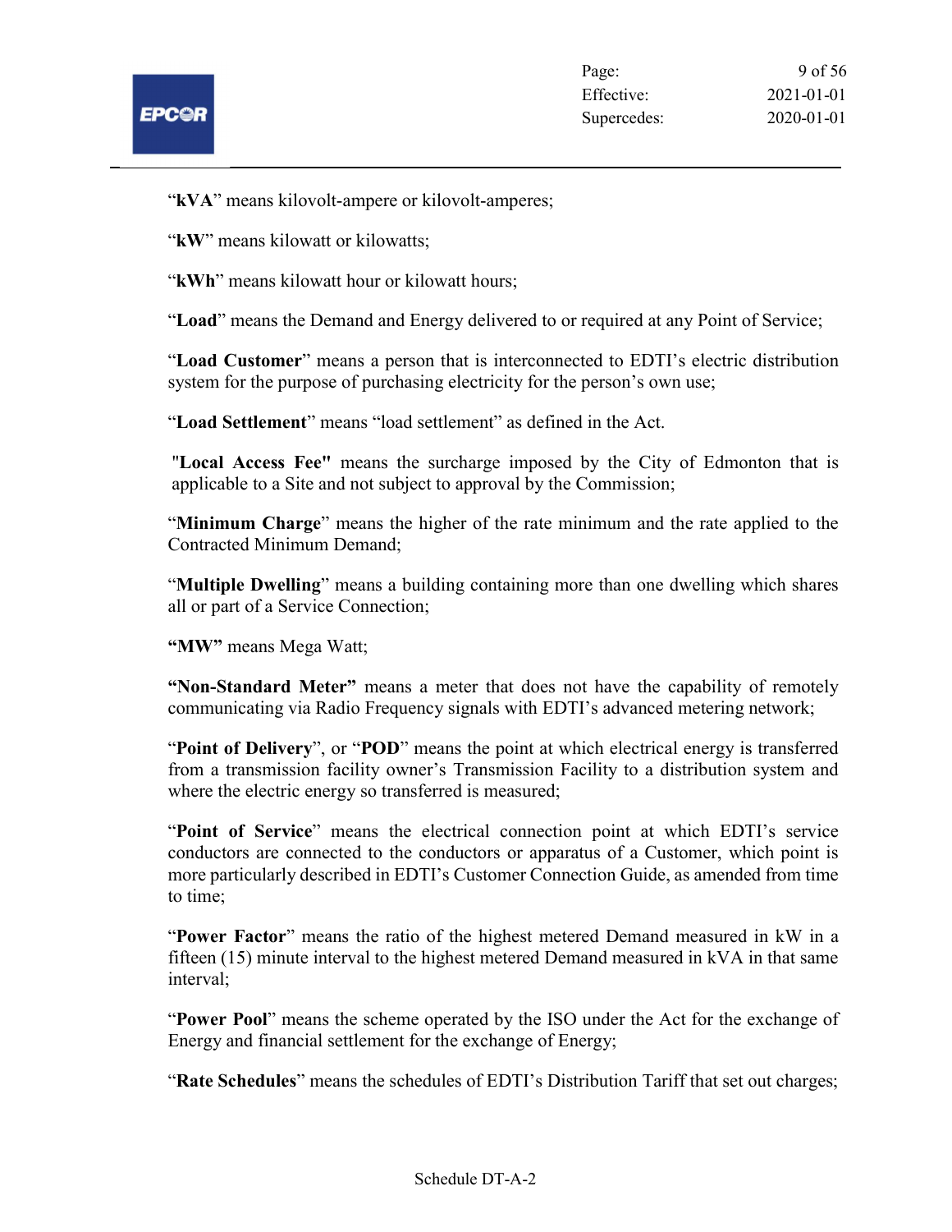"**kVA**" means kilovolt-ampere or kilovolt-amperes;

"**kW**" means kilowatt or kilowatts;

"**kWh**" means kilowatt hour or kilowatt hours;

"**Load**" means the Demand and Energy delivered to or required at any Point of Service;

"**Load Customer**" means a person that is interconnected to EDTI's electric distribution system for the purpose of purchasing electricity for the person's own use;

"**Load Settlement**" means "load settlement" as defined in the Act.

"**Local Access Fee"** means the surcharge imposed by the City of Edmonton that is applicable to a Site and not subject to approval by the Commission;

"**Minimum Charge**" means the higher of the rate minimum and the rate applied to the Contracted Minimum Demand;

"**Multiple Dwelling**" means a building containing more than one dwelling which shares all or part of a Service Connection;

**"MW"** means Mega Watt;

**"Non-Standard Meter"** means a meter that does not have the capability of remotely communicating via Radio Frequency signals with EDTI's advanced metering network;

"**Point of Delivery**", or "**POD**" means the point at which electrical energy is transferred from a transmission facility owner's Transmission Facility to a distribution system and where the electric energy so transferred is measured;

"**Point of Service**" means the electrical connection point at which EDTI's service conductors are connected to the conductors or apparatus of a Customer, which point is more particularly described in EDTI's Customer Connection Guide, as amended from time to time;

"**Power Factor**" means the ratio of the highest metered Demand measured in kW in a fifteen (15) minute interval to the highest metered Demand measured in kVA in that same interval;

"**Power Pool**" means the scheme operated by the ISO under the Act for the exchange of Energy and financial settlement for the exchange of Energy;

"**Rate Schedules**" means the schedules of EDTI's Distribution Tariff that set out charges;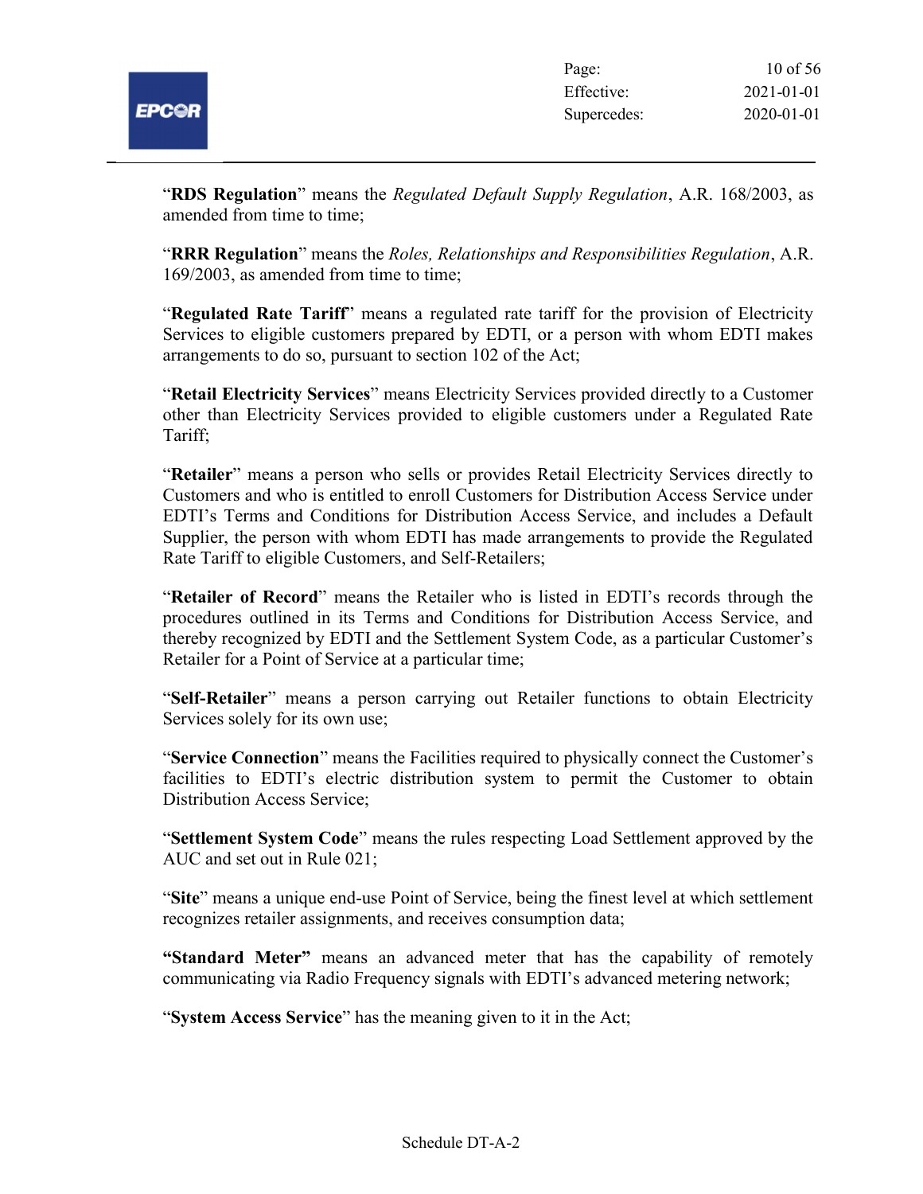"**RDS Regulation**" means the *Regulated Default Supply Regulation*, A.R. 168/2003, as amended from time to time;

"**RRR Regulation**" means the *Roles, Relationships and Responsibilities Regulation*, A.R. 169/2003, as amended from time to time;

"**Regulated Rate Tariff**" means a regulated rate tariff for the provision of Electricity Services to eligible customers prepared by EDTI, or a person with whom EDTI makes arrangements to do so, pursuant to section 102 of the Act;

"**Retail Electricity Services**" means Electricity Services provided directly to a Customer other than Electricity Services provided to eligible customers under a Regulated Rate Tariff;

"**Retailer**" means a person who sells or provides Retail Electricity Services directly to Customers and who is entitled to enroll Customers for Distribution Access Service under EDTI's Terms and Conditions for Distribution Access Service, and includes a Default Supplier, the person with whom EDTI has made arrangements to provide the Regulated Rate Tariff to eligible Customers, and Self-Retailers;

"**Retailer of Record**" means the Retailer who is listed in EDTI's records through the procedures outlined in its Terms and Conditions for Distribution Access Service, and thereby recognized by EDTI and the Settlement System Code, as a particular Customer's Retailer for a Point of Service at a particular time;

"**Self-Retailer**" means a person carrying out Retailer functions to obtain Electricity Services solely for its own use;

"**Service Connection**" means the Facilities required to physically connect the Customer's facilities to EDTI's electric distribution system to permit the Customer to obtain Distribution Access Service;

"**Settlement System Code**" means the rules respecting Load Settlement approved by the AUC and set out in Rule 021;

"**Site**" means a unique end-use Point of Service, being the finest level at which settlement recognizes retailer assignments, and receives consumption data;

**"Standard Meter"** means an advanced meter that has the capability of remotely communicating via Radio Frequency signals with EDTI's advanced metering network;

"**System Access Service**" has the meaning given to it in the Act;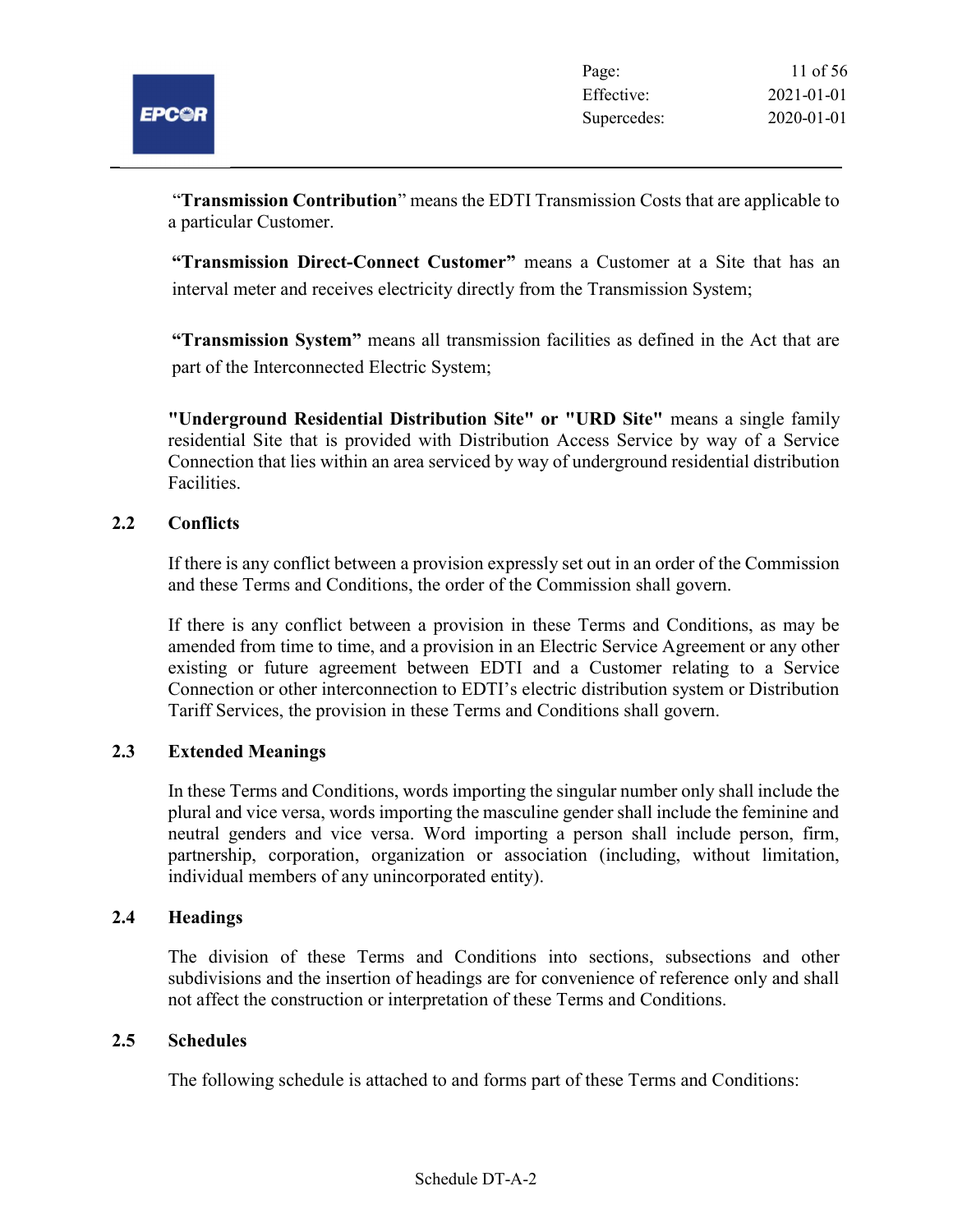"**Transmission Contribution**" means the EDTI Transmission Costs that are applicable to a particular Customer.

**"Transmission Direct-Connect Customer"** means a Customer at a Site that has an interval meter and receives electricity directly from the Transmission System;

**"Transmission System"** means all transmission facilities as defined in the Act that are part of the Interconnected Electric System;

**"Underground Residential Distribution Site" or "URD Site"** means a single family residential Site that is provided with Distribution Access Service by way of a Service Connection that lies within an area serviced by way of underground residential distribution Facilities.

## 2.2 Conflicts

If there is any conflict between a provision expressly set out in an order of the Commission and these Terms and Conditions, the order of the Commission shall govern.

If there is any conflict between a provision in these Terms and Conditions, as may be amended from time to time, and a provision in an Electric Service Agreement or any other existing or future agreement between EDTI and a Customer relating to a Service Connection or other interconnection to EDTI's electric distribution system or Distribution Tariff Services, the provision in these Terms and Conditions shall govern.

## 2.3 Extended Meanings

In these Terms and Conditions, words importing the singular number only shall include the plural and vice versa, words importing the masculine gender shall include the feminine and neutral genders and vice versa. Word importing a person shall include person, firm, partnership, corporation, organization or association (including, without limitation, individual members of any unincorporated entity).

## 2.4 Headings

The division of these Terms and Conditions into sections, subsections and other subdivisions and the insertion of headings are for convenience of reference only and shall not affect the construction or interpretation of these Terms and Conditions.

## 2.5 Schedules

The following schedule is attached to and forms part of these Terms and Conditions: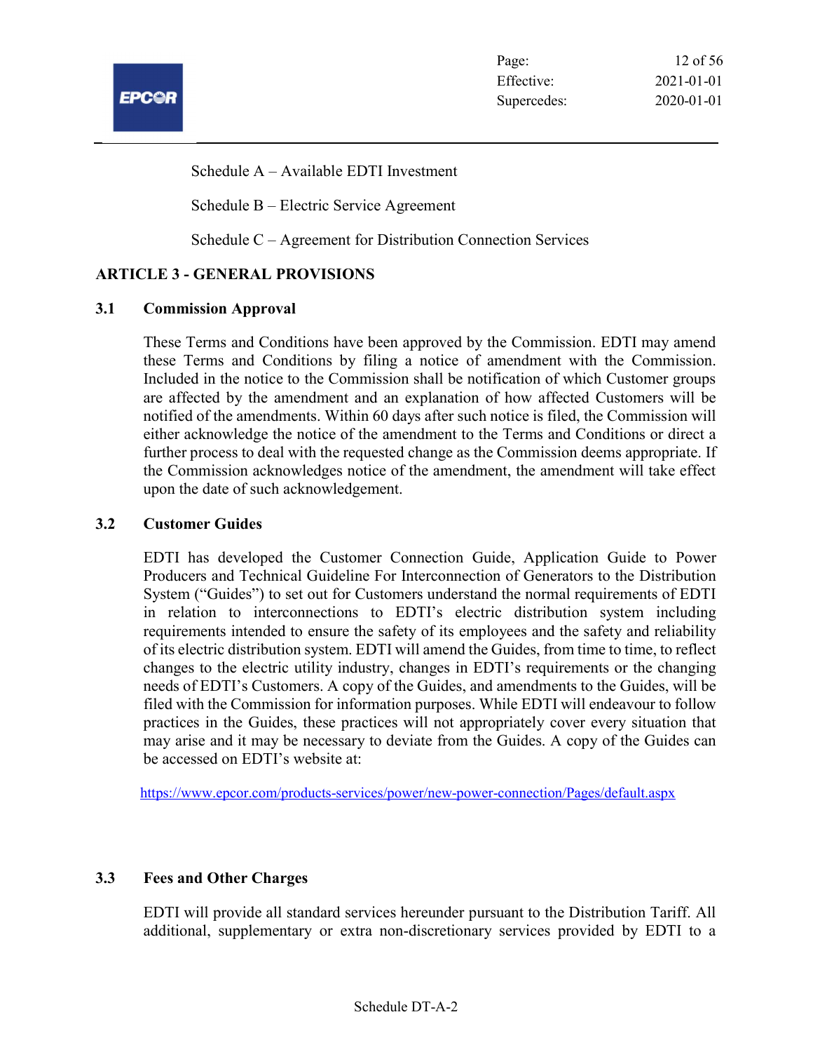Schedule A – Available EDTI Investment

Schedule B – Electric Service Agreement

Schedule C – Agreement for Distribution Connection Services

## ARTICLE 3 - GENERAL PROVISIONS

### 3.1 Commission Approval

These Terms and Conditions have been approved by the Commission. EDTI may amend these Terms and Conditions by filing a notice of amendment with the Commission. Included in the notice to the Commission shall be notification of which Customer groups are affected by the amendment and an explanation of how affected Customers will be notified of the amendments. Within 60 days after such notice is filed, the Commission will either acknowledge the notice of the amendment to the Terms and Conditions or direct a further process to deal with the requested change as the Commission deems appropriate. If the Commission acknowledges notice of the amendment, the amendment will take effect upon the date of such acknowledgement.

### 3.2 Customer Guides

EDTI has developed the Customer Connection Guide, Application Guide to Power Producers and Technical Guideline For Interconnection of Generators to the Distribution System ("Guides") to set out for Customers understand the normal requirements of EDTI in relation to interconnections to EDTI's electric distribution system including requirements intended to ensure the safety of its employees and the safety and reliability of its electric distribution system. EDTI will amend the Guides, from time to time, to reflect changes to the electric utility industry, changes in EDTI's requirements or the changing needs of EDTI's Customers. A copy of the Guides, and amendments to the Guides, will be filed with the Commission for information purposes. While EDTI will endeavour to follow practices in the Guides, these practices will not appropriately cover every situation that may arise and it may be necessary to deviate from the Guides. A copy of the Guides can be accessed on EDTI's website at:

https://www.epcor.com/products-services/power/new-power-connection/Pages/default.aspx

### 3.3 Fees and Other Charges

EDTI will provide all standard services hereunder pursuant to the Distribution Tariff. All additional, supplementary or extra non-discretionary services provided by EDTI to a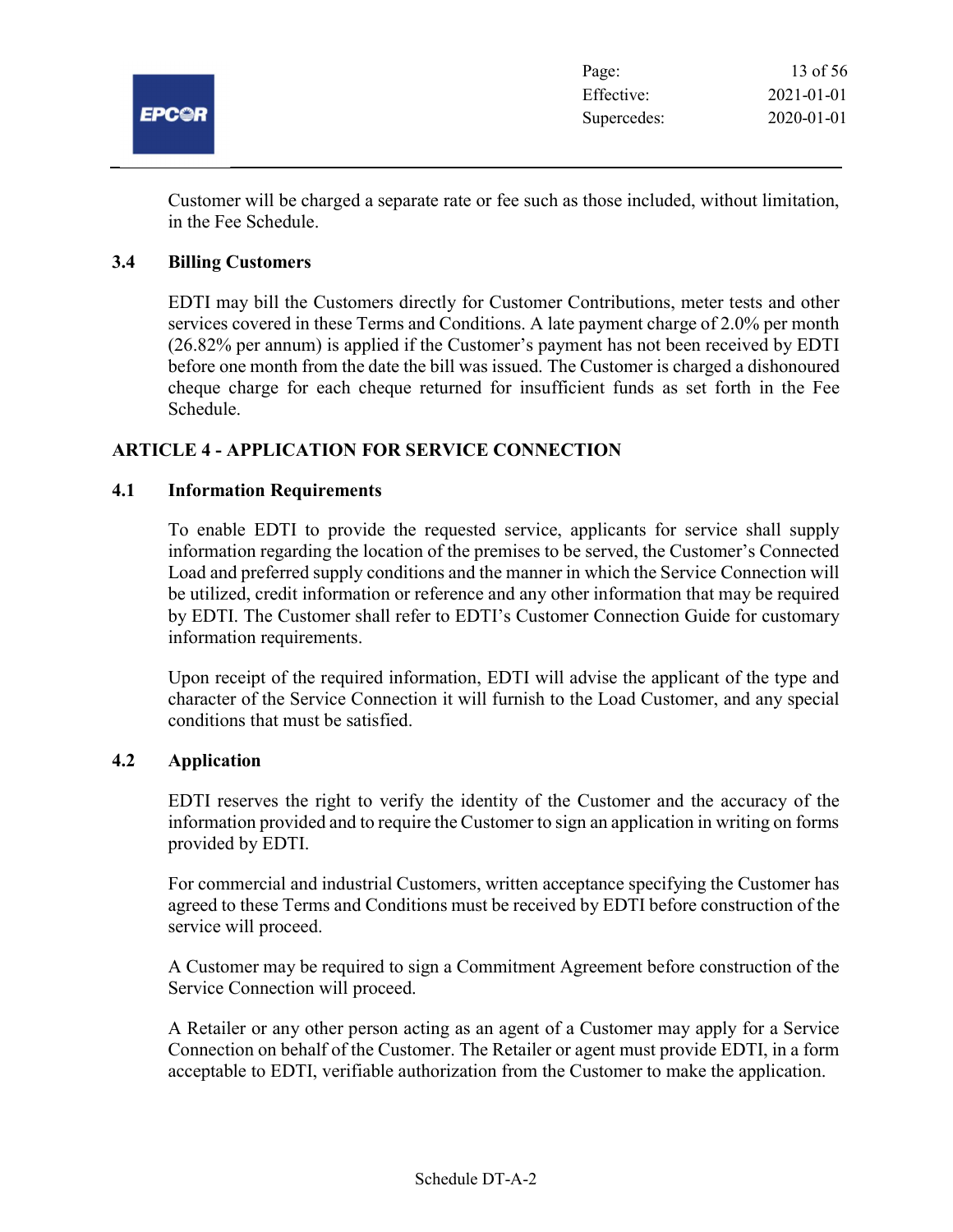Customer will be charged a separate rate or fee such as those included, without limitation, in the Fee Schedule.

### 3.4 Billing Customers

EDTI may bill the Customers directly for Customer Contributions, meter tests and other services covered in these Terms and Conditions. A late payment charge of 2.0% per month (26.82% per annum) is applied if the Customer's payment has not been received by EDTI before one month from the date the bill was issued. The Customer is charged a dishonoured cheque charge for each cheque returned for insufficient funds as set forth in the Fee Schedule.

## ARTICLE 4 - APPLICATION FOR SERVICE CONNECTION

### 4.1 Information Requirements

To enable EDTI to provide the requested service, applicants for service shall supply information regarding the location of the premises to be served, the Customer's Connected Load and preferred supply conditions and the manner in which the Service Connection will be utilized, credit information or reference and any other information that may be required by EDTI. The Customer shall refer to EDTI's Customer Connection Guide for customary information requirements.

Upon receipt of the required information, EDTI will advise the applicant of the type and character of the Service Connection it will furnish to the Load Customer, and any special conditions that must be satisfied.

### 4.2 Application

EDTI reserves the right to verify the identity of the Customer and the accuracy of the information provided and to require the Customer to sign an application in writing on forms provided by EDTI.

For commercial and industrial Customers, written acceptance specifying the Customer has agreed to these Terms and Conditions must be received by EDTI before construction of the service will proceed.

A Customer may be required to sign a Commitment Agreement before construction of the Service Connection will proceed.

A Retailer or any other person acting as an agent of a Customer may apply for a Service Connection on behalf of the Customer. The Retailer or agent must provide EDTI, in a form acceptable to EDTI, verifiable authorization from the Customer to make the application.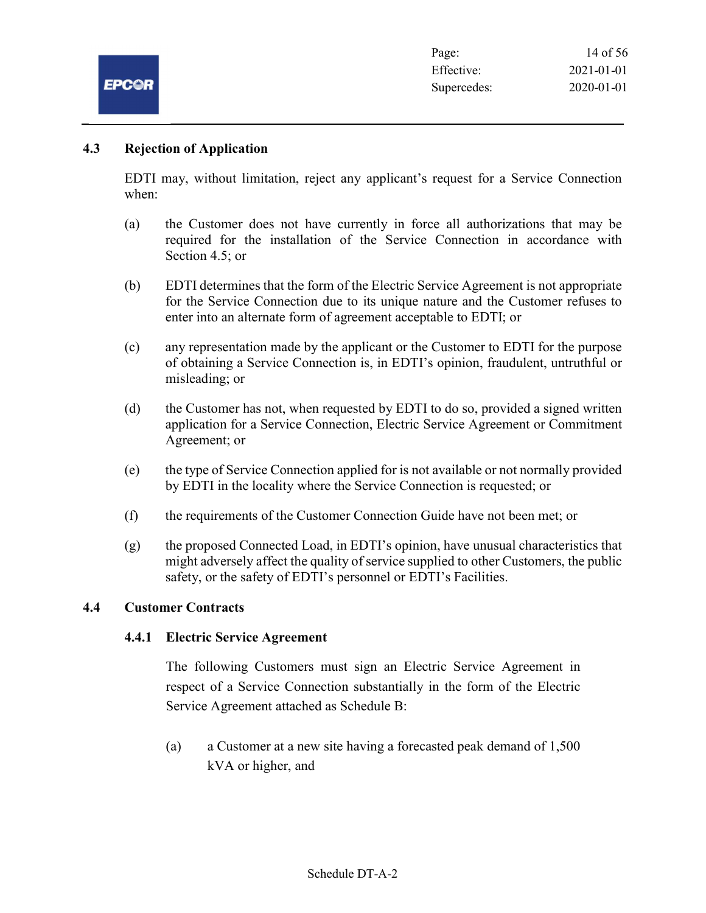## 4.3 Rejection of Application

EDTI may, without limitation, reject any applicant's request for a Service Connection when:

(a) the Customer does not have currently in force all authorizations that may be required for the installation of the Service Connection in accordance with Section 4.5; or

(b) EDTI determines that the form of the Electric Service Agreement is not appropriate for the Service Connection due to its unique nature and the Customer refuses to enter into an alternate form of agreement acceptable to EDTI; or

(c) any representation made by the applicant or the Customer to EDTI for the purpose of obtaining a Service Connection is, in EDTI's opinion, fraudulent, untruthful or misleading; or

(d) the Customer has not, when requested by EDTI to do so, provided a signed written application for a Service Connection, Electric Service Agreement or Commitment Agreement; or

(e) the type of Service Connection applied for is not available or not normally provided by EDTI in the locality where the Service Connection is requested; or

(f) the requirements of the Customer Connection Guide have not been met; or

(g) the proposed Connected Load, in EDTI's opinion, have unusual characteristics that might adversely affect the quality of service supplied to other Customers, the public safety, or the safety of EDTI's personnel or EDTI's Facilities.

## 4.4 Customer Contracts

### 4.4.1 Electric Service Agreement

The following Customers must sign an Electric Service Agreement in respect of a Service Connection substantially in the form of the Electric Service Agreement attached as Schedule B:

(a) a Customer at a new site having a forecasted peak demand of 1,500 kVA or higher, and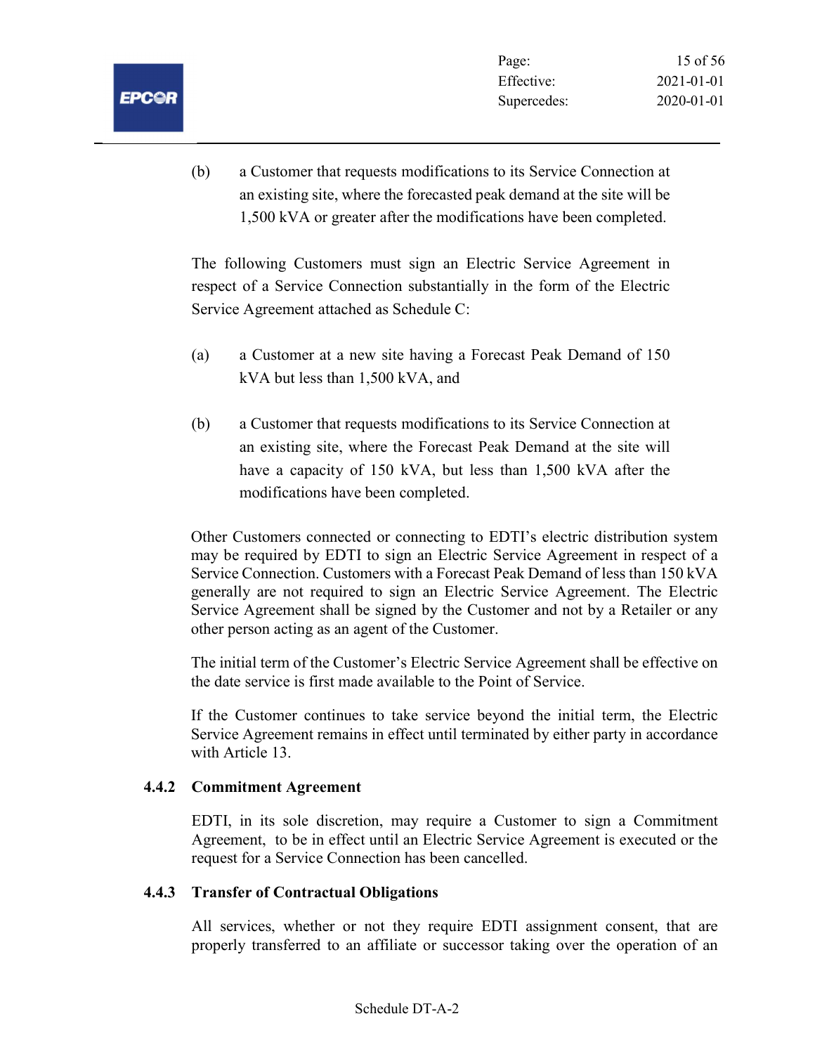(b) a Customer that requests modifications to its Service Connection at an existing site, where the forecasted peak demand at the site will be 1,500 kVA or greater after the modifications have been completed.

The following Customers must sign an Electric Service Agreement in respect of a Service Connection substantially in the form of the Electric Service Agreement attached as Schedule C:

(a) a Customer at a new site having a Forecast Peak Demand of 150 kVA but less than 1,500 kVA, and

(b) a Customer that requests modifications to its Service Connection at an existing site, where the Forecast Peak Demand at the site will have a capacity of 150 kVA, but less than 1,500 kVA after the modifications have been completed.

Other Customers connected or connecting to EDTI's electric distribution system may be required by EDTI to sign an Electric Service Agreement in respect of a Service Connection. Customers with a Forecast Peak Demand of less than 150 kVA generally are not required to sign an Electric Service Agreement. The Electric Service Agreement shall be signed by the Customer and not by a Retailer or any other person acting as an agent of the Customer.

The initial term of the Customer's Electric Service Agreement shall be effective on the date service is first made available to the Point of Service.

If the Customer continues to take service beyond the initial term, the Electric Service Agreement remains in effect until terminated by either party in accordance with Article 13.

### 4.4.2 Commitment Agreement

EDTI, in its sole discretion, may require a Customer to sign a Commitment Agreement, to be in effect until an Electric Service Agreement is executed or the request for a Service Connection has been cancelled.

### 4.4.3 Transfer of Contractual Obligations

All services, whether or not they require EDTI assignment consent, that are properly transferred to an affiliate or successor taking over the operation of an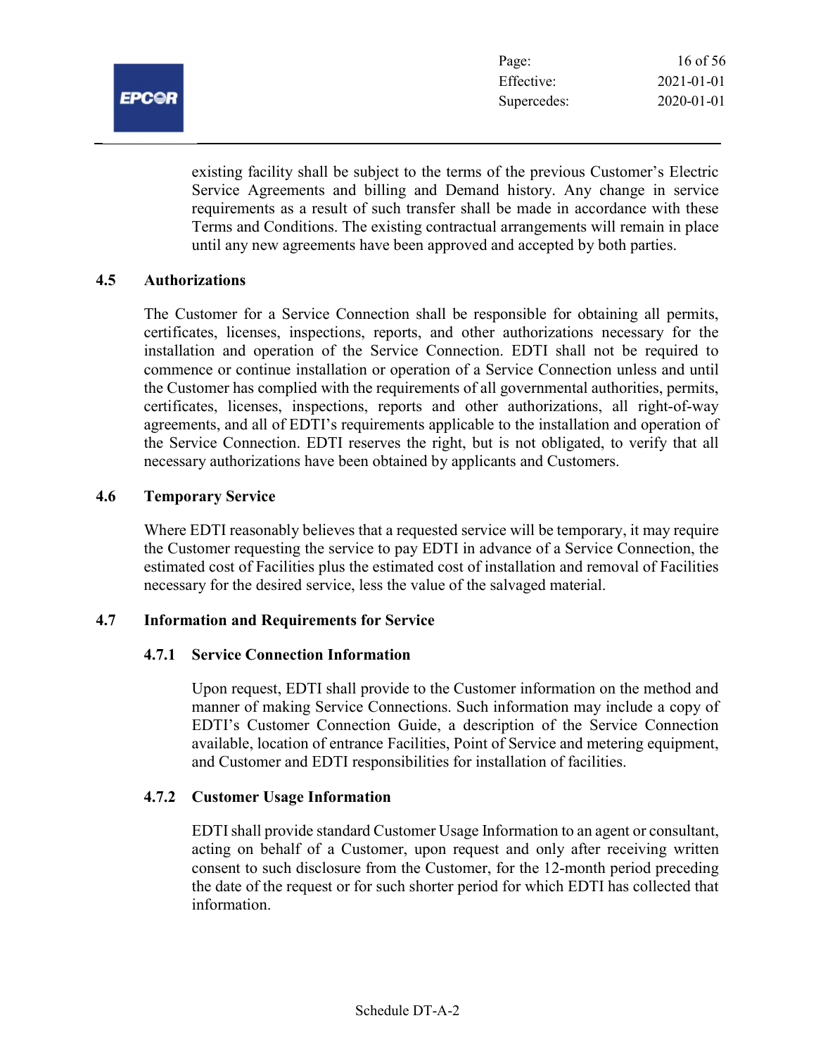existing facility shall be subject to the terms of the previous Customer's Electric Service Agreements and billing and Demand history. Any change in service requirements as a result of such transfer shall be made in accordance with these Terms and Conditions. The existing contractual arrangements will remain in place until any new agreements have been approved and accepted by both parties.

### 4.5 Authorizations

The Customer for a Service Connection shall be responsible for obtaining all permits, certificates, licenses, inspections, reports, and other authorizations necessary for the installation and operation of the Service Connection. EDTI shall not be required to commence or continue installation or operation of a Service Connection unless and until the Customer has complied with the requirements of all governmental authorities, permits, certificates, licenses, inspections, reports and other authorizations, all right-of-way agreements, and all of EDTI's requirements applicable to the installation and operation of the Service Connection. EDTI reserves the right, but is not obligated, to verify that all necessary authorizations have been obtained by applicants and Customers.

### 4.6 Temporary Service

Where EDTI reasonably believes that a requested service will be temporary, it may require the Customer requesting the service to pay EDTI in advance of a Service Connection, the estimated cost of Facilities plus the estimated cost of installation and removal of Facilities necessary for the desired service, less the value of the salvaged material.

### 4.7 Information and Requirements for Service

#### 4.7.1 Service Connection Information

Upon request, EDTI shall provide to the Customer information on the method and manner of making Service Connections. Such information may include a copy of EDTI's Customer Connection Guide, a description of the Service Connection available, location of entrance Facilities, Point of Service and metering equipment, and Customer and EDTI responsibilities for installation of facilities.

#### 4.7.2 Customer Usage Information

EDTI shall provide standard Customer Usage Information to an agent or consultant, acting on behalf of a Customer, upon request and only after receiving written consent to such disclosure from the Customer, for the 12-month period preceding the date of the request or for such shorter period for which EDTI has collected that information.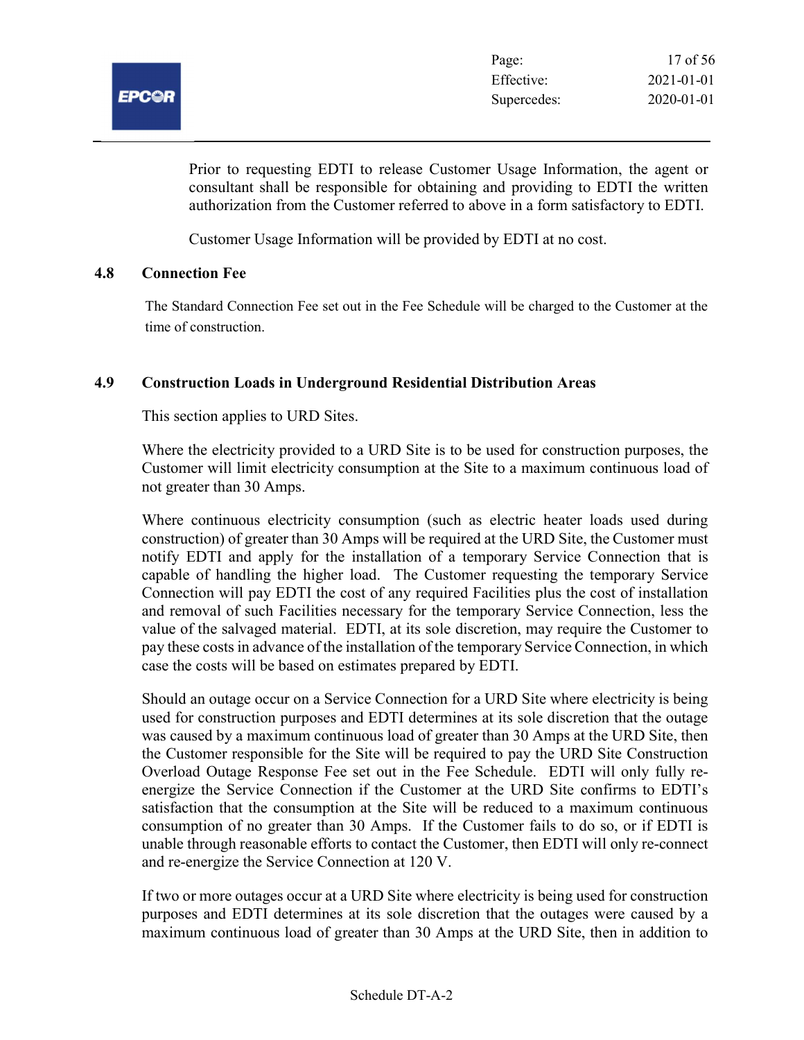Prior to requesting EDTI to release Customer Usage Information, the agent or consultant shall be responsible for obtaining and providing to EDTI the written authorization from the Customer referred to above in a form satisfactory to EDTI.

Customer Usage Information will be provided by EDTI at no cost.

### 4.8 Connection Fee

The Standard Connection Fee set out in the Fee Schedule will be charged to the Customer at the time of construction.

### 4.9 Construction Loads in Underground Residential Distribution Areas

This section applies to URD Sites.

Where the electricity provided to a URD Site is to be used for construction purposes, the Customer will limit electricity consumption at the Site to a maximum continuous load of not greater than 30 Amps.

Where continuous electricity consumption (such as electric heater loads used during construction) of greater than 30 Amps will be required at the URD Site, the Customer must notify EDTI and apply for the installation of a temporary Service Connection that is capable of handling the higher load. The Customer requesting the temporary Service Connection will pay EDTI the cost of any required Facilities plus the cost of installation and removal of such Facilities necessary for the temporary Service Connection, less the value of the salvaged material. EDTI, at its sole discretion, may require the Customer to pay these costs in advance of the installation of the temporary Service Connection, in which case the costs will be based on estimates prepared by EDTI.

Should an outage occur on a Service Connection for a URD Site where electricity is being used for construction purposes and EDTI determines at its sole discretion that the outage was caused by a maximum continuous load of greater than 30 Amps at the URD Site, then the Customer responsible for the Site will be required to pay the URD Site Construction Overload Outage Response Fee set out in the Fee Schedule. EDTI will only fully re-energize the Service Connection if the Customer at the URD Site confirms to EDTI's satisfaction that the consumption at the Site will be reduced to a maximum continuous consumption of no greater than 30 Amps. If the Customer fails to do so, or if EDTI is unable through reasonable efforts to contact the Customer, then EDTI will only re-connect and re-energize the Service Connection at 120 V.

If two or more outages occur at a URD Site where electricity is being used for construction purposes and EDTI determines at its sole discretion that the outages were caused by a maximum continuous load of greater than 30 Amps at the URD Site, then in addition to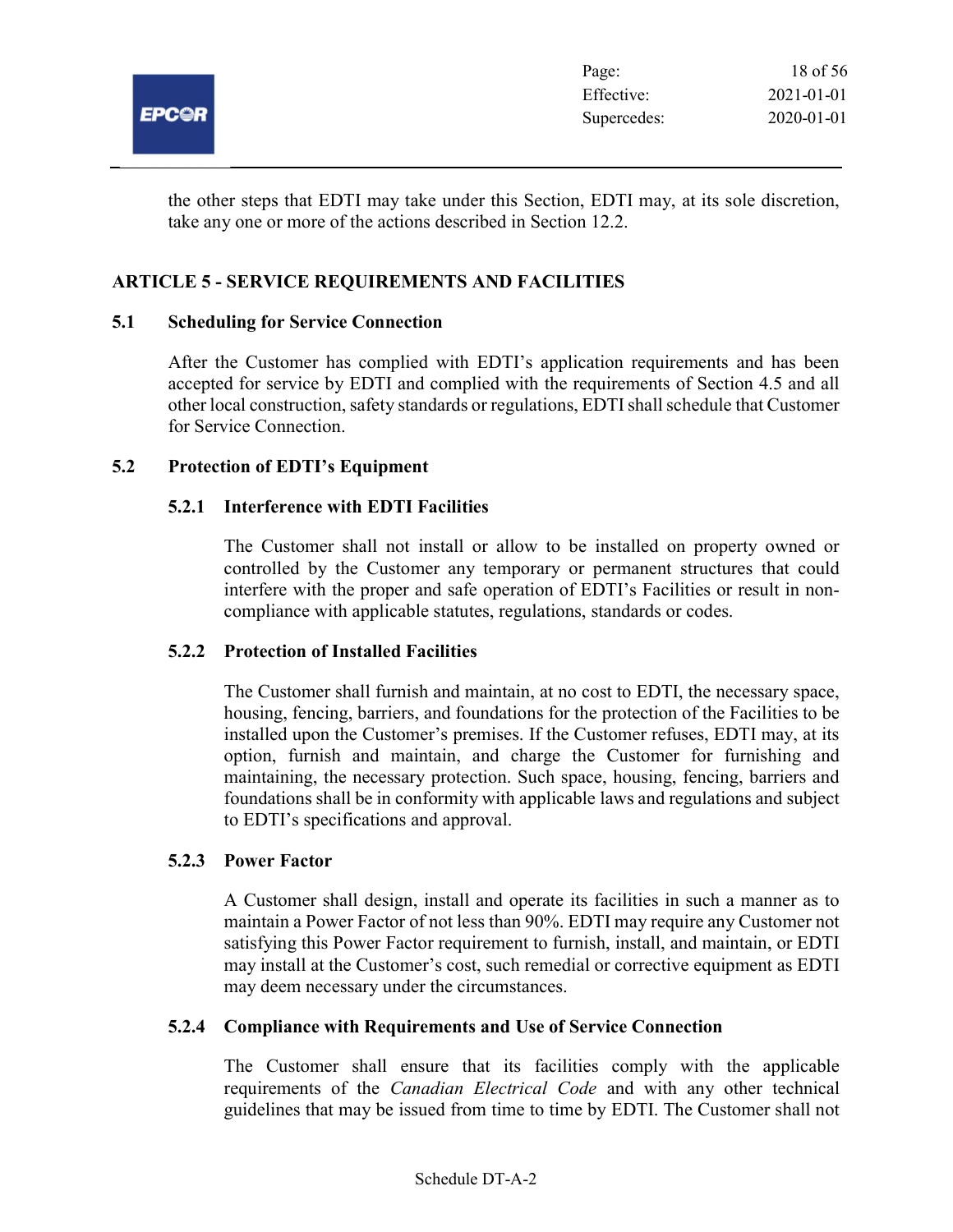the other steps that EDTI may take under this Section, EDTI may, at its sole discretion, take any one or more of the actions described in Section 12.2.

## ARTICLE 5 - SERVICE REQUIREMENTS AND FACILITIES

### 5.1 Scheduling for Service Connection

After the Customer has complied with EDTI's application requirements and has been accepted for service by EDTI and complied with the requirements of Section 4.5 and all other local construction, safety standards or regulations, EDTI shall schedule that Customer for Service Connection.

### 5.2 Protection of EDTI's Equipment

#### 5.2.1 Interference with EDTI Facilities

The Customer shall not install or allow to be installed on property owned or controlled by the Customer any temporary or permanent structures that could interfere with the proper and safe operation of EDTI's Facilities or result in non-compliance with applicable statutes, regulations, standards or codes.

#### 5.2.2 Protection of Installed Facilities

The Customer shall furnish and maintain, at no cost to EDTI, the necessary space, housing, fencing, barriers, and foundations for the protection of the Facilities to be installed upon the Customer's premises. If the Customer refuses, EDTI may, at its option, furnish and maintain, and charge the Customer for furnishing and maintaining, the necessary protection. Such space, housing, fencing, barriers and foundations shall be in conformity with applicable laws and regulations and subject to EDTI's specifications and approval.

#### 5.2.3 Power Factor

A Customer shall design, install and operate its facilities in such a manner as to maintain a Power Factor of not less than 90%. EDTI may require any Customer not satisfying this Power Factor requirement to furnish, install, and maintain, or EDTI may install at the Customer's cost, such remedial or corrective equipment as EDTI may deem necessary under the circumstances.

#### 5.2.4 Compliance with Requirements and Use of Service Connection

The Customer shall ensure that its facilities comply with the applicable requirements of the *Canadian Electrical Code* and with any other technical guidelines that may be issued from time to time by EDTI. The Customer shall not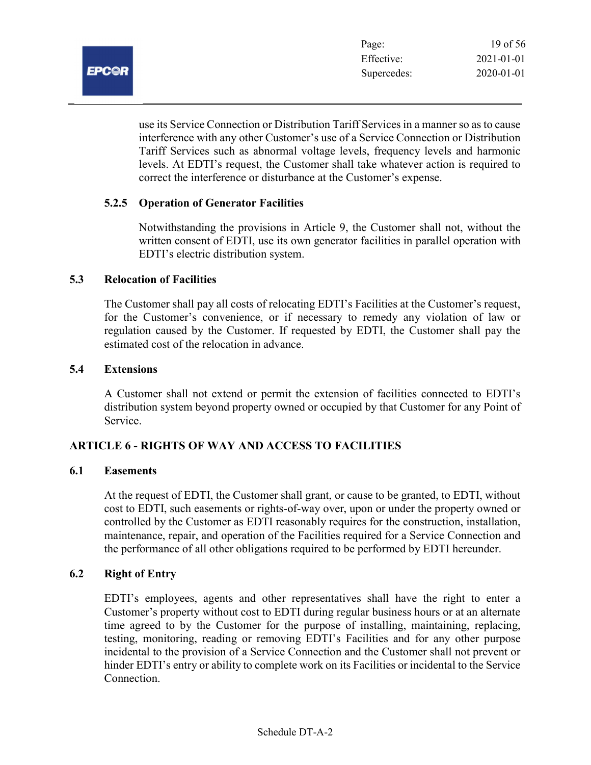use its Service Connection or Distribution Tariff Services in a manner so as to cause interference with any other Customer's use of a Service Connection or Distribution Tariff Services such as abnormal voltage levels, frequency levels and harmonic levels. At EDTI's request, the Customer shall take whatever action is required to correct the interference or disturbance at the Customer's expense.

#### 5.2.5 Operation of Generator Facilities

Notwithstanding the provisions in Article 9, the Customer shall not, without the written consent of EDTI, use its own generator facilities in parallel operation with EDTI's electric distribution system.

### 5.3 Relocation of Facilities

The Customer shall pay all costs of relocating EDTI's Facilities at the Customer's request, for the Customer's convenience, or if necessary to remedy any violation of law or regulation caused by the Customer. If requested by EDTI, the Customer shall pay the estimated cost of the relocation in advance.

### 5.4 Extensions

A Customer shall not extend or permit the extension of facilities connected to EDTI's distribution system beyond property owned or occupied by that Customer for any Point of Service.

## ARTICLE 6 - RIGHTS OF WAY AND ACCESS TO FACILITIES

### 6.1 Easements

At the request of EDTI, the Customer shall grant, or cause to be granted, to EDTI, without cost to EDTI, such easements or rights-of-way over, upon or under the property owned or controlled by the Customer as EDTI reasonably requires for the construction, installation, maintenance, repair, and operation of the Facilities required for a Service Connection and the performance of all other obligations required to be performed by EDTI hereunder.

### 6.2 Right of Entry

EDTI's employees, agents and other representatives shall have the right to enter a Customer's property without cost to EDTI during regular business hours or at an alternate time agreed to by the Customer for the purpose of installing, maintaining, replacing, testing, monitoring, reading or removing EDTI's Facilities and for any other purpose incidental to the provision of a Service Connection and the Customer shall not prevent or hinder EDTI's entry or ability to complete work on its Facilities or incidental to the Service Connection.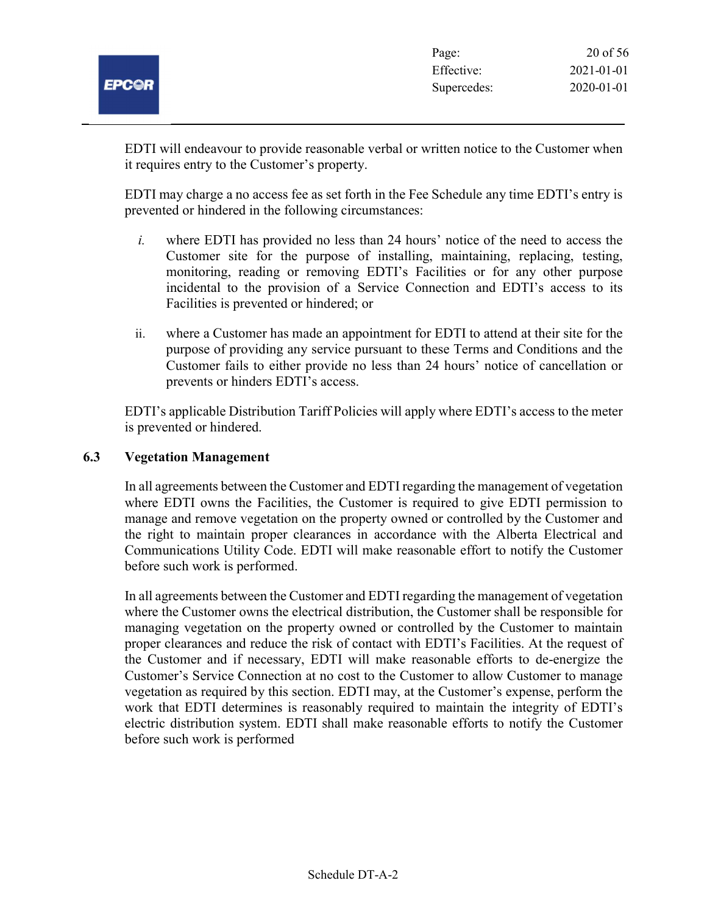EDTI will endeavour to provide reasonable verbal or written notice to the Customer when it requires entry to the Customer's property.

EDTI may charge a no access fee as set forth in the Fee Schedule any time EDTI's entry is prevented or hindered in the following circumstances:

*i.* where EDTI has provided no less than 24 hours' notice of the need to access the Customer site for the purpose of installing, maintaining, replacing, testing, monitoring, reading or removing EDTI's Facilities or for any other purpose incidental to the provision of a Service Connection and EDTI's access to its Facilities is prevented or hindered; or

ii. where a Customer has made an appointment for EDTI to attend at their site for the purpose of providing any service pursuant to these Terms and Conditions and the Customer fails to either provide no less than 24 hours' notice of cancellation or prevents or hinders EDTI's access.

EDTI's applicable Distribution Tariff Policies will apply where EDTI's access to the meter is prevented or hindered.

## 6.3 Vegetation Management

In all agreements between the Customer and EDTI regarding the management of vegetation where EDTI owns the Facilities, the Customer is required to give EDTI permission to manage and remove vegetation on the property owned or controlled by the Customer and the right to maintain proper clearances in accordance with the Alberta Electrical and Communications Utility Code. EDTI will make reasonable effort to notify the Customer before such work is performed.

In all agreements between the Customer and EDTI regarding the management of vegetation where the Customer owns the electrical distribution, the Customer shall be responsible for managing vegetation on the property owned or controlled by the Customer to maintain proper clearances and reduce the risk of contact with EDTI's Facilities. At the request of the Customer and if necessary, EDTI will make reasonable efforts to de-energize the Customer's Service Connection at no cost to the Customer to allow Customer to manage vegetation as required by this section. EDTI may, at the Customer's expense, perform the work that EDTI determines is reasonably required to maintain the integrity of EDTI's electric distribution system. EDTI shall make reasonable efforts to notify the Customer before such work is performed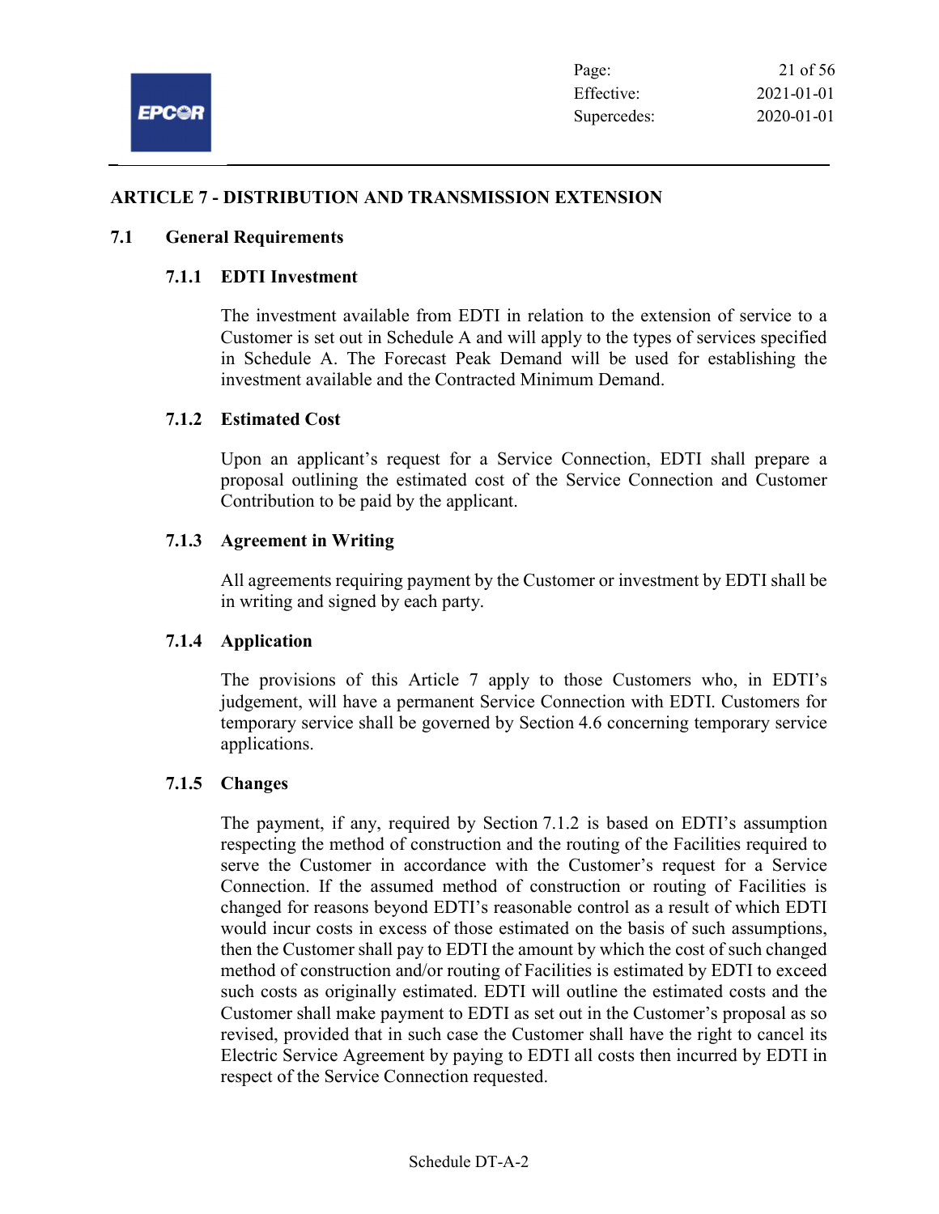# ARTICLE 7 - DISTRIBUTION AND TRANSMISSION EXTENSION

## 7.1 General Requirements

### 7.1.1 EDTI Investment

The investment available from EDTI in relation to the extension of service to a Customer is set out in Schedule A and will apply to the types of services specified in Schedule A. The Forecast Peak Demand will be used for establishing the investment available and the Contracted Minimum Demand.

### 7.1.2 Estimated Cost

Upon an applicant's request for a Service Connection, EDTI shall prepare a proposal outlining the estimated cost of the Service Connection and Customer Contribution to be paid by the applicant.

### 7.1.3 Agreement in Writing

All agreements requiring payment by the Customer or investment by EDTI shall be in writing and signed by each party.

### 7.1.4 Application

The provisions of this Article 7 apply to those Customers who, in EDTI's judgement, will have a permanent Service Connection with EDTI. Customers for temporary service shall be governed by Section 4.6 concerning temporary service applications.

### 7.1.5 Changes

The payment, if any, required by Section 7.1.2 is based on EDTI's assumption respecting the method of construction and the routing of the Facilities required to serve the Customer in accordance with the Customer's request for a Service Connection. If the assumed method of construction or routing of Facilities is changed for reasons beyond EDTI's reasonable control as a result of which EDTI would incur costs in excess of those estimated on the basis of such assumptions, then the Customer shall pay to EDTI the amount by which the cost of such changed method of construction and/or routing of Facilities is estimated by EDTI to exceed such costs as originally estimated. EDTI will outline the estimated costs and the Customer shall make payment to EDTI as set out in the Customer's proposal as so revised, provided that in such case the Customer shall have the right to cancel its Electric Service Agreement by paying to EDTI all costs then incurred by EDTI in respect of the Service Connection requested.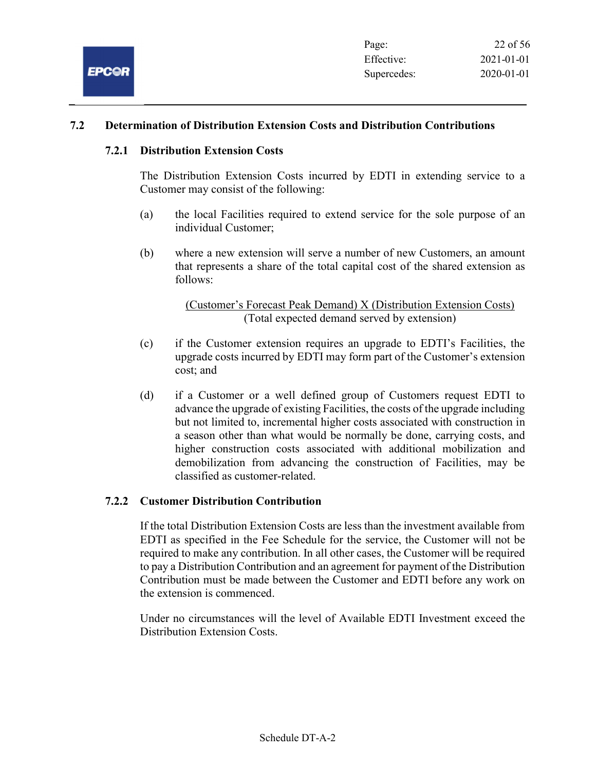## 7.2 Determination of Distribution Extension Costs and Distribution Contributions

### 7.2.1 Distribution Extension Costs

The Distribution Extension Costs incurred by EDTI in extending service to a Customer may consist of the following:

(a) the local Facilities required to extend service for the sole purpose of an individual Customer;

(b) where a new extension will serve a number of new Customers, an amount that represents a share of the total capital cost of the shared extension as follows:

$$\frac{\text{(Customer's Forecast Peak Demand) X (Distribution Extension Costs)}}{\text{(Total expected demand served by extension)}}$$

(c) if the Customer extension requires an upgrade to EDTI's Facilities, the upgrade costs incurred by EDTI may form part of the Customer's extension cost; and

(d) if a Customer or a well defined group of Customers request EDTI to advance the upgrade of existing Facilities, the costs of the upgrade including but not limited to, incremental higher costs associated with construction in a season other than what would be normally be done, carrying costs, and higher construction costs associated with additional mobilization and demobilization from advancing the construction of Facilities, may be classified as customer-related.

### 7.2.2 Customer Distribution Contribution

If the total Distribution Extension Costs are less than the investment available from EDTI as specified in the Fee Schedule for the service, the Customer will not be required to make any contribution. In all other cases, the Customer will be required to pay a Distribution Contribution and an agreement for payment of the Distribution Contribution must be made between the Customer and EDTI before any work on the extension is commenced.

Under no circumstances will the level of Available EDTI Investment exceed the Distribution Extension Costs.

Schedule DT-A-2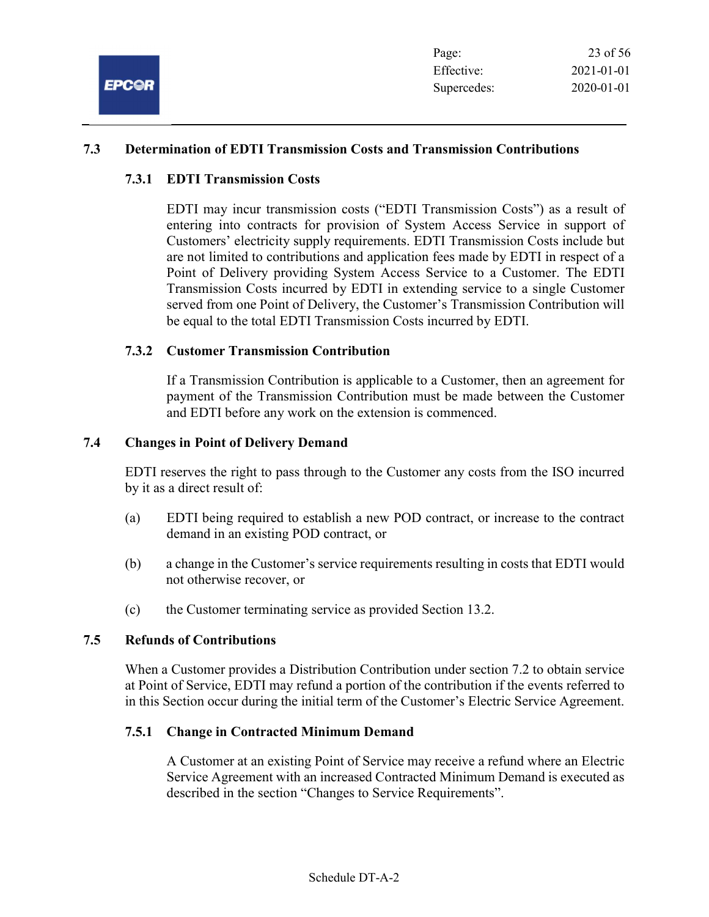## 7.3 Determination of EDTI Transmission Costs and Transmission Contributions

### 7.3.1 EDTI Transmission Costs

EDTI may incur transmission costs ("EDTI Transmission Costs") as a result of entering into contracts for provision of System Access Service in support of Customers' electricity supply requirements. EDTI Transmission Costs include but are not limited to contributions and application fees made by EDTI in respect of a Point of Delivery providing System Access Service to a Customer. The EDTI Transmission Costs incurred by EDTI in extending service to a single Customer served from one Point of Delivery, the Customer's Transmission Contribution will be equal to the total EDTI Transmission Costs incurred by EDTI.

### 7.3.2 Customer Transmission Contribution

If a Transmission Contribution is applicable to a Customer, then an agreement for payment of the Transmission Contribution must be made between the Customer and EDTI before any work on the extension is commenced.

## 7.4 Changes in Point of Delivery Demand

EDTI reserves the right to pass through to the Customer any costs from the ISO incurred by it as a direct result of:

(a) EDTI being required to establish a new POD contract, or increase to the contract demand in an existing POD contract, or

(b) a change in the Customer's service requirements resulting in costs that EDTI would not otherwise recover, or

(c) the Customer terminating service as provided Section 13.2.

## 7.5 Refunds of Contributions

When a Customer provides a Distribution Contribution under section 7.2 to obtain service at Point of Service, EDTI may refund a portion of the contribution if the events referred to in this Section occur during the initial term of the Customer's Electric Service Agreement.

### 7.5.1 Change in Contracted Minimum Demand

A Customer at an existing Point of Service may receive a refund where an Electric Service Agreement with an increased Contracted Minimum Demand is executed as described in the section "Changes to Service Requirements".

Schedule DT-A-2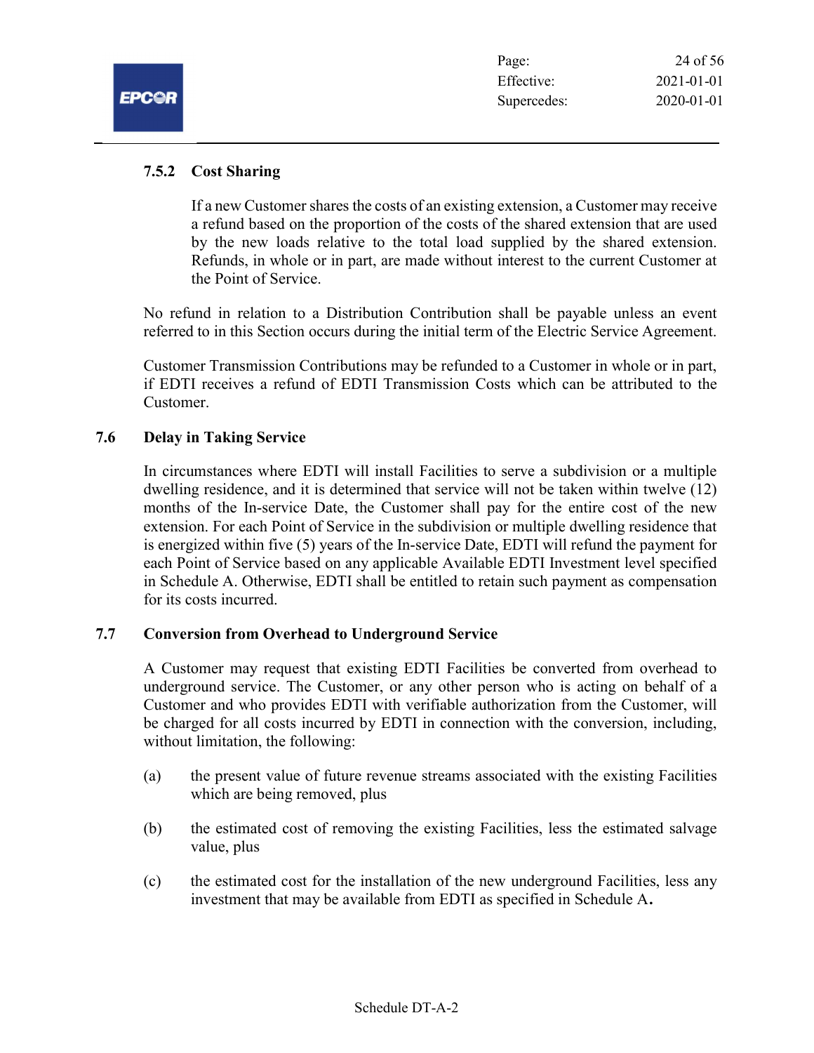#### 7.5.2 Cost Sharing

If a new Customer shares the costs of an existing extension, a Customer may receive a refund based on the proportion of the costs of the shared extension that are used by the new loads relative to the total load supplied by the shared extension. Refunds, in whole or in part, are made without interest to the current Customer at the Point of Service.

No refund in relation to a Distribution Contribution shall be payable unless an event referred to in this Section occurs during the initial term of the Electric Service Agreement.

Customer Transmission Contributions may be refunded to a Customer in whole or in part, if EDTI receives a refund of EDTI Transmission Costs which can be attributed to the Customer.

### 7.6 Delay in Taking Service

In circumstances where EDTI will install Facilities to serve a subdivision or a multiple dwelling residence, and it is determined that service will not be taken within twelve (12) months of the In-service Date, the Customer shall pay for the entire cost of the new extension. For each Point of Service in the subdivision or multiple dwelling residence that is energized within five (5) years of the In-service Date, EDTI will refund the payment for each Point of Service based on any applicable Available EDTI Investment level specified in Schedule A. Otherwise, EDTI shall be entitled to retain such payment as compensation for its costs incurred.

### 7.7 Conversion from Overhead to Underground Service

A Customer may request that existing EDTI Facilities be converted from overhead to underground service. The Customer, or any other person who is acting on behalf of a Customer and who provides EDTI with verifiable authorization from the Customer, will be charged for all costs incurred by EDTI in connection with the conversion, including, without limitation, the following:

(a) the present value of future revenue streams associated with the existing Facilities which are being removed, plus

(b) the estimated cost of removing the existing Facilities, less the estimated salvage value, plus

(c) the estimated cost for the installation of the new underground Facilities, less any investment that may be available from EDTI as specified in Schedule A.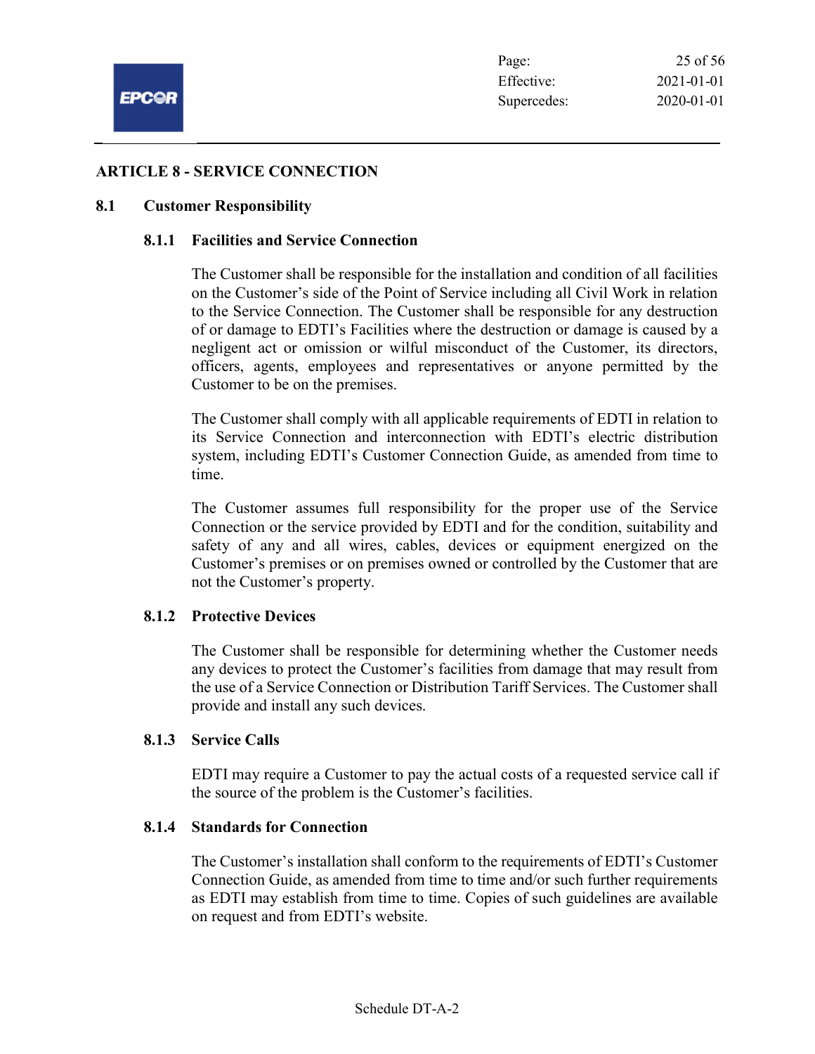## ARTICLE 8 - SERVICE CONNECTION

### 8.1 Customer Responsibility

#### 8.1.1 Facilities and Service Connection

The Customer shall be responsible for the installation and condition of all facilities on the Customer's side of the Point of Service including all Civil Work in relation to the Service Connection. The Customer shall be responsible for any destruction of or damage to EDTI's Facilities where the destruction or damage is caused by a negligent act or omission or wilful misconduct of the Customer, its directors, officers, agents, employees and representatives or anyone permitted by the Customer to be on the premises.

The Customer shall comply with all applicable requirements of EDTI in relation to its Service Connection and interconnection with EDTI's electric distribution system, including EDTI's Customer Connection Guide, as amended from time to time.

The Customer assumes full responsibility for the proper use of the Service Connection or the service provided by EDTI and for the condition, suitability and safety of any and all wires, cables, devices or equipment energized on the Customer's premises or on premises owned or controlled by the Customer that are not the Customer's property.

#### 8.1.2 Protective Devices

The Customer shall be responsible for determining whether the Customer needs any devices to protect the Customer's facilities from damage that may result from the use of a Service Connection or Distribution Tariff Services. The Customer shall provide and install any such devices.

#### 8.1.3 Service Calls

EDTI may require a Customer to pay the actual costs of a requested service call if the source of the problem is the Customer's facilities.

#### 8.1.4 Standards for Connection

The Customer's installation shall conform to the requirements of EDTI's Customer Connection Guide, as amended from time to time and/or such further requirements as EDTI may establish from time to time. Copies of such guidelines are available on request and from EDTI's website.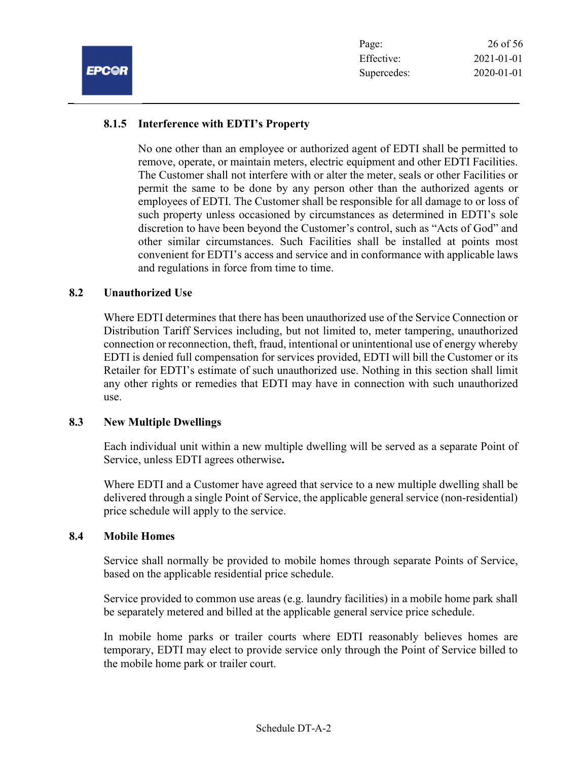#### 8.1.5 Interference with EDTI's Property

No one other than an employee or authorized agent of EDTI shall be permitted to remove, operate, or maintain meters, electric equipment and other EDTI Facilities. The Customer shall not interfere with or alter the meter, seals or other Facilities or permit the same to be done by any person other than the authorized agents or employees of EDTI. The Customer shall be responsible for all damage to or loss of such property unless occasioned by circumstances as determined in EDTI's sole discretion to have been beyond the Customer's control, such as "Acts of God" and other similar circumstances. Such Facilities shall be installed at points most convenient for EDTI's access and service and in conformance with applicable laws and regulations in force from time to time.

### 8.2 Unauthorized Use

Where EDTI determines that there has been unauthorized use of the Service Connection or Distribution Tariff Services including, but not limited to, meter tampering, unauthorized connection or reconnection, theft, fraud, intentional or unintentional use of energy whereby EDTI is denied full compensation for services provided, EDTI will bill the Customer or its Retailer for EDTI's estimate of such unauthorized use. Nothing in this section shall limit any other rights or remedies that EDTI may have in connection with such unauthorized use.

### 8.3 New Multiple Dwellings

Each individual unit within a new multiple dwelling will be served as a separate Point of Service, unless EDTI agrees otherwise.

Where EDTI and a Customer have agreed that service to a new multiple dwelling shall be delivered through a single Point of Service, the applicable general service (non-residential) price schedule will apply to the service.

### 8.4 Mobile Homes

Service shall normally be provided to mobile homes through separate Points of Service, based on the applicable residential price schedule.

Service provided to common use areas (e.g. laundry facilities) in a mobile home park shall be separately metered and billed at the applicable general service price schedule.

In mobile home parks or trailer courts where EDTI reasonably believes homes are temporary, EDTI may elect to provide service only through the Point of Service billed to the mobile home park or trailer court.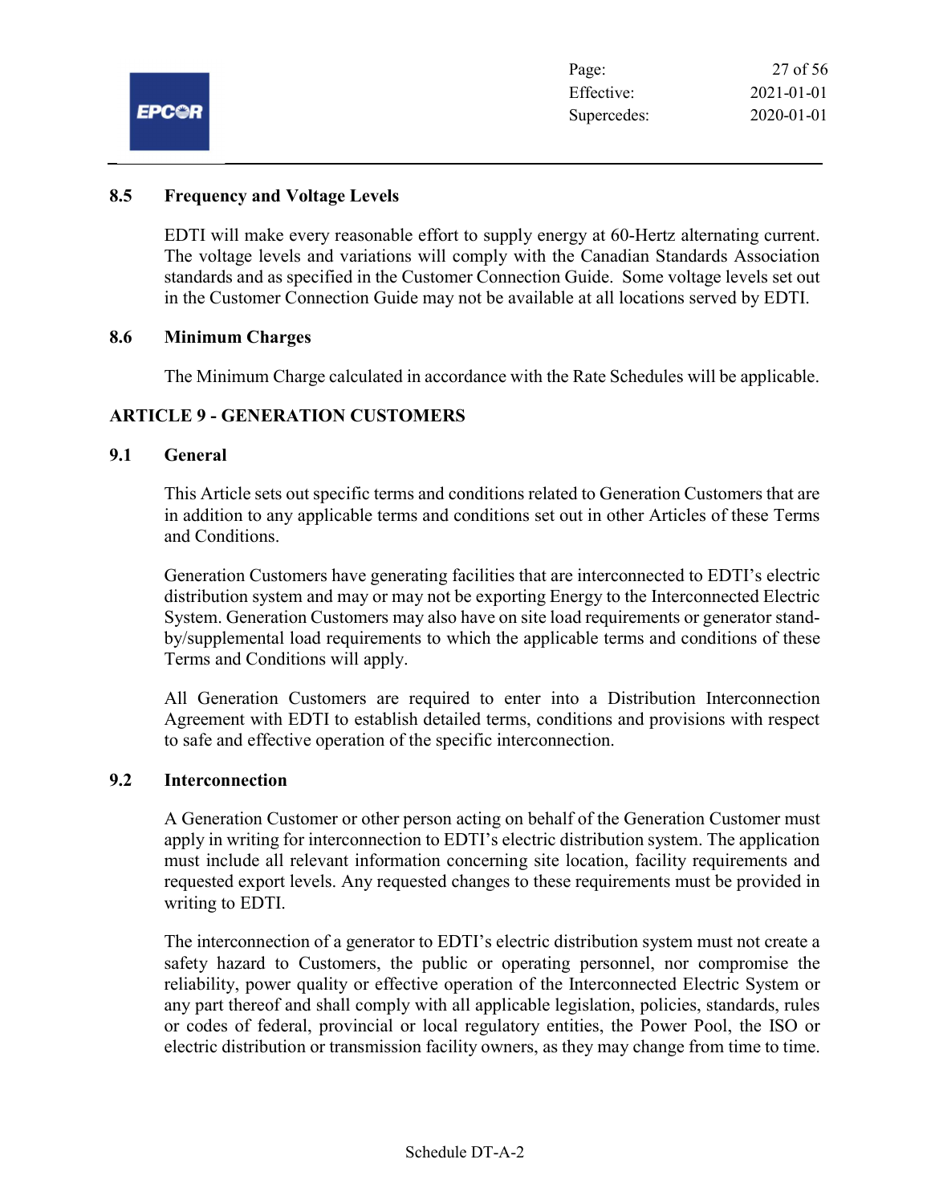### 8.5 Frequency and Voltage Levels

EDTI will make every reasonable effort to supply energy at 60-Hertz alternating current. The voltage levels and variations will comply with the Canadian Standards Association standards and as specified in the Customer Connection Guide. Some voltage levels set out in the Customer Connection Guide may not be available at all locations served by EDTI.

### 8.6 Minimum Charges

The Minimum Charge calculated in accordance with the Rate Schedules will be applicable.

## ARTICLE 9 - GENERATION CUSTOMERS

### 9.1 General

This Article sets out specific terms and conditions related to Generation Customers that are in addition to any applicable terms and conditions set out in other Articles of these Terms and Conditions.

Generation Customers have generating facilities that are interconnected to EDTI's electric distribution system and may or may not be exporting Energy to the Interconnected Electric System. Generation Customers may also have on site load requirements or generator stand-by/supplemental load requirements to which the applicable terms and conditions of these Terms and Conditions will apply.

All Generation Customers are required to enter into a Distribution Interconnection Agreement with EDTI to establish detailed terms, conditions and provisions with respect to safe and effective operation of the specific interconnection.

### 9.2 Interconnection

A Generation Customer or other person acting on behalf of the Generation Customer must apply in writing for interconnection to EDTI's electric distribution system. The application must include all relevant information concerning site location, facility requirements and requested export levels. Any requested changes to these requirements must be provided in writing to EDTI.

The interconnection of a generator to EDTI's electric distribution system must not create a safety hazard to Customers, the public or operating personnel, nor compromise the reliability, power quality or effective operation of the Interconnected Electric System or any part thereof and shall comply with all applicable legislation, policies, standards, rules or codes of federal, provincial or local regulatory entities, the Power Pool, the ISO or electric distribution or transmission facility owners, as they may change from time to time.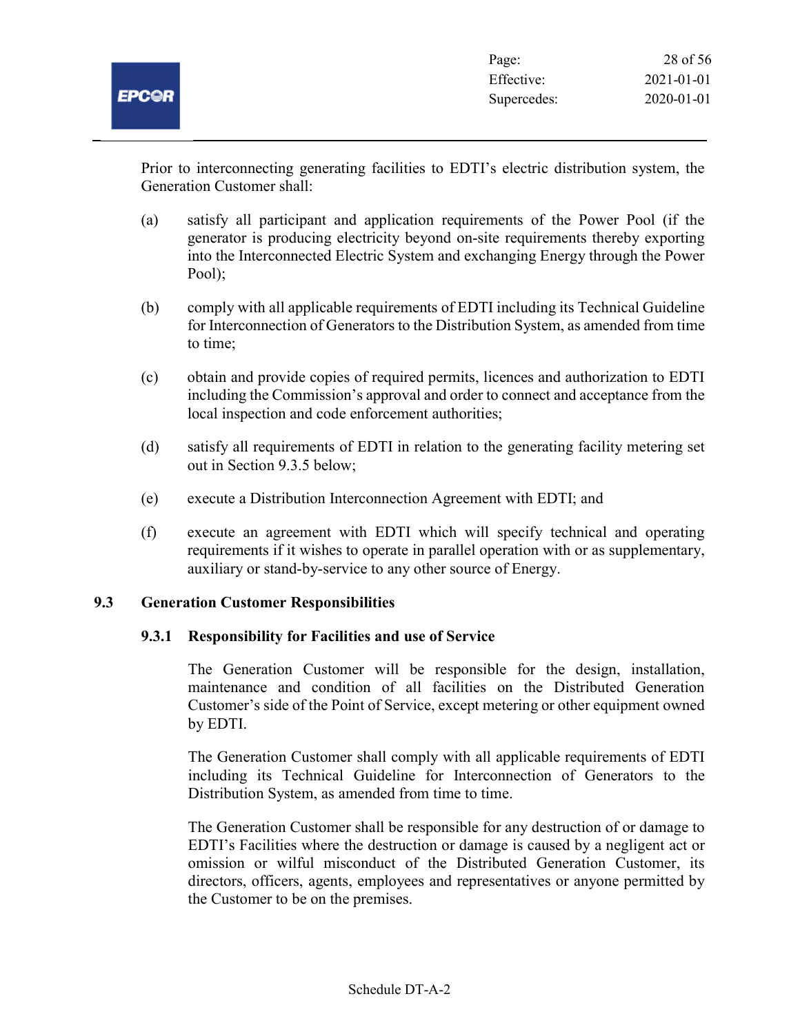Prior to interconnecting generating facilities to EDTI's electric distribution system, the Generation Customer shall:

(a) satisfy all participant and application requirements of the Power Pool (if the generator is producing electricity beyond on-site requirements thereby exporting into the Interconnected Electric System and exchanging Energy through the Power Pool);

(b) comply with all applicable requirements of EDTI including its Technical Guideline for Interconnection of Generators to the Distribution System, as amended from time to time;

(c) obtain and provide copies of required permits, licences and authorization to EDTI including the Commission's approval and order to connect and acceptance from the local inspection and code enforcement authorities;

(d) satisfy all requirements of EDTI in relation to the generating facility metering set out in Section 9.3.5 below;

(e) execute a Distribution Interconnection Agreement with EDTI; and

(f) execute an agreement with EDTI which will specify technical and operating requirements if it wishes to operate in parallel operation with or as supplementary, auxiliary or stand-by-service to any other source of Energy.

## 9.3 Generation Customer Responsibilities

### 9.3.1 Responsibility for Facilities and use of Service

The Generation Customer will be responsible for the design, installation, maintenance and condition of all facilities on the Distributed Generation Customer's side of the Point of Service, except metering or other equipment owned by EDTI.

The Generation Customer shall comply with all applicable requirements of EDTI including its Technical Guideline for Interconnection of Generators to the Distribution System, as amended from time to time.

The Generation Customer shall be responsible for any destruction of or damage to EDTI's Facilities where the destruction or damage is caused by a negligent act or omission or wilful misconduct of the Distributed Generation Customer, its directors, officers, agents, employees and representatives or anyone permitted by the Customer to be on the premises.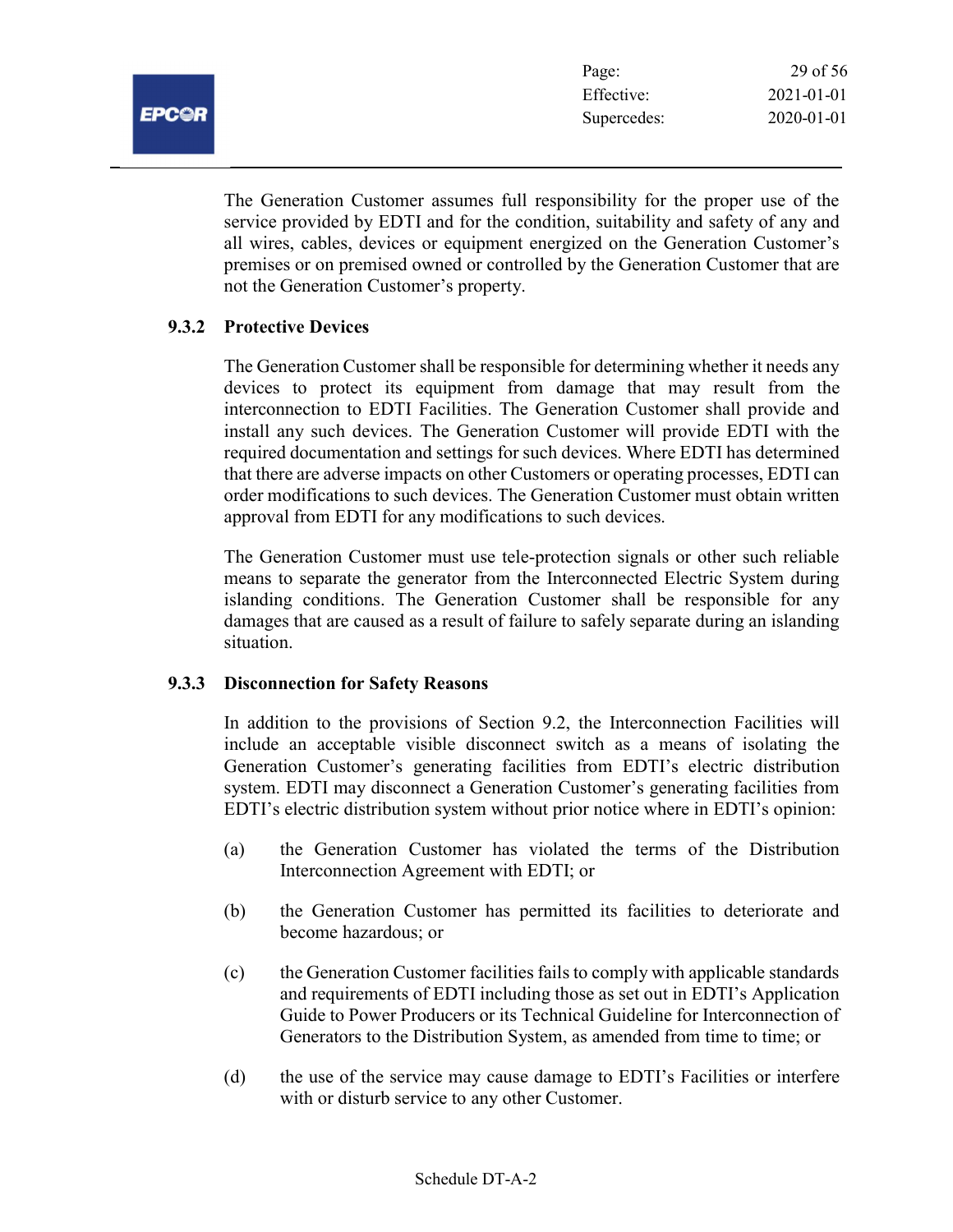The Generation Customer assumes full responsibility for the proper use of the service provided by EDTI and for the condition, suitability and safety of any and all wires, cables, devices or equipment energized on the Generation Customer's premises or on premised owned or controlled by the Generation Customer that are not the Generation Customer's property.

### 9.3.2 Protective Devices

The Generation Customer shall be responsible for determining whether it needs any devices to protect its equipment from damage that may result from the interconnection to EDTI Facilities. The Generation Customer shall provide and install any such devices. The Generation Customer will provide EDTI with the required documentation and settings for such devices. Where EDTI has determined that there are adverse impacts on other Customers or operating processes, EDTI can order modifications to such devices. The Generation Customer must obtain written approval from EDTI for any modifications to such devices.

The Generation Customer must use tele-protection signals or other such reliable means to separate the generator from the Interconnected Electric System during islanding conditions. The Generation Customer shall be responsible for any damages that are caused as a result of failure to safely separate during an islanding situation.

### 9.3.3 Disconnection for Safety Reasons

In addition to the provisions of Section 9.2, the Interconnection Facilities will include an acceptable visible disconnect switch as a means of isolating the Generation Customer's generating facilities from EDTI's electric distribution system. EDTI may disconnect a Generation Customer's generating facilities from EDTI's electric distribution system without prior notice where in EDTI's opinion:

(a) the Generation Customer has violated the terms of the Distribution Interconnection Agreement with EDTI; or

(b) the Generation Customer has permitted its facilities to deteriorate and become hazardous; or

(c) the Generation Customer facilities fails to comply with applicable standards and requirements of EDTI including those as set out in EDTI's Application Guide to Power Producers or its Technical Guideline for Interconnection of Generators to the Distribution System, as amended from time to time; or

(d) the use of the service may cause damage to EDTI's Facilities or interfere with or disturb service to any other Customer.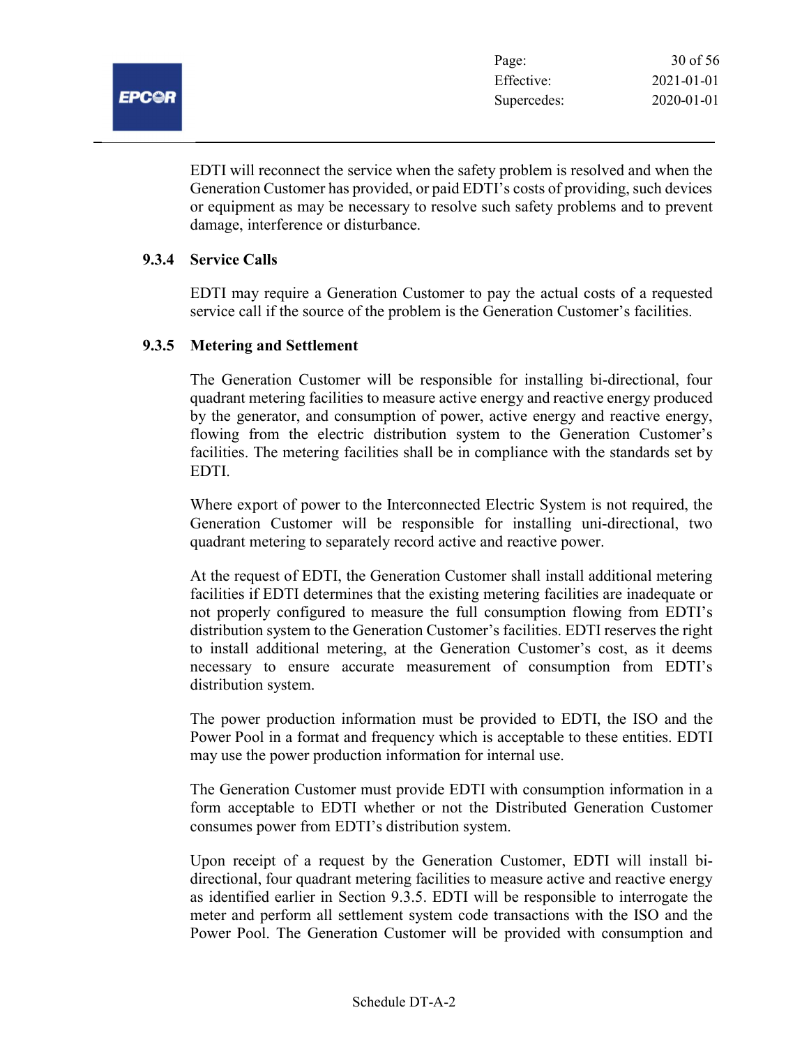EDTI will reconnect the service when the safety problem is resolved and when the Generation Customer has provided, or paid EDTI's costs of providing, such devices or equipment as may be necessary to resolve such safety problems and to prevent damage, interference or disturbance.

### 9.3.4 Service Calls

EDTI may require a Generation Customer to pay the actual costs of a requested service call if the source of the problem is the Generation Customer's facilities.

### 9.3.5 Metering and Settlement

The Generation Customer will be responsible for installing bi-directional, four quadrant metering facilities to measure active energy and reactive energy produced by the generator, and consumption of power, active energy and reactive energy, flowing from the electric distribution system to the Generation Customer's facilities. The metering facilities shall be in compliance with the standards set by EDTI.

Where export of power to the Interconnected Electric System is not required, the Generation Customer will be responsible for installing uni-directional, two quadrant metering to separately record active and reactive power.

At the request of EDTI, the Generation Customer shall install additional metering facilities if EDTI determines that the existing metering facilities are inadequate or not properly configured to measure the full consumption flowing from EDTI's distribution system to the Generation Customer's facilities. EDTI reserves the right to install additional metering, at the Generation Customer's cost, as it deems necessary to ensure accurate measurement of consumption from EDTI's distribution system.

The power production information must be provided to EDTI, the ISO and the Power Pool in a format and frequency which is acceptable to these entities. EDTI may use the power production information for internal use.

The Generation Customer must provide EDTI with consumption information in a form acceptable to EDTI whether or not the Distributed Generation Customer consumes power from EDTI's distribution system.

Upon receipt of a request by the Generation Customer, EDTI will install bi-directional, four quadrant metering facilities to measure active and reactive energy as identified earlier in Section 9.3.5. EDTI will be responsible to interrogate the meter and perform all settlement system code transactions with the ISO and the Power Pool. The Generation Customer will be provided with consumption and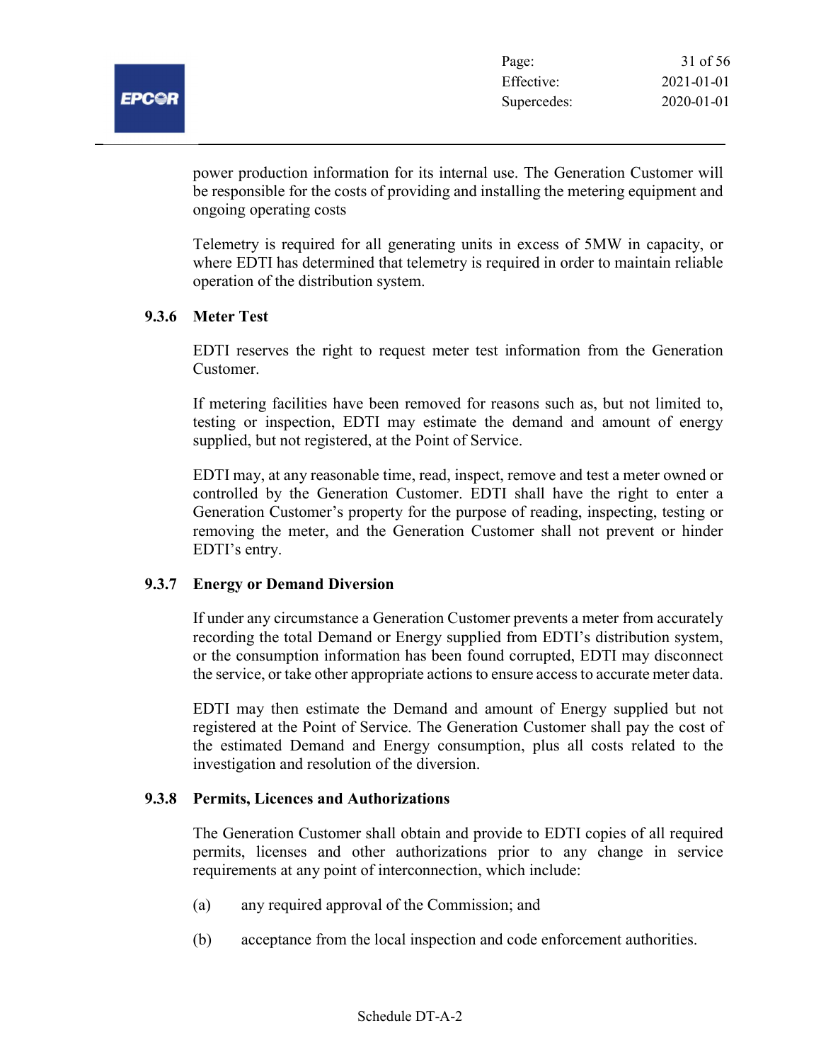power production information for its internal use. The Generation Customer will be responsible for the costs of providing and installing the metering equipment and ongoing operating costs

Telemetry is required for all generating units in excess of 5MW in capacity, or where EDTI has determined that telemetry is required in order to maintain reliable operation of the distribution system.

### 9.3.6 Meter Test

EDTI reserves the right to request meter test information from the Generation Customer.

If metering facilities have been removed for reasons such as, but not limited to, testing or inspection, EDTI may estimate the demand and amount of energy supplied, but not registered, at the Point of Service.

EDTI may, at any reasonable time, read, inspect, remove and test a meter owned or controlled by the Generation Customer. EDTI shall have the right to enter a Generation Customer's property for the purpose of reading, inspecting, testing or removing the meter, and the Generation Customer shall not prevent or hinder EDTI's entry.

### 9.3.7 Energy or Demand Diversion

If under any circumstance a Generation Customer prevents a meter from accurately recording the total Demand or Energy supplied from EDTI's distribution system, or the consumption information has been found corrupted, EDTI may disconnect the service, or take other appropriate actions to ensure access to accurate meter data.

EDTI may then estimate the Demand and amount of Energy supplied but not registered at the Point of Service. The Generation Customer shall pay the cost of the estimated Demand and Energy consumption, plus all costs related to the investigation and resolution of the diversion.

### 9.3.8 Permits, Licences and Authorizations

The Generation Customer shall obtain and provide to EDTI copies of all required permits, licenses and other authorizations prior to any change in service requirements at any point of interconnection, which include:

(a) any required approval of the Commission; and

(b) acceptance from the local inspection and code enforcement authorities.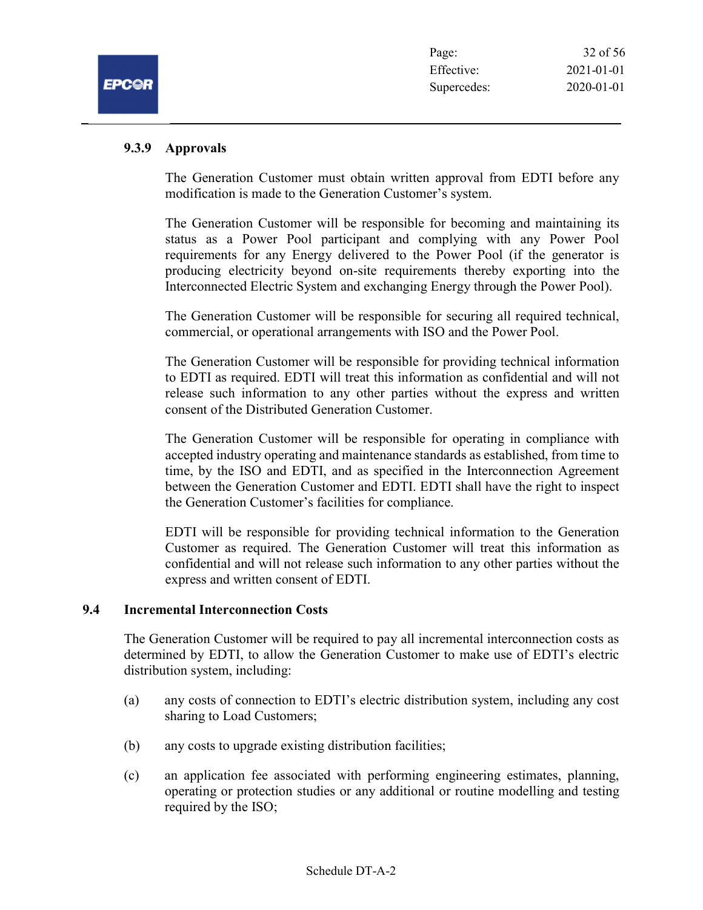#### 9.3.9 Approvals

The Generation Customer must obtain written approval from EDTI before any modification is made to the Generation Customer's system.

The Generation Customer will be responsible for becoming and maintaining its status as a Power Pool participant and complying with any Power Pool requirements for any Energy delivered to the Power Pool (if the generator is producing electricity beyond on-site requirements thereby exporting into the Interconnected Electric System and exchanging Energy through the Power Pool).

The Generation Customer will be responsible for securing all required technical, commercial, or operational arrangements with ISO and the Power Pool.

The Generation Customer will be responsible for providing technical information to EDTI as required. EDTI will treat this information as confidential and will not release such information to any other parties without the express and written consent of the Distributed Generation Customer.

The Generation Customer will be responsible for operating in compliance with accepted industry operating and maintenance standards as established, from time to time, by the ISO and EDTI, and as specified in the Interconnection Agreement between the Generation Customer and EDTI. EDTI shall have the right to inspect the Generation Customer's facilities for compliance.

EDTI will be responsible for providing technical information to the Generation Customer as required. The Generation Customer will treat this information as confidential and will not release such information to any other parties without the express and written consent of EDTI.

### 9.4 Incremental Interconnection Costs

The Generation Customer will be required to pay all incremental interconnection costs as determined by EDTI, to allow the Generation Customer to make use of EDTI's electric distribution system, including:

(a) any costs of connection to EDTI's electric distribution system, including any cost sharing to Load Customers;

(b) any costs to upgrade existing distribution facilities;

(c) an application fee associated with performing engineering estimates, planning, operating or protection studies or any additional or routine modelling and testing required by the ISO;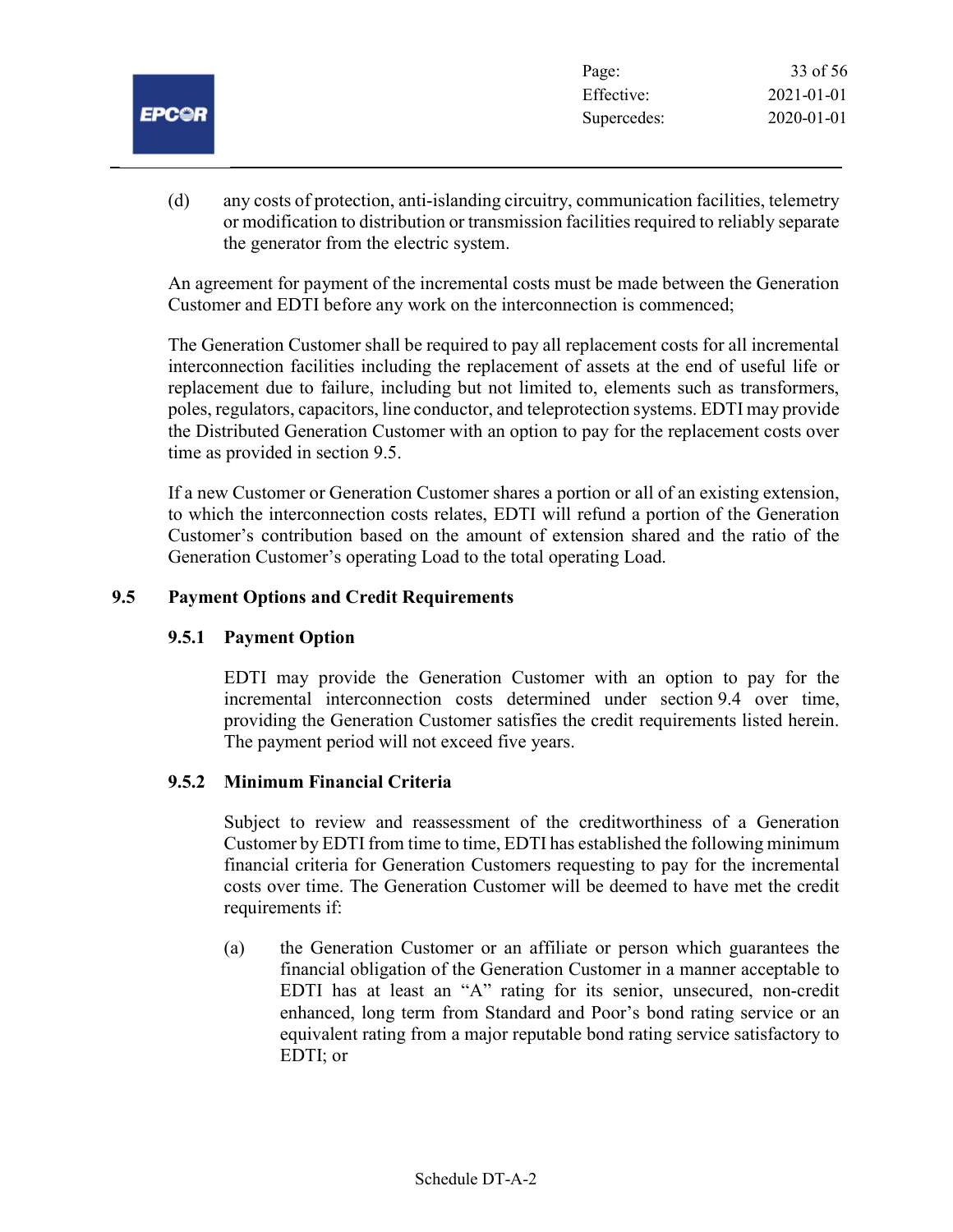(d) any costs of protection, anti-islanding circuitry, communication facilities, telemetry or modification to distribution or transmission facilities required to reliably separate the generator from the electric system.

An agreement for payment of the incremental costs must be made between the Generation Customer and EDTI before any work on the interconnection is commenced;

The Generation Customer shall be required to pay all replacement costs for all incremental interconnection facilities including the replacement of assets at the end of useful life or replacement due to failure, including but not limited to, elements such as transformers, poles, regulators, capacitors, line conductor, and teleprotection systems. EDTI may provide the Distributed Generation Customer with an option to pay for the replacement costs over time as provided in section 9.5.

If a new Customer or Generation Customer shares a portion or all of an existing extension, to which the interconnection costs relates, EDTI will refund a portion of the Generation Customer's contribution based on the amount of extension shared and the ratio of the Generation Customer's operating Load to the total operating Load.

## 9.5 Payment Options and Credit Requirements

### 9.5.1 Payment Option

EDTI may provide the Generation Customer with an option to pay for the incremental interconnection costs determined under section 9.4 over time, providing the Generation Customer satisfies the credit requirements listed herein. The payment period will not exceed five years.

### 9.5.2 Minimum Financial Criteria

Subject to review and reassessment of the creditworthiness of a Generation Customer by EDTI from time to time, EDTI has established the following minimum financial criteria for Generation Customers requesting to pay for the incremental costs over time. The Generation Customer will be deemed to have met the credit requirements if:

(a) the Generation Customer or an affiliate or person which guarantees the financial obligation of the Generation Customer in a manner acceptable to EDTI has at least an "A" rating for its senior, unsecured, non-credit enhanced, long term from Standard and Poor's bond rating service or an equivalent rating from a major reputable bond rating service satisfactory to EDTI; or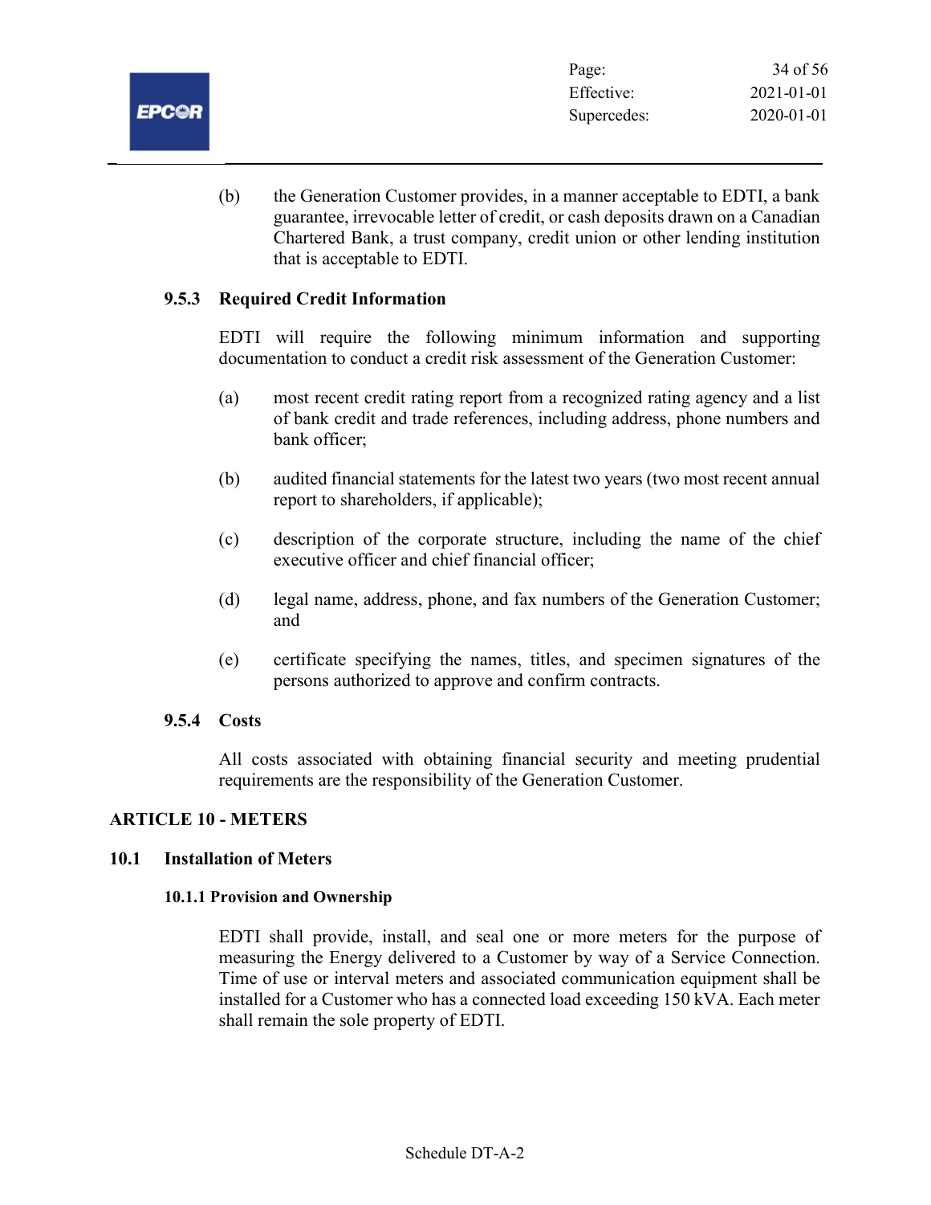(b) the Generation Customer provides, in a manner acceptable to EDTI, a bank guarantee, irrevocable letter of credit, or cash deposits drawn on a Canadian Chartered Bank, a trust company, credit union or other lending institution that is acceptable to EDTI.

### 9.5.3 Required Credit Information

EDTI will require the following minimum information and supporting documentation to conduct a credit risk assessment of the Generation Customer:

(a) most recent credit rating report from a recognized rating agency and a list of bank credit and trade references, including address, phone numbers and bank officer;

(b) audited financial statements for the latest two years (two most recent annual report to shareholders, if applicable);

(c) description of the corporate structure, including the name of the chief executive officer and chief financial officer;

(d) legal name, address, phone, and fax numbers of the Generation Customer; and

(e) certificate specifying the names, titles, and specimen signatures of the persons authorized to approve and confirm contracts.

### 9.5.4 Costs

All costs associated with obtaining financial security and meeting prudential requirements are the responsibility of the Generation Customer.

# ARTICLE 10 - METERS

## 10.1 Installation of Meters

### 10.1.1 Provision and Ownership

EDTI shall provide, install, and seal one or more meters for the purpose of measuring the Energy delivered to a Customer by way of a Service Connection. Time of use or interval meters and associated communication equipment shall be installed for a Customer who has a connected load exceeding 150 kVA. Each meter shall remain the sole property of EDTI.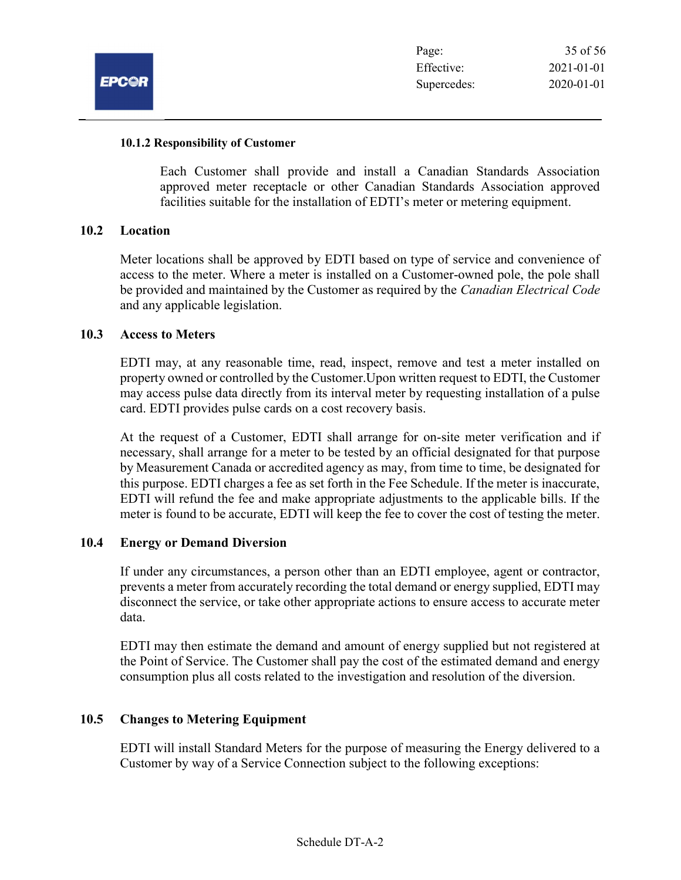#### 10.1.2 Responsibility of Customer

Each Customer shall provide and install a Canadian Standards Association approved meter receptacle or other Canadian Standards Association approved facilities suitable for the installation of EDTI's meter or metering equipment.

### 10.2 Location

Meter locations shall be approved by EDTI based on type of service and convenience of access to the meter. Where a meter is installed on a Customer-owned pole, the pole shall be provided and maintained by the Customer as required by the *Canadian Electrical Code* and any applicable legislation.

### 10.3 Access to Meters

EDTI may, at any reasonable time, read, inspect, remove and test a meter installed on property owned or controlled by the Customer.Upon written request to EDTI, the Customer may access pulse data directly from its interval meter by requesting installation of a pulse card. EDTI provides pulse cards on a cost recovery basis.

At the request of a Customer, EDTI shall arrange for on-site meter verification and if necessary, shall arrange for a meter to be tested by an official designated for that purpose by Measurement Canada or accredited agency as may, from time to time, be designated for this purpose. EDTI charges a fee as set forth in the Fee Schedule. If the meter is inaccurate, EDTI will refund the fee and make appropriate adjustments to the applicable bills. If the meter is found to be accurate, EDTI will keep the fee to cover the cost of testing the meter.

### 10.4 Energy or Demand Diversion

If under any circumstances, a person other than an EDTI employee, agent or contractor, prevents a meter from accurately recording the total demand or energy supplied, EDTI may disconnect the service, or take other appropriate actions to ensure access to accurate meter data.

EDTI may then estimate the demand and amount of energy supplied but not registered at the Point of Service. The Customer shall pay the cost of the estimated demand and energy consumption plus all costs related to the investigation and resolution of the diversion.

### 10.5 Changes to Metering Equipment

EDTI will install Standard Meters for the purpose of measuring the Energy delivered to a Customer by way of a Service Connection subject to the following exceptions: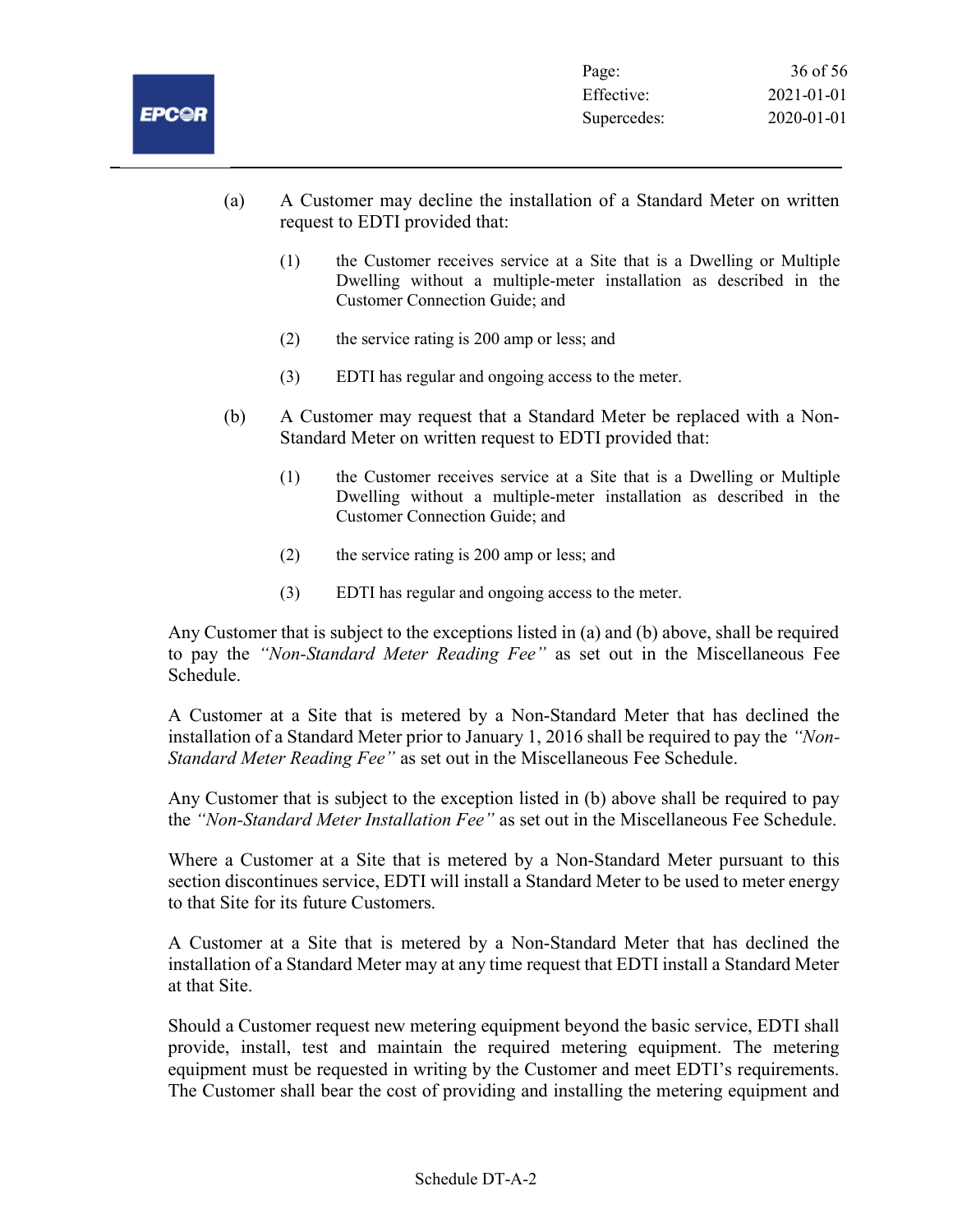(a) A Customer may decline the installation of a Standard Meter on written request to EDTI provided that:

  (1) the Customer receives service at a Site that is a Dwelling or Multiple Dwelling without a multiple-meter installation as described in the Customer Connection Guide; and

  (2) the service rating is 200 amp or less; and

  (3) EDTI has regular and ongoing access to the meter.

(b) A Customer may request that a Standard Meter be replaced with a Non-Standard Meter on written request to EDTI provided that:

  (1) the Customer receives service at a Site that is a Dwelling or Multiple Dwelling without a multiple-meter installation as described in the Customer Connection Guide; and

  (2) the service rating is 200 amp or less; and

  (3) EDTI has regular and ongoing access to the meter.

Any Customer that is subject to the exceptions listed in (a) and (b) above, shall be required to pay the *"Non-Standard Meter Reading Fee"* as set out in the Miscellaneous Fee Schedule.

A Customer at a Site that is metered by a Non-Standard Meter that has declined the installation of a Standard Meter prior to January 1, 2016 shall be required to pay the *"Non-Standard Meter Reading Fee"* as set out in the Miscellaneous Fee Schedule.

Any Customer that is subject to the exception listed in (b) above shall be required to pay the *"Non-Standard Meter Installation Fee"* as set out in the Miscellaneous Fee Schedule.

Where a Customer at a Site that is metered by a Non-Standard Meter pursuant to this section discontinues service, EDTI will install a Standard Meter to be used to meter energy to that Site for its future Customers.

A Customer at a Site that is metered by a Non-Standard Meter that has declined the installation of a Standard Meter may at any time request that EDTI install a Standard Meter at that Site.

Should a Customer request new metering equipment beyond the basic service, EDTI shall provide, install, test and maintain the required metering equipment. The metering equipment must be requested in writing by the Customer and meet EDTI's requirements. The Customer shall bear the cost of providing and installing the metering equipment and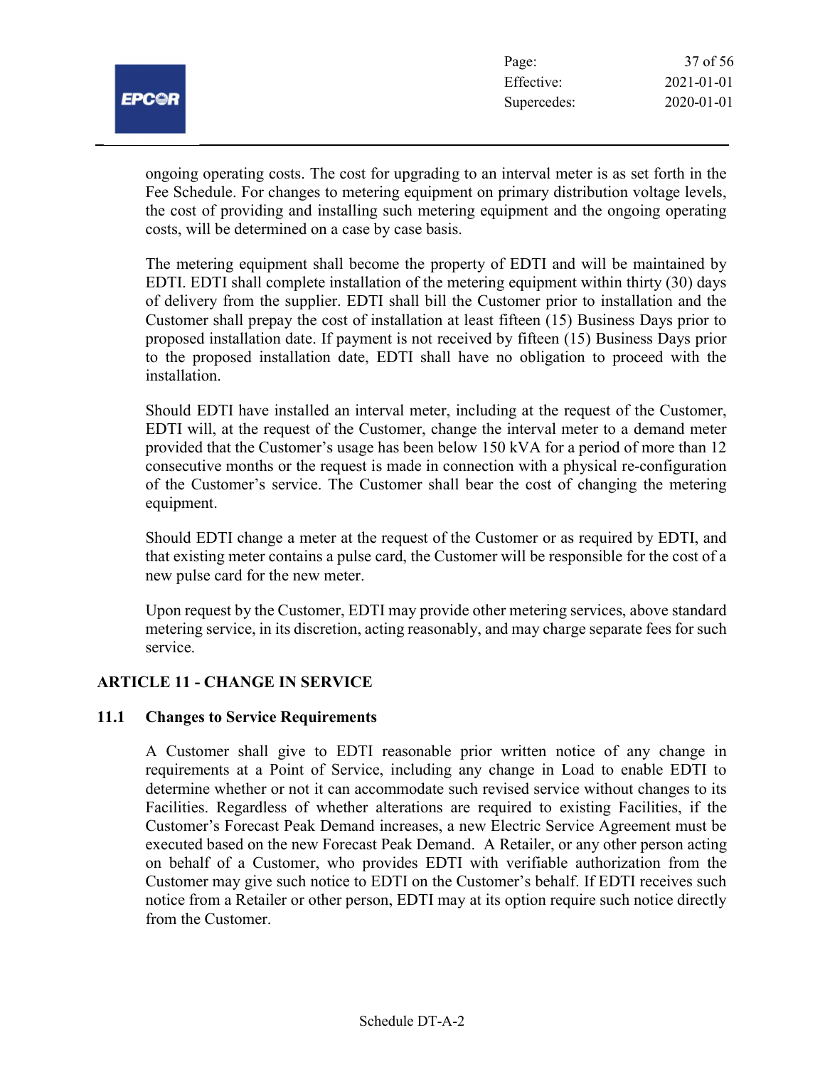ongoing operating costs. The cost for upgrading to an interval meter is as set forth in the Fee Schedule. For changes to metering equipment on primary distribution voltage levels, the cost of providing and installing such metering equipment and the ongoing operating costs, will be determined on a case by case basis.

The metering equipment shall become the property of EDTI and will be maintained by EDTI. EDTI shall complete installation of the metering equipment within thirty (30) days of delivery from the supplier. EDTI shall bill the Customer prior to installation and the Customer shall prepay the cost of installation at least fifteen (15) Business Days prior to proposed installation date. If payment is not received by fifteen (15) Business Days prior to the proposed installation date, EDTI shall have no obligation to proceed with the installation.

Should EDTI have installed an interval meter, including at the request of the Customer, EDTI will, at the request of the Customer, change the interval meter to a demand meter provided that the Customer's usage has been below 150 kVA for a period of more than 12 consecutive months or the request is made in connection with a physical re-configuration of the Customer's service. The Customer shall bear the cost of changing the metering equipment.

Should EDTI change a meter at the request of the Customer or as required by EDTI, and that existing meter contains a pulse card, the Customer will be responsible for the cost of a new pulse card for the new meter.

Upon request by the Customer, EDTI may provide other metering services, above standard metering service, in its discretion, acting reasonably, and may charge separate fees for such service.

## ARTICLE 11 - CHANGE IN SERVICE

### 11.1 Changes to Service Requirements

A Customer shall give to EDTI reasonable prior written notice of any change in requirements at a Point of Service, including any change in Load to enable EDTI to determine whether or not it can accommodate such revised service without changes to its Facilities. Regardless of whether alterations are required to existing Facilities, if the Customer's Forecast Peak Demand increases, a new Electric Service Agreement must be executed based on the new Forecast Peak Demand. A Retailer, or any other person acting on behalf of a Customer, who provides EDTI with verifiable authorization from the Customer may give such notice to EDTI on the Customer's behalf. If EDTI receives such notice from a Retailer or other person, EDTI may at its option require such notice directly from the Customer.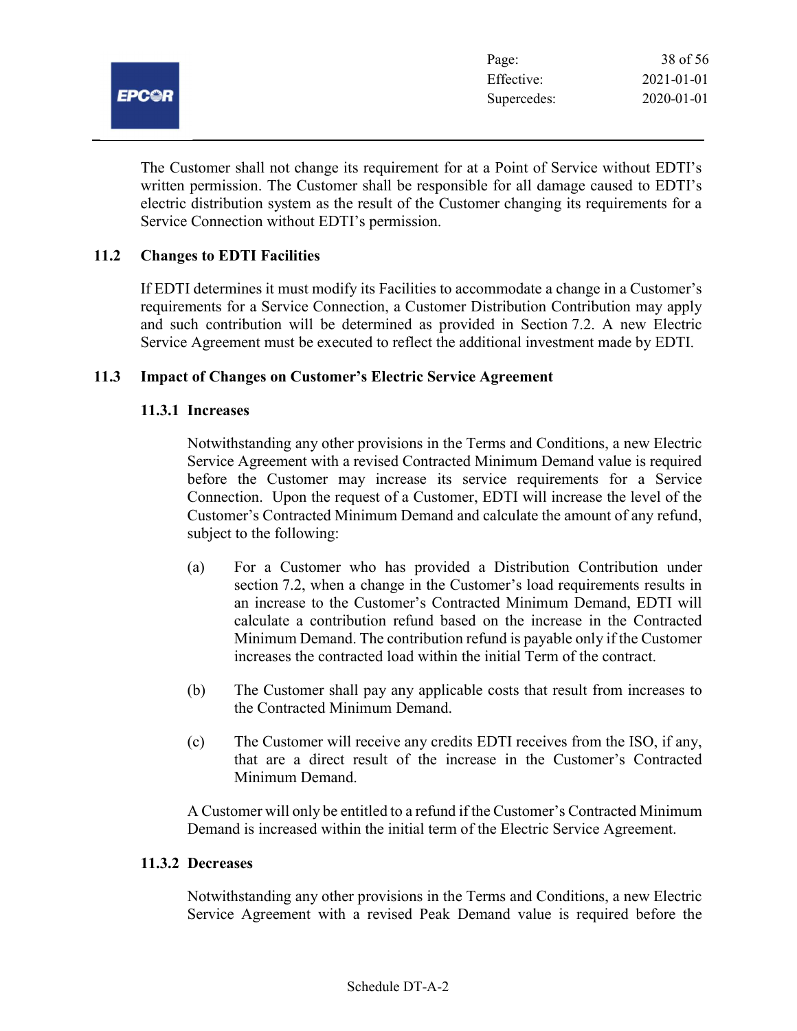The Customer shall not change its requirement for at a Point of Service without EDTI's written permission. The Customer shall be responsible for all damage caused to EDTI's electric distribution system as the result of the Customer changing its requirements for a Service Connection without EDTI's permission.

### 11.2 Changes to EDTI Facilities

If EDTI determines it must modify its Facilities to accommodate a change in a Customer's requirements for a Service Connection, a Customer Distribution Contribution may apply and such contribution will be determined as provided in Section 7.2. A new Electric Service Agreement must be executed to reflect the additional investment made by EDTI.

### 11.3 Impact of Changes on Customer's Electric Service Agreement

#### 11.3.1 Increases

Notwithstanding any other provisions in the Terms and Conditions, a new Electric Service Agreement with a revised Contracted Minimum Demand value is required before the Customer may increase its service requirements for a Service Connection. Upon the request of a Customer, EDTI will increase the level of the Customer's Contracted Minimum Demand and calculate the amount of any refund, subject to the following:

(a) For a Customer who has provided a Distribution Contribution under section 7.2, when a change in the Customer's load requirements results in an increase to the Customer's Contracted Minimum Demand, EDTI will calculate a contribution refund based on the increase in the Contracted Minimum Demand. The contribution refund is payable only if the Customer increases the contracted load within the initial Term of the contract.

(b) The Customer shall pay any applicable costs that result from increases to the Contracted Minimum Demand.

(c) The Customer will receive any credits EDTI receives from the ISO, if any, that are a direct result of the increase in the Customer's Contracted Minimum Demand.

A Customer will only be entitled to a refund if the Customer's Contracted Minimum Demand is increased within the initial term of the Electric Service Agreement.

#### 11.3.2 Decreases

Notwithstanding any other provisions in the Terms and Conditions, a new Electric Service Agreement with a revised Peak Demand value is required before the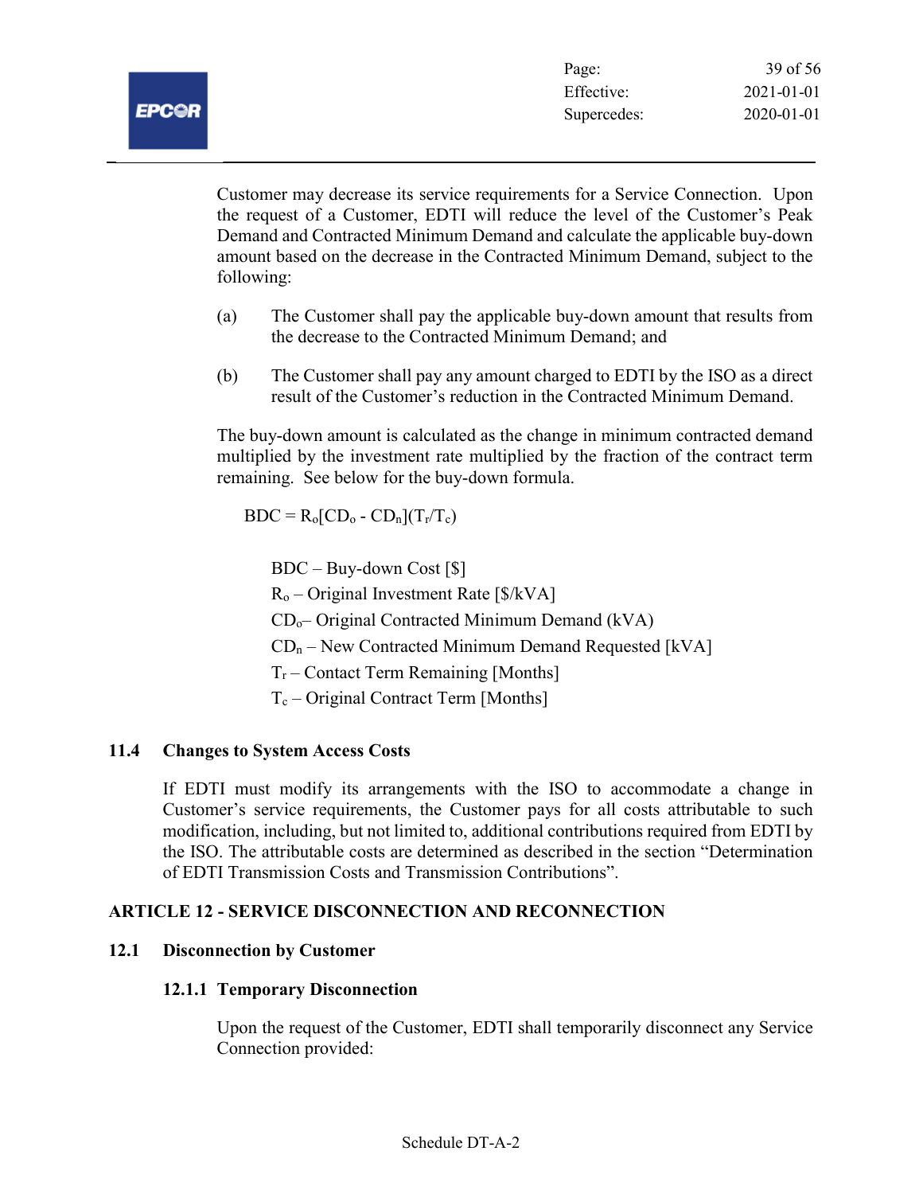Customer may decrease its service requirements for a Service Connection. Upon the request of a Customer, EDTI will reduce the level of the Customer's Peak Demand and Contracted Minimum Demand and calculate the applicable buy-down amount based on the decrease in the Contracted Minimum Demand, subject to the following:

(a) The Customer shall pay the applicable buy-down amount that results from the decrease to the Contracted Minimum Demand; and

(b) The Customer shall pay any amount charged to EDTI by the ISO as a direct result of the Customer's reduction in the Contracted Minimum Demand.

The buy-down amount is calculated as the change in minimum contracted demand multiplied by the investment rate multiplied by the fraction of the contract term remaining. See below for the buy-down formula.

$$BDC = R_o[CD_o - CD_n](T_r/T_c)$$

$BDC$ – Buy-down Cost [$]

$R_o$ – Original Investment Rate [$/kVA]

$CD_o$ – Original Contracted Minimum Demand (kVA)

$CD_n$ – New Contracted Minimum Demand Requested [kVA]

$T_r$ – Contact Term Remaining [Months]

$T_c$ – Original Contract Term [Months]

### 11.4 Changes to System Access Costs

If EDTI must modify its arrangements with the ISO to accommodate a change in Customer's service requirements, the Customer pays for all costs attributable to such modification, including, but not limited to, additional contributions required from EDTI by the ISO. The attributable costs are determined as described in the section "Determination of EDTI Transmission Costs and Transmission Contributions".

## ARTICLE 12 - SERVICE DISCONNECTION AND RECONNECTION

### 12.1 Disconnection by Customer

#### 12.1.1 Temporary Disconnection

Upon the request of the Customer, EDTI shall temporarily disconnect any Service Connection provided: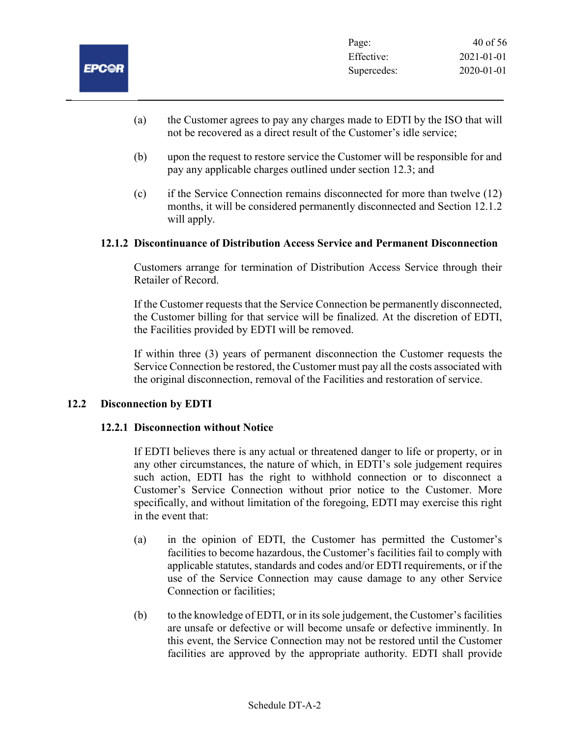(a) the Customer agrees to pay any charges made to EDTI by the ISO that will not be recovered as a direct result of the Customer's idle service;

(b) upon the request to restore service the Customer will be responsible for and pay any applicable charges outlined under section 12.3; and

(c) if the Service Connection remains disconnected for more than twelve (12) months, it will be considered permanently disconnected and Section 12.1.2 will apply.

#### 12.1.2 Discontinuance of Distribution Access Service and Permanent Disconnection

Customers arrange for termination of Distribution Access Service through their Retailer of Record.

If the Customer requests that the Service Connection be permanently disconnected, the Customer billing for that service will be finalized. At the discretion of EDTI, the Facilities provided by EDTI will be removed.

If within three (3) years of permanent disconnection the Customer requests the Service Connection be restored, the Customer must pay all the costs associated with the original disconnection, removal of the Facilities and restoration of service.

### 12.2 Disconnection by EDTI

#### 12.2.1 Disconnection without Notice

If EDTI believes there is any actual or threatened danger to life or property, or in any other circumstances, the nature of which, in EDTI's sole judgement requires such action, EDTI has the right to withhold connection or to disconnect a Customer's Service Connection without prior notice to the Customer. More specifically, and without limitation of the foregoing, EDTI may exercise this right in the event that:

(a) in the opinion of EDTI, the Customer has permitted the Customer's facilities to become hazardous, the Customer's facilities fail to comply with applicable statutes, standards and codes and/or EDTI requirements, or if the use of the Service Connection may cause damage to any other Service Connection or facilities;

(b) to the knowledge of EDTI, or in its sole judgement, the Customer's facilities are unsafe or defective or will become unsafe or defective imminently. In this event, the Service Connection may not be restored until the Customer facilities are approved by the appropriate authority. EDTI shall provide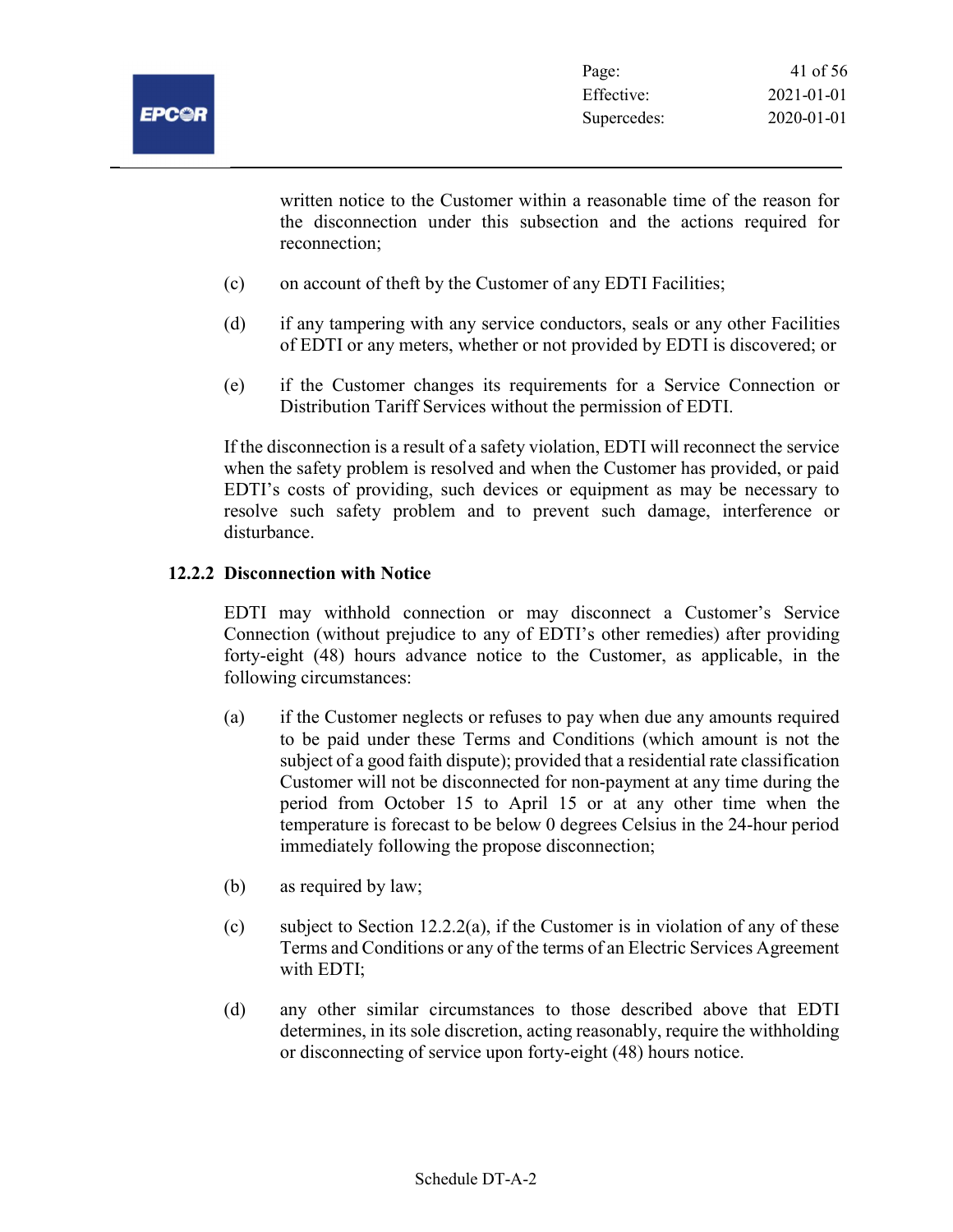written notice to the Customer within a reasonable time of the reason for the disconnection under this subsection and the actions required for reconnection;

(c) on account of theft by the Customer of any EDTI Facilities;

(d) if any tampering with any service conductors, seals or any other Facilities of EDTI or any meters, whether or not provided by EDTI is discovered; or

(e) if the Customer changes its requirements for a Service Connection or Distribution Tariff Services without the permission of EDTI.

If the disconnection is a result of a safety violation, EDTI will reconnect the service when the safety problem is resolved and when the Customer has provided, or paid EDTI's costs of providing, such devices or equipment as may be necessary to resolve such safety problem and to prevent such damage, interference or disturbance.

### 12.2.2 Disconnection with Notice

EDTI may withhold connection or may disconnect a Customer's Service Connection (without prejudice to any of EDTI's other remedies) after providing forty-eight (48) hours advance notice to the Customer, as applicable, in the following circumstances:

(a) if the Customer neglects or refuses to pay when due any amounts required to be paid under these Terms and Conditions (which amount is not the subject of a good faith dispute); provided that a residential rate classification Customer will not be disconnected for non-payment at any time during the period from October 15 to April 15 or at any other time when the temperature is forecast to be below 0 degrees Celsius in the 24-hour period immediately following the propose disconnection;

(b) as required by law;

(c) subject to Section 12.2.2(a), if the Customer is in violation of any of these Terms and Conditions or any of the terms of an Electric Services Agreement with EDTI;

(d) any other similar circumstances to those described above that EDTI determines, in its sole discretion, acting reasonably, require the withholding or disconnecting of service upon forty-eight (48) hours notice.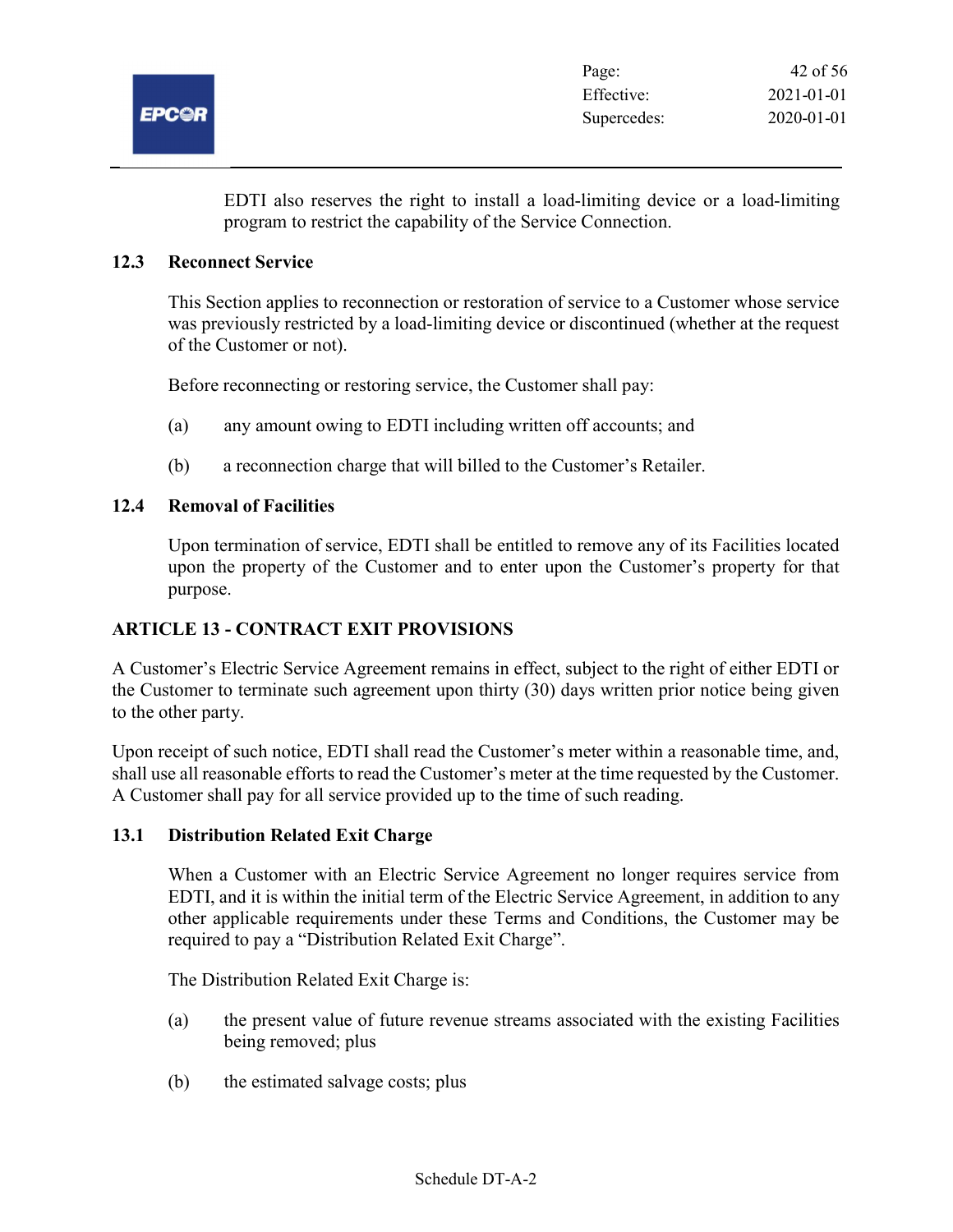EDTI also reserves the right to install a load-limiting device or a load-limiting program to restrict the capability of the Service Connection.

### 12.3 Reconnect Service

This Section applies to reconnection or restoration of service to a Customer whose service was previously restricted by a load-limiting device or discontinued (whether at the request of the Customer or not).

Before reconnecting or restoring service, the Customer shall pay:

(a) any amount owing to EDTI including written off accounts; and

(b) a reconnection charge that will billed to the Customer's Retailer.

### 12.4 Removal of Facilities

Upon termination of service, EDTI shall be entitled to remove any of its Facilities located upon the property of the Customer and to enter upon the Customer's property for that purpose.

## ARTICLE 13 - CONTRACT EXIT PROVISIONS

A Customer's Electric Service Agreement remains in effect, subject to the right of either EDTI or the Customer to terminate such agreement upon thirty (30) days written prior notice being given to the other party.

Upon receipt of such notice, EDTI shall read the Customer's meter within a reasonable time, and, shall use all reasonable efforts to read the Customer's meter at the time requested by the Customer. A Customer shall pay for all service provided up to the time of such reading.

### 13.1 Distribution Related Exit Charge

When a Customer with an Electric Service Agreement no longer requires service from EDTI, and it is within the initial term of the Electric Service Agreement, in addition to any other applicable requirements under these Terms and Conditions, the Customer may be required to pay a "Distribution Related Exit Charge".

The Distribution Related Exit Charge is:

(a) the present value of future revenue streams associated with the existing Facilities being removed; plus

(b) the estimated salvage costs; plus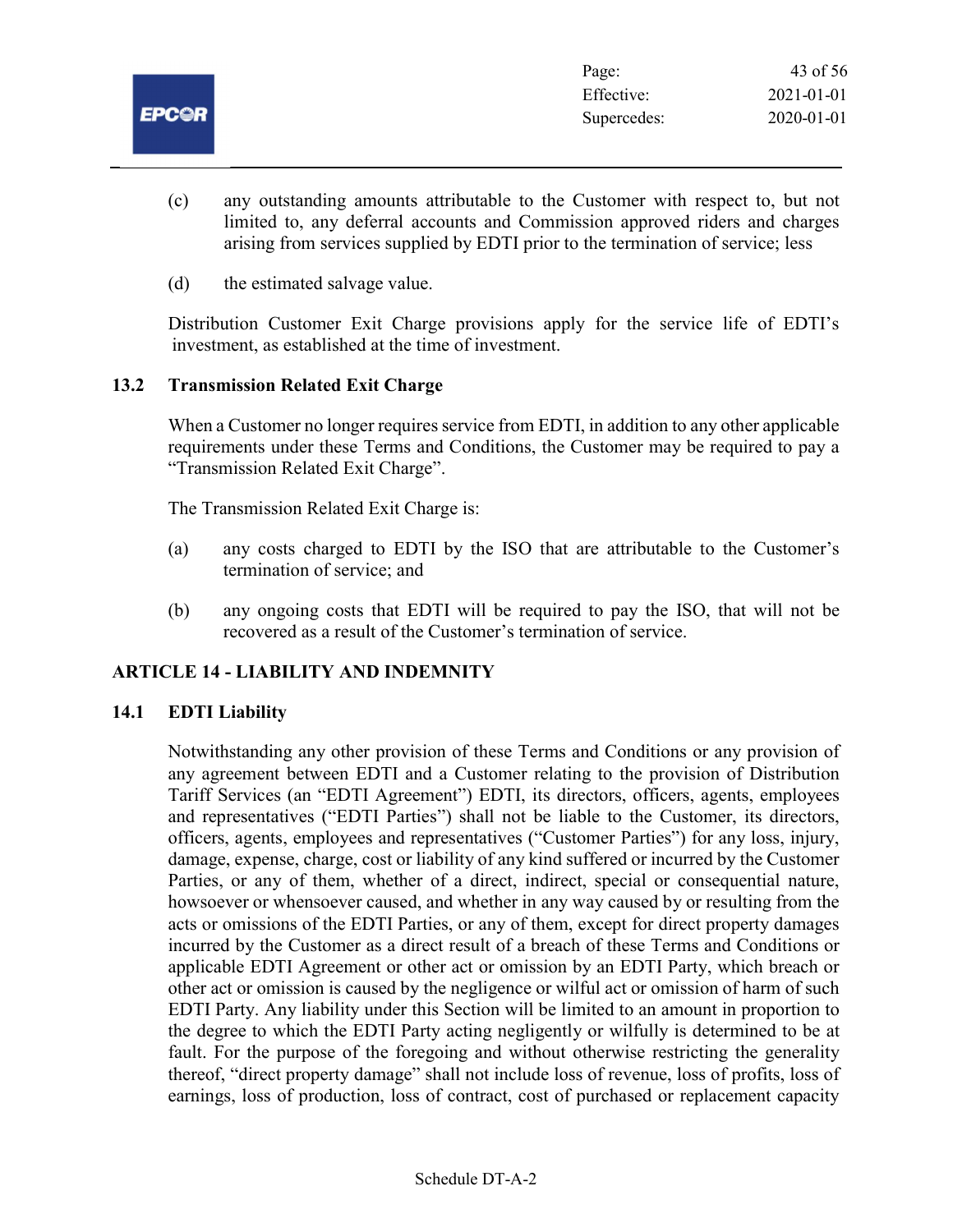(c) any outstanding amounts attributable to the Customer with respect to, but not limited to, any deferral accounts and Commission approved riders and charges arising from services supplied by EDTI prior to the termination of service; less

(d) the estimated salvage value.

Distribution Customer Exit Charge provisions apply for the service life of EDTI's investment, as established at the time of investment.

### 13.2 Transmission Related Exit Charge

When a Customer no longer requires service from EDTI, in addition to any other applicable requirements under these Terms and Conditions, the Customer may be required to pay a "Transmission Related Exit Charge".

The Transmission Related Exit Charge is:

(a) any costs charged to EDTI by the ISO that are attributable to the Customer's termination of service; and

(b) any ongoing costs that EDTI will be required to pay the ISO, that will not be recovered as a result of the Customer's termination of service.

## ARTICLE 14 - LIABILITY AND INDEMNITY

### 14.1 EDTI Liability

Notwithstanding any other provision of these Terms and Conditions or any provision of any agreement between EDTI and a Customer relating to the provision of Distribution Tariff Services (an "EDTI Agreement") EDTI, its directors, officers, agents, employees and representatives ("EDTI Parties") shall not be liable to the Customer, its directors, officers, agents, employees and representatives ("Customer Parties") for any loss, injury, damage, expense, charge, cost or liability of any kind suffered or incurred by the Customer Parties, or any of them, whether of a direct, indirect, special or consequential nature, howsoever or whensoever caused, and whether in any way caused by or resulting from the acts or omissions of the EDTI Parties, or any of them, except for direct property damages incurred by the Customer as a direct result of a breach of these Terms and Conditions or applicable EDTI Agreement or other act or omission by an EDTI Party, which breach or other act or omission is caused by the negligence or wilful act or omission of harm of such EDTI Party. Any liability under this Section will be limited to an amount in proportion to the degree to which the EDTI Party acting negligently or wilfully is determined to be at fault. For the purpose of the foregoing and without otherwise restricting the generality thereof, "direct property damage" shall not include loss of revenue, loss of profits, loss of earnings, loss of production, loss of contract, cost of purchased or replacement capacity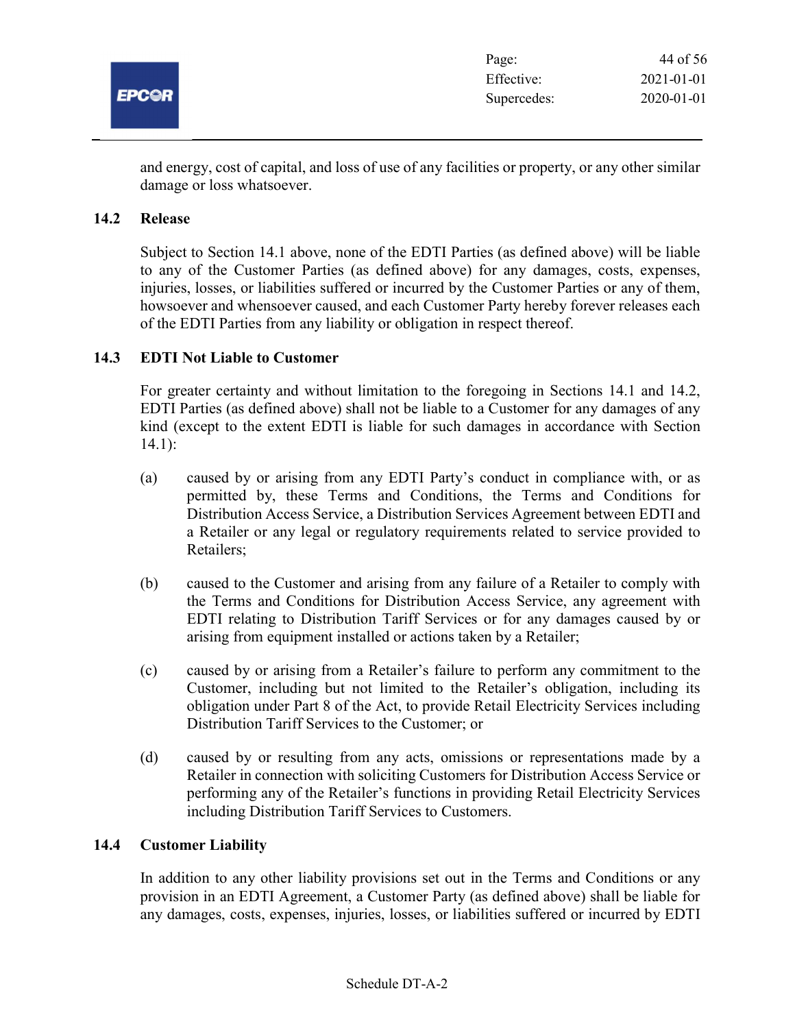and energy, cost of capital, and loss of use of any facilities or property, or any other similar damage or loss whatsoever.

### 14.2 Release

Subject to Section 14.1 above, none of the EDTI Parties (as defined above) will be liable to any of the Customer Parties (as defined above) for any damages, costs, expenses, injuries, losses, or liabilities suffered or incurred by the Customer Parties or any of them, howsoever and whensoever caused, and each Customer Party hereby forever releases each of the EDTI Parties from any liability or obligation in respect thereof.

### 14.3 EDTI Not Liable to Customer

For greater certainty and without limitation to the foregoing in Sections 14.1 and 14.2, EDTI Parties (as defined above) shall not be liable to a Customer for any damages of any kind (except to the extent EDTI is liable for such damages in accordance with Section 14.1):

(a) caused by or arising from any EDTI Party's conduct in compliance with, or as permitted by, these Terms and Conditions, the Terms and Conditions for Distribution Access Service, a Distribution Services Agreement between EDTI and a Retailer or any legal or regulatory requirements related to service provided to Retailers;

(b) caused to the Customer and arising from any failure of a Retailer to comply with the Terms and Conditions for Distribution Access Service, any agreement with EDTI relating to Distribution Tariff Services or for any damages caused by or arising from equipment installed or actions taken by a Retailer;

(c) caused by or arising from a Retailer's failure to perform any commitment to the Customer, including but not limited to the Retailer's obligation, including its obligation under Part 8 of the Act, to provide Retail Electricity Services including Distribution Tariff Services to the Customer; or

(d) caused by or resulting from any acts, omissions or representations made by a Retailer in connection with soliciting Customers for Distribution Access Service or performing any of the Retailer's functions in providing Retail Electricity Services including Distribution Tariff Services to Customers.

### 14.4 Customer Liability

In addition to any other liability provisions set out in the Terms and Conditions or any provision in an EDTI Agreement, a Customer Party (as defined above) shall be liable for any damages, costs, expenses, injuries, losses, or liabilities suffered or incurred by EDTI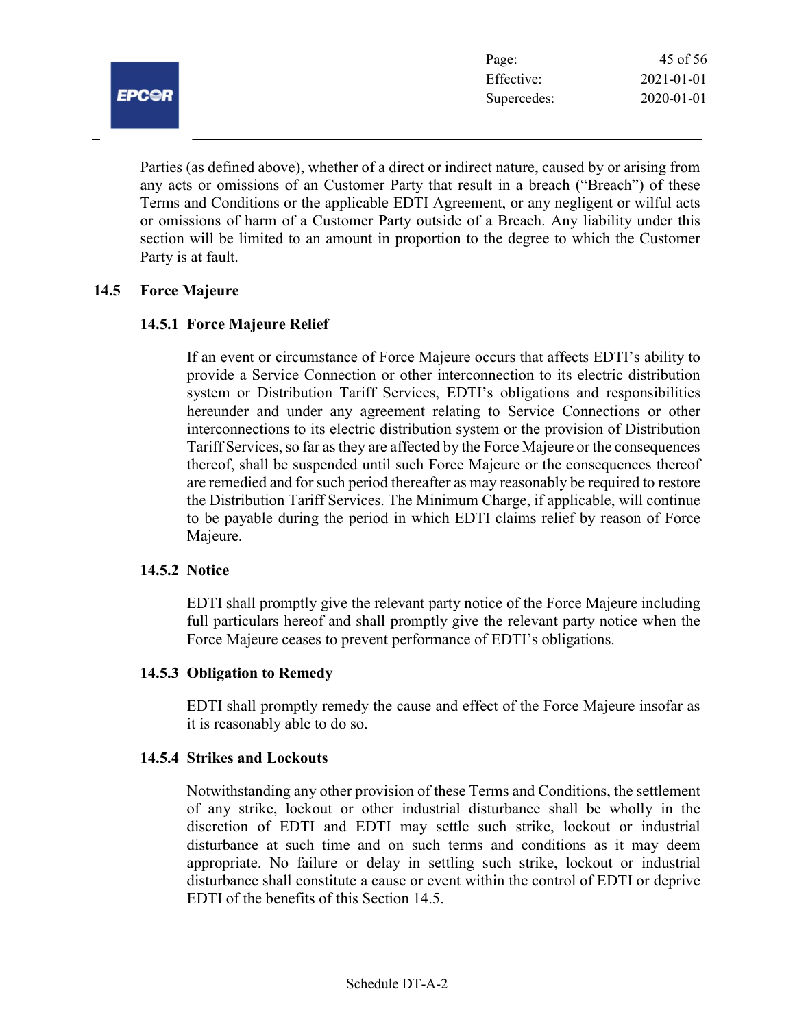Parties (as defined above), whether of a direct or indirect nature, caused by or arising from any acts or omissions of an Customer Party that result in a breach ("Breach") of these Terms and Conditions or the applicable EDTI Agreement, or any negligent or wilful acts or omissions of harm of a Customer Party outside of a Breach. Any liability under this section will be limited to an amount in proportion to the degree to which the Customer Party is at fault.

## 14.5 Force Majeure

### 14.5.1 Force Majeure Relief

If an event or circumstance of Force Majeure occurs that affects EDTI's ability to provide a Service Connection or other interconnection to its electric distribution system or Distribution Tariff Services, EDTI's obligations and responsibilities hereunder and under any agreement relating to Service Connections or other interconnections to its electric distribution system or the provision of Distribution Tariff Services, so far as they are affected by the Force Majeure or the consequences thereof, shall be suspended until such Force Majeure or the consequences thereof are remedied and for such period thereafter as may reasonably be required to restore the Distribution Tariff Services. The Minimum Charge, if applicable, will continue to be payable during the period in which EDTI claims relief by reason of Force Majeure.

### 14.5.2 Notice

EDTI shall promptly give the relevant party notice of the Force Majeure including full particulars hereof and shall promptly give the relevant party notice when the Force Majeure ceases to prevent performance of EDTI's obligations.

### 14.5.3 Obligation to Remedy

EDTI shall promptly remedy the cause and effect of the Force Majeure insofar as it is reasonably able to do so.

### 14.5.4 Strikes and Lockouts

Notwithstanding any other provision of these Terms and Conditions, the settlement of any strike, lockout or other industrial disturbance shall be wholly in the discretion of EDTI and EDTI may settle such strike, lockout or industrial disturbance at such time and on such terms and conditions as it may deem appropriate. No failure or delay in settling such strike, lockout or industrial disturbance shall constitute a cause or event within the control of EDTI or deprive EDTI of the benefits of this Section 14.5.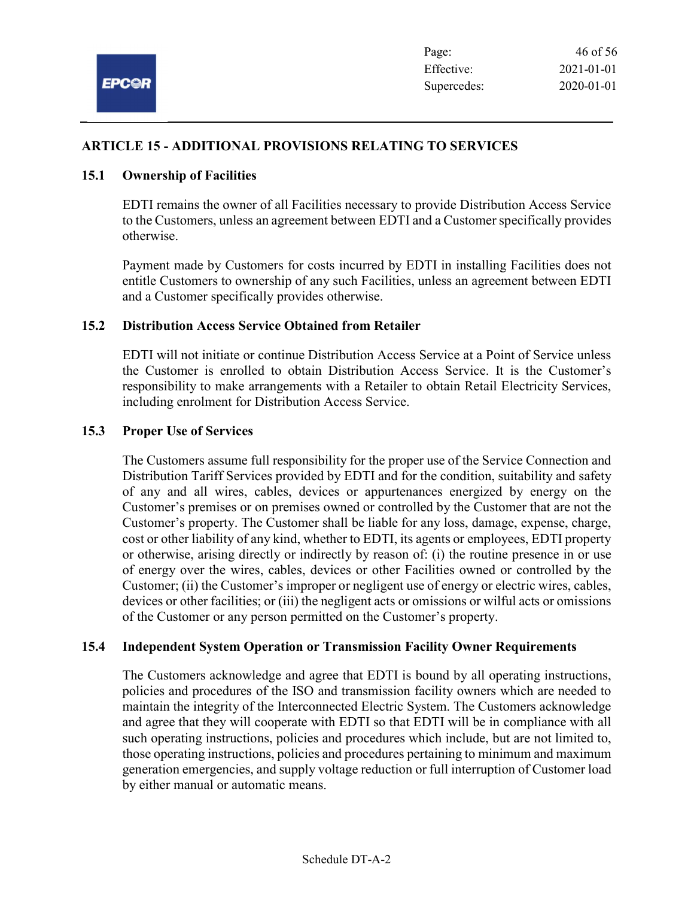## ARTICLE 15 - ADDITIONAL PROVISIONS RELATING TO SERVICES

### 15.1 Ownership of Facilities

EDTI remains the owner of all Facilities necessary to provide Distribution Access Service to the Customers, unless an agreement between EDTI and a Customer specifically provides otherwise.

Payment made by Customers for costs incurred by EDTI in installing Facilities does not entitle Customers to ownership of any such Facilities, unless an agreement between EDTI and a Customer specifically provides otherwise.

### 15.2 Distribution Access Service Obtained from Retailer

EDTI will not initiate or continue Distribution Access Service at a Point of Service unless the Customer is enrolled to obtain Distribution Access Service. It is the Customer's responsibility to make arrangements with a Retailer to obtain Retail Electricity Services, including enrolment for Distribution Access Service.

### 15.3 Proper Use of Services

The Customers assume full responsibility for the proper use of the Service Connection and Distribution Tariff Services provided by EDTI and for the condition, suitability and safety of any and all wires, cables, devices or appurtenances energized by energy on the Customer's premises or on premises owned or controlled by the Customer that are not the Customer's property. The Customer shall be liable for any loss, damage, expense, charge, cost or other liability of any kind, whether to EDTI, its agents or employees, EDTI property or otherwise, arising directly or indirectly by reason of: (i) the routine presence in or use of energy over the wires, cables, devices or other Facilities owned or controlled by the Customer; (ii) the Customer's improper or negligent use of energy or electric wires, cables, devices or other facilities; or (iii) the negligent acts or omissions or wilful acts or omissions of the Customer or any person permitted on the Customer's property.

### 15.4 Independent System Operation or Transmission Facility Owner Requirements

The Customers acknowledge and agree that EDTI is bound by all operating instructions, policies and procedures of the ISO and transmission facility owners which are needed to maintain the integrity of the Interconnected Electric System. The Customers acknowledge and agree that they will cooperate with EDTI so that EDTI will be in compliance with all such operating instructions, policies and procedures which include, but are not limited to, those operating instructions, policies and procedures pertaining to minimum and maximum generation emergencies, and supply voltage reduction or full interruption of Customer load by either manual or automatic means.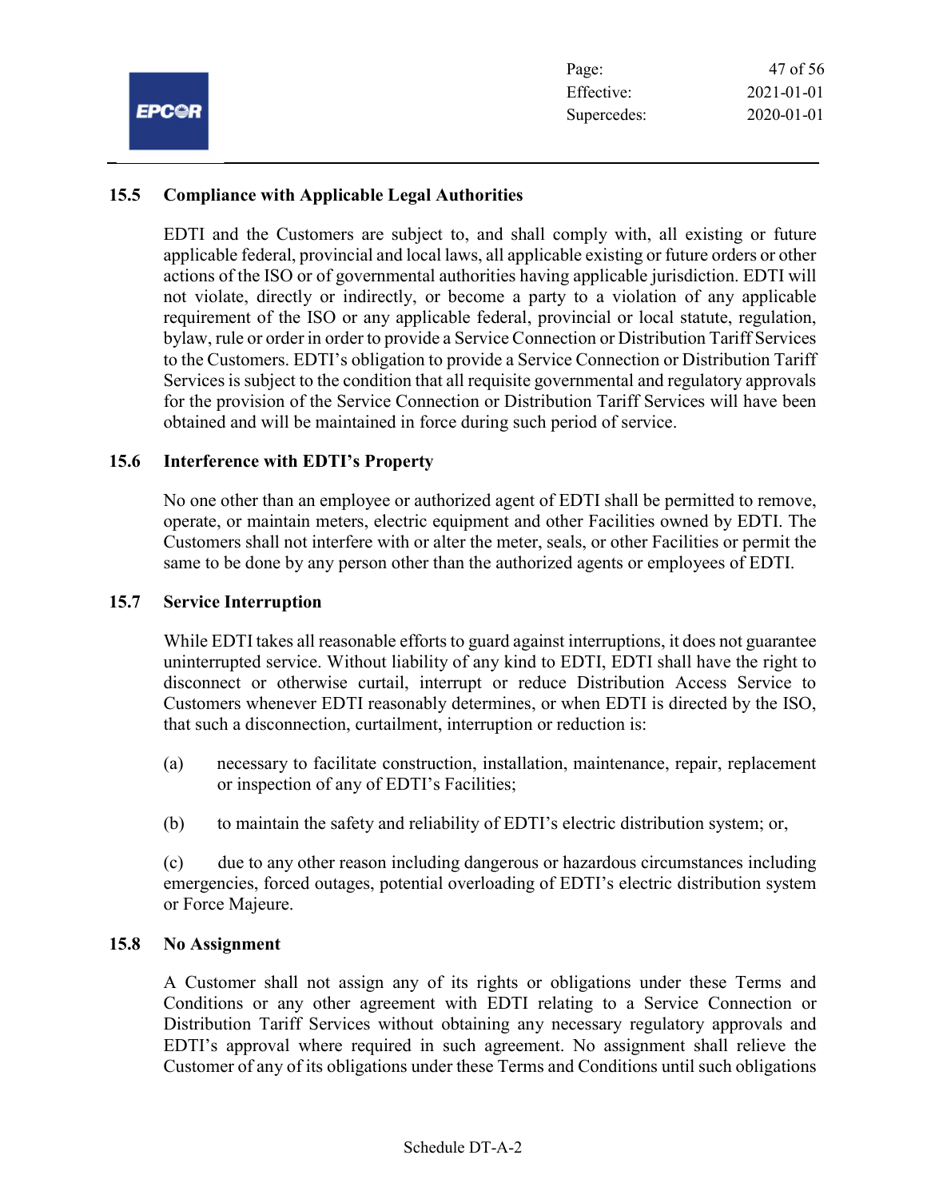### 15.5 Compliance with Applicable Legal Authorities

EDTI and the Customers are subject to, and shall comply with, all existing or future applicable federal, provincial and local laws, all applicable existing or future orders or other actions of the ISO or of governmental authorities having applicable jurisdiction. EDTI will not violate, directly or indirectly, or become a party to a violation of any applicable requirement of the ISO or any applicable federal, provincial or local statute, regulation, bylaw, rule or order in order to provide a Service Connection or Distribution Tariff Services to the Customers. EDTI's obligation to provide a Service Connection or Distribution Tariff Services is subject to the condition that all requisite governmental and regulatory approvals for the provision of the Service Connection or Distribution Tariff Services will have been obtained and will be maintained in force during such period of service.

### 15.6 Interference with EDTI's Property

No one other than an employee or authorized agent of EDTI shall be permitted to remove, operate, or maintain meters, electric equipment and other Facilities owned by EDTI. The Customers shall not interfere with or alter the meter, seals, or other Facilities or permit the same to be done by any person other than the authorized agents or employees of EDTI.

### 15.7 Service Interruption

While EDTI takes all reasonable efforts to guard against interruptions, it does not guarantee uninterrupted service. Without liability of any kind to EDTI, EDTI shall have the right to disconnect or otherwise curtail, interrupt or reduce Distribution Access Service to Customers whenever EDTI reasonably determines, or when EDTI is directed by the ISO, that such a disconnection, curtailment, interruption or reduction is:

(a) necessary to facilitate construction, installation, maintenance, repair, replacement or inspection of any of EDTI's Facilities;

(b) to maintain the safety and reliability of EDTI's electric distribution system; or,

(c) due to any other reason including dangerous or hazardous circumstances including emergencies, forced outages, potential overloading of EDTI's electric distribution system or Force Majeure.

### 15.8 No Assignment

A Customer shall not assign any of its rights or obligations under these Terms and Conditions or any other agreement with EDTI relating to a Service Connection or Distribution Tariff Services without obtaining any necessary regulatory approvals and EDTI's approval where required in such agreement. No assignment shall relieve the Customer of any of its obligations under these Terms and Conditions until such obligations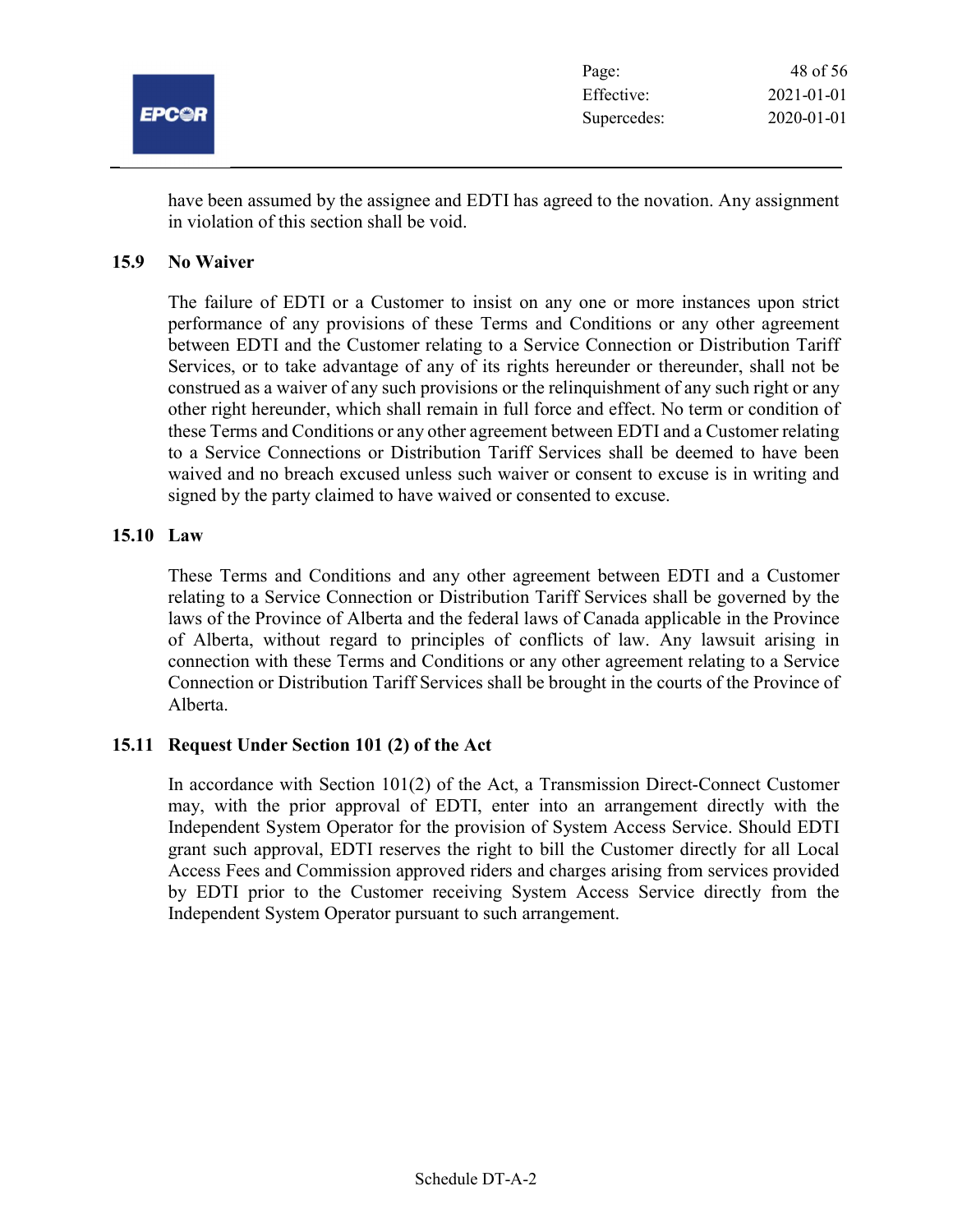have been assumed by the assignee and EDTI has agreed to the novation. Any assignment in violation of this section shall be void.

### 15.9 No Waiver

The failure of EDTI or a Customer to insist on any one or more instances upon strict performance of any provisions of these Terms and Conditions or any other agreement between EDTI and the Customer relating to a Service Connection or Distribution Tariff Services, or to take advantage of any of its rights hereunder or thereunder, shall not be construed as a waiver of any such provisions or the relinquishment of any such right or any other right hereunder, which shall remain in full force and effect. No term or condition of these Terms and Conditions or any other agreement between EDTI and a Customer relating to a Service Connections or Distribution Tariff Services shall be deemed to have been waived and no breach excused unless such waiver or consent to excuse is in writing and signed by the party claimed to have waived or consented to excuse.

### 15.10 Law

These Terms and Conditions and any other agreement between EDTI and a Customer relating to a Service Connection or Distribution Tariff Services shall be governed by the laws of the Province of Alberta and the federal laws of Canada applicable in the Province of Alberta, without regard to principles of conflicts of law. Any lawsuit arising in connection with these Terms and Conditions or any other agreement relating to a Service Connection or Distribution Tariff Services shall be brought in the courts of the Province of Alberta.

### 15.11 Request Under Section 101 (2) of the Act

In accordance with Section 101(2) of the Act, a Transmission Direct-Connect Customer may, with the prior approval of EDTI, enter into an arrangement directly with the Independent System Operator for the provision of System Access Service. Should EDTI grant such approval, EDTI reserves the right to bill the Customer directly for all Local Access Fees and Commission approved riders and charges arising from services provided by EDTI prior to the Customer receiving System Access Service directly from the Independent System Operator pursuant to such arrangement.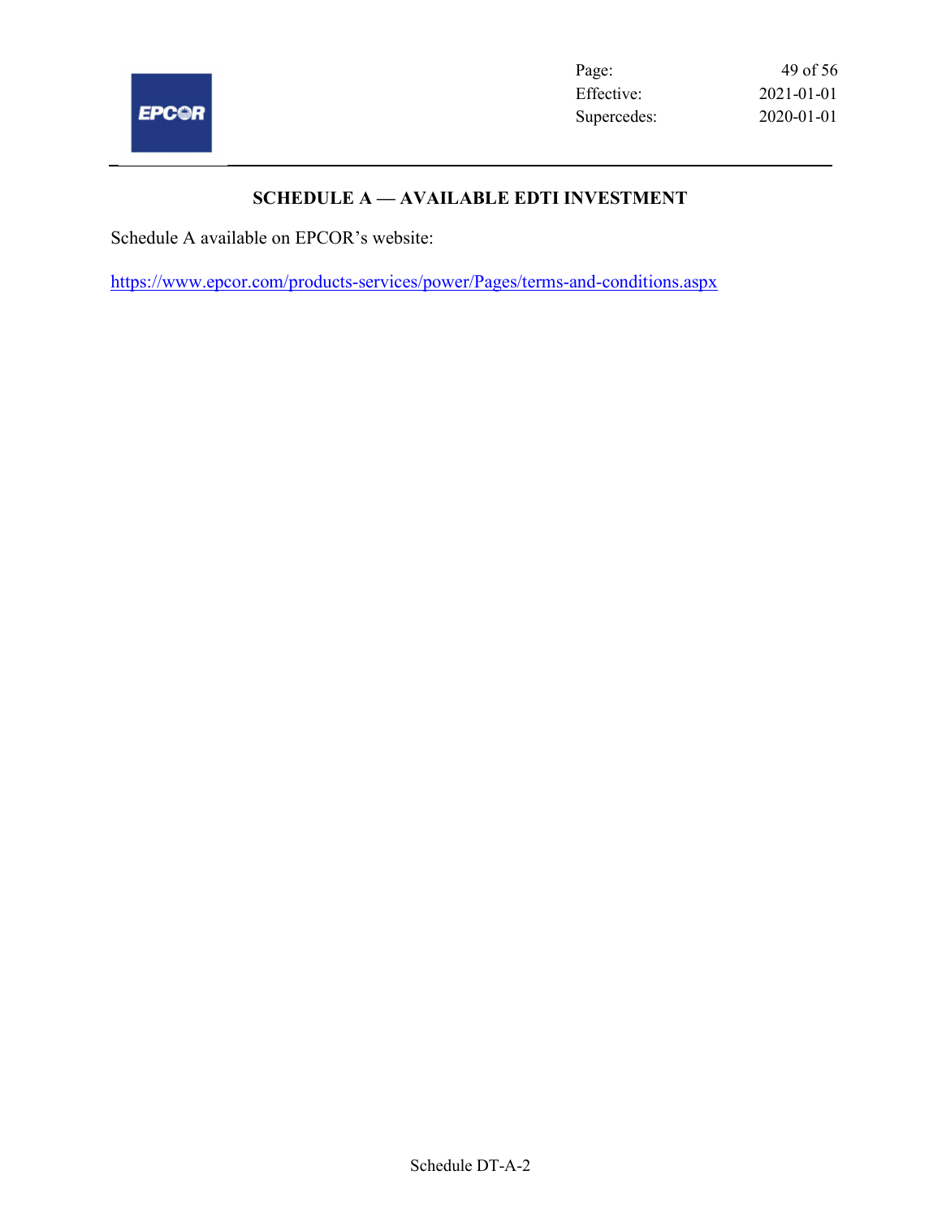## SCHEDULE A — AVAILABLE EDTI INVESTMENT

Schedule A available on EPCOR's website:

https://www.epcor.com/products-services/power/Pages/terms-and-conditions.aspx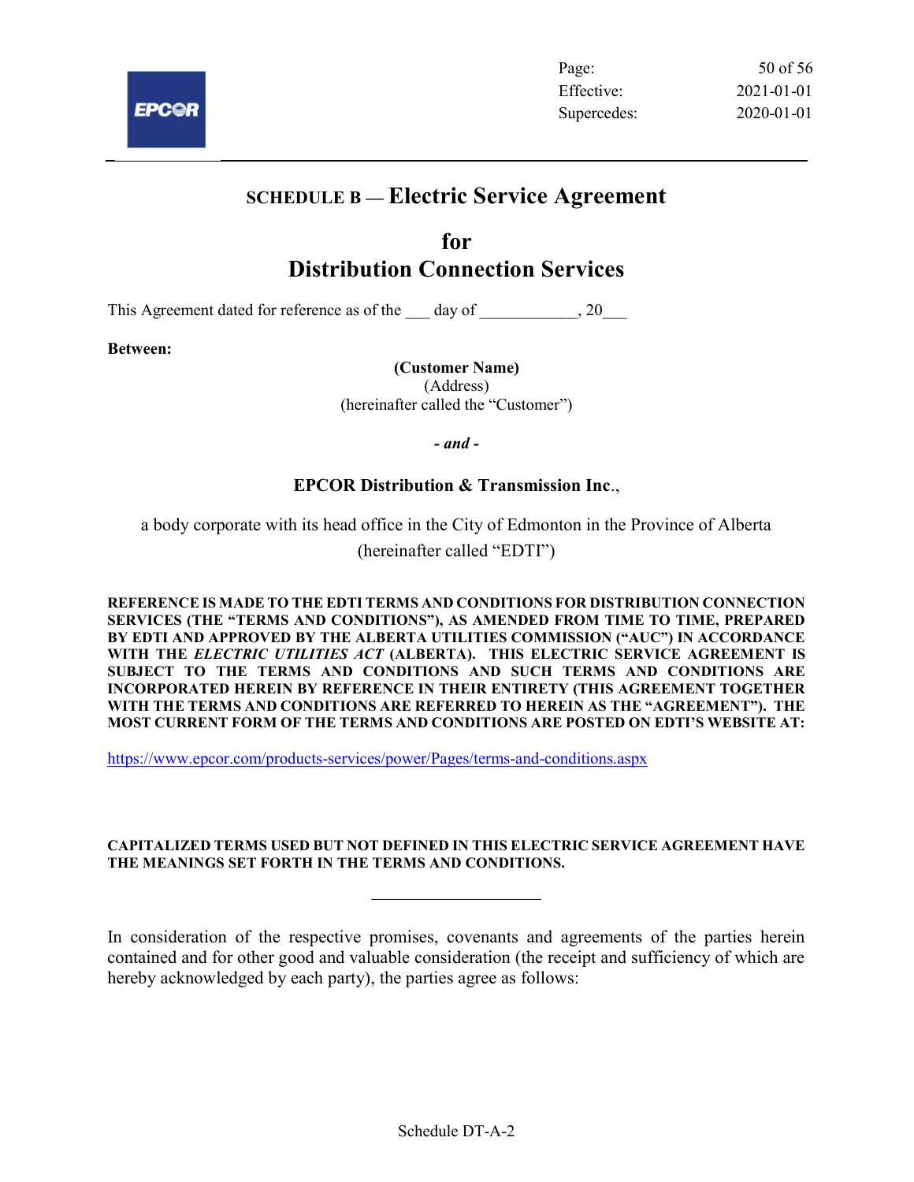# SCHEDULE B — Electric Service Agreement

## for
## Distribution Connection Services

This Agreement dated for reference as of the ___ day of ___________, 20___

**Between:**

**(Customer Name)**
(Address)
(hereinafter called the "Customer")

***- and -***

**EPCOR Distribution & Transmission Inc**.,

a body corporate with its head office in the City of Edmonton in the Province of Alberta (hereinafter called "EDTI")

**REFERENCE IS MADE TO THE EDTI TERMS AND CONDITIONS FOR DISTRIBUTION CONNECTION SERVICES (THE "TERMS AND CONDITIONS"), AS AMENDED FROM TIME TO TIME, PREPARED BY EDTI AND APPROVED BY THE ALBERTA UTILITIES COMMISSION ("AUC") IN ACCORDANCE WITH THE *ELECTRIC UTILITIES ACT* (ALBERTA). THIS ELECTRIC SERVICE AGREEMENT IS SUBJECT TO THE TERMS AND CONDITIONS AND SUCH TERMS AND CONDITIONS ARE INCORPORATED HEREIN BY REFERENCE IN THEIR ENTIRETY (THIS AGREEMENT TOGETHER WITH THE TERMS AND CONDITIONS ARE REFERRED TO HEREIN AS THE "AGREEMENT"). THE MOST CURRENT FORM OF THE TERMS AND CONDITIONS ARE POSTED ON EDTI'S WEBSITE AT:**

https://www.epcor.com/products-services/power/Pages/terms-and-conditions.aspx

**CAPITALIZED TERMS USED BUT NOT DEFINED IN THIS ELECTRIC SERVICE AGREEMENT HAVE THE MEANINGS SET FORTH IN THE TERMS AND CONDITIONS.**

---

In consideration of the respective promises, covenants and agreements of the parties herein contained and for other good and valuable consideration (the receipt and sufficiency of which are hereby acknowledged by each party), the parties agree as follows: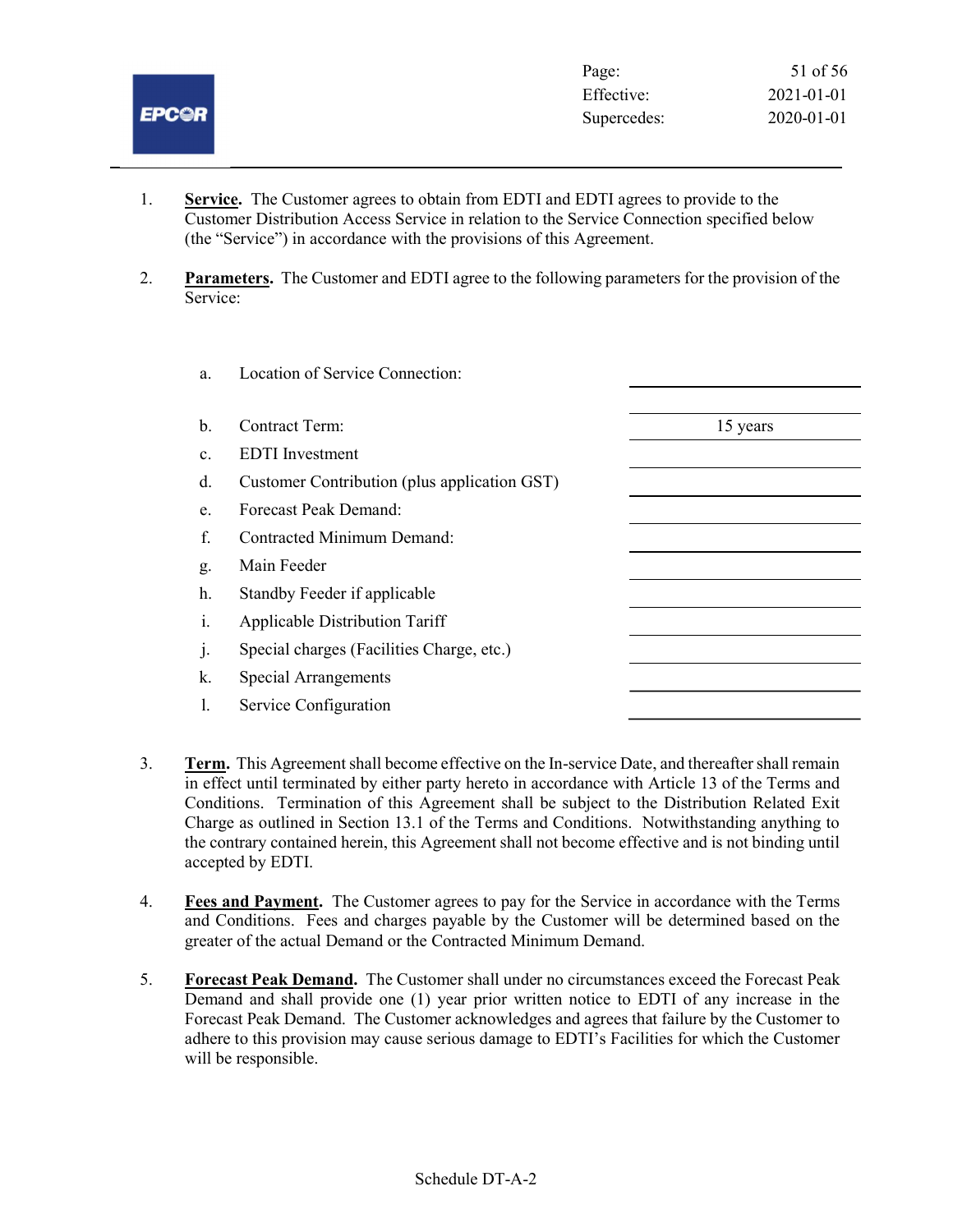1. **Service.** The Customer agrees to obtain from EDTI and EDTI agrees to provide to the Customer Distribution Access Service in relation to the Service Connection specified below (the "Service") in accordance with the provisions of this Agreement.

2. **Parameters.** The Customer and EDTI agree to the following parameters for the provision of the Service:

| | | |
|---|---|---|
| a. | Location of Service Connection: | |
| b. | Contract Term: | 15 years |
| c. | EDTI Investment | |
| d. | Customer Contribution (plus application GST) | |
| e. | Forecast Peak Demand: | |
| f. | Contracted Minimum Demand: | |
| g. | Main Feeder | |
| h. | Standby Feeder if applicable | |
| i. | Applicable Distribution Tariff | |
| j. | Special charges (Facilities Charge, etc.) | |
| k. | Special Arrangements | |
| l. | Service Configuration | |

3. **Term.** This Agreement shall become effective on the In-service Date, and thereafter shall remain in effect until terminated by either party hereto in accordance with Article 13 of the Terms and Conditions. Termination of this Agreement shall be subject to the Distribution Related Exit Charge as outlined in Section 13.1 of the Terms and Conditions. Notwithstanding anything to the contrary contained herein, this Agreement shall not become effective and is not binding until accepted by EDTI.

4. **Fees and Payment.** The Customer agrees to pay for the Service in accordance with the Terms and Conditions. Fees and charges payable by the Customer will be determined based on the greater of the actual Demand or the Contracted Minimum Demand.

5. **Forecast Peak Demand.** The Customer shall under no circumstances exceed the Forecast Peak Demand and shall provide one (1) year prior written notice to EDTI of any increase in the Forecast Peak Demand. The Customer acknowledges and agrees that failure by the Customer to adhere to this provision may cause serious damage to EDTI's Facilities for which the Customer will be responsible.

Schedule DT-A-2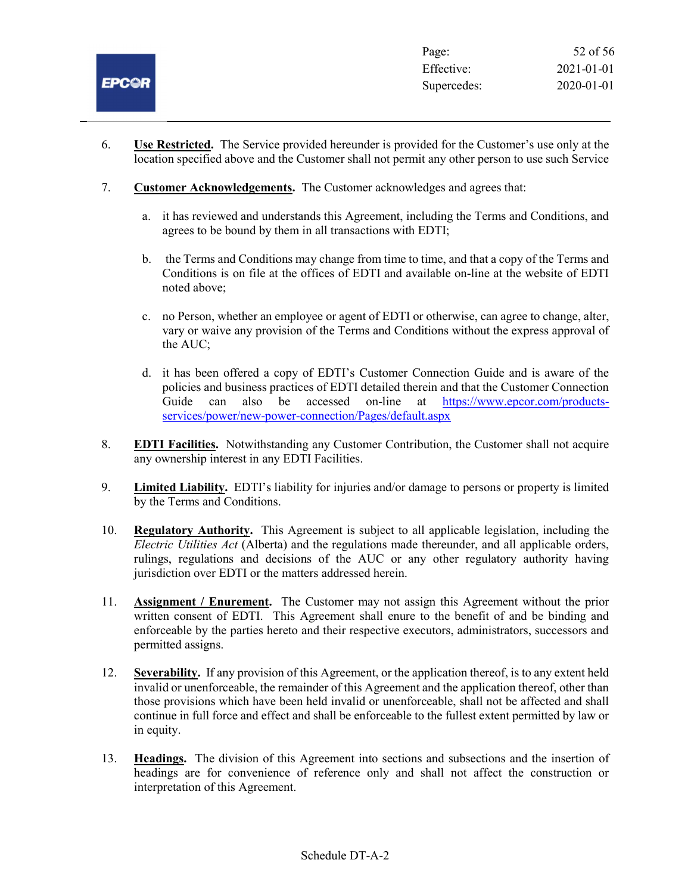6. **Use Restricted.** The Service provided hereunder is provided for the Customer's use only at the location specified above and the Customer shall not permit any other person to use such Service

7. **Customer Acknowledgements.** The Customer acknowledges and agrees that:

   a. it has reviewed and understands this Agreement, including the Terms and Conditions, and agrees to be bound by them in all transactions with EDTI;

   b. the Terms and Conditions may change from time to time, and that a copy of the Terms and Conditions is on file at the offices of EDTI and available on-line at the website of EDTI noted above;

   c. no Person, whether an employee or agent of EDTI or otherwise, can agree to change, alter, vary or waive any provision of the Terms and Conditions without the express approval of the AUC;

   d. it has been offered a copy of EDTI's Customer Connection Guide and is aware of the policies and business practices of EDTI detailed therein and that the Customer Connection Guide can also be accessed on-line at https://www.epcor.com/products-services/power/new-power-connection/Pages/default.aspx

8. **EDTI Facilities.** Notwithstanding any Customer Contribution, the Customer shall not acquire any ownership interest in any EDTI Facilities.

9. **Limited Liability.** EDTI's liability for injuries and/or damage to persons or property is limited by the Terms and Conditions.

10. **Regulatory Authority.** This Agreement is subject to all applicable legislation, including the *Electric Utilities Act* (Alberta) and the regulations made thereunder, and all applicable orders, rulings, regulations and decisions of the AUC or any other regulatory authority having jurisdiction over EDTI or the matters addressed herein.

11. **Assignment / Enurement.** The Customer may not assign this Agreement without the prior written consent of EDTI. This Agreement shall enure to the benefit of and be binding and enforceable by the parties hereto and their respective executors, administrators, successors and permitted assigns.

12. **Severability.** If any provision of this Agreement, or the application thereof, is to any extent held invalid or unenforceable, the remainder of this Agreement and the application thereof, other than those provisions which have been held invalid or unenforceable, shall not be affected and shall continue in full force and effect and shall be enforceable to the fullest extent permitted by law or in equity.

13. **Headings.** The division of this Agreement into sections and subsections and the insertion of headings are for convenience of reference only and shall not affect the construction or interpretation of this Agreement.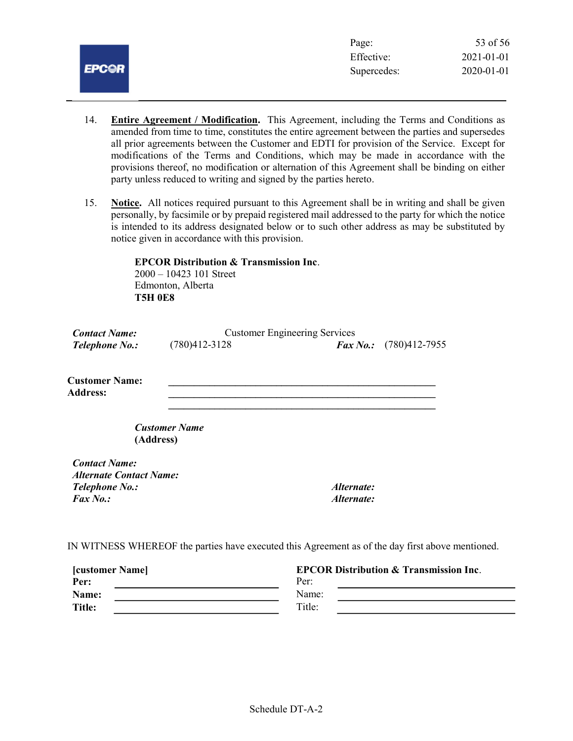14. **Entire Agreement / Modification.** This Agreement, including the Terms and Conditions as amended from time to time, constitutes the entire agreement between the parties and supersedes all prior agreements between the Customer and EDTI for provision of the Service. Except for modifications of the Terms and Conditions, which may be made in accordance with the provisions thereof, no modification or alternation of this Agreement shall be binding on either party unless reduced to writing and signed by the parties hereto.

15. **Notice.** All notices required pursuant to this Agreement shall be in writing and shall be given personally, by facsimile or by prepaid registered mail addressed to the party for which the notice is intended to its address designated below or to such other address as may be substituted by notice given in accordance with this provision.

**EPCOR Distribution & Transmission Inc**.
2000 – 10423 101 Street
Edmonton, Alberta
**T5H 0E8**

***Contact Name:*** Customer Engineering Services
***Telephone No.:*** (780)412-3128 ***Fax No.:*** (780)412-7955

**Customer Name:** ______________________________________________
**Address:** ______________________________________________
______________________________________________

***Customer Name***
**(Address)**

***Contact Name:***
***Alternate Contact Name:***
***Telephone No.:*** ***Alternate:***
***Fax No.:*** ***Alternate:***

IN WITNESS WHEREOF the parties have executed this Agreement as of the day first above mentioned.

| **[customer Name]** | | **EPCOR Distribution & Transmission Inc**. | |
|---|---|---|---|
| **Per:** | ______________________ | Per: | ______________________ |
| **Name:** | ______________________ | Name: | ______________________ |
| **Title:** | ______________________ | Title: | ______________________ |

Schedule DT-A-2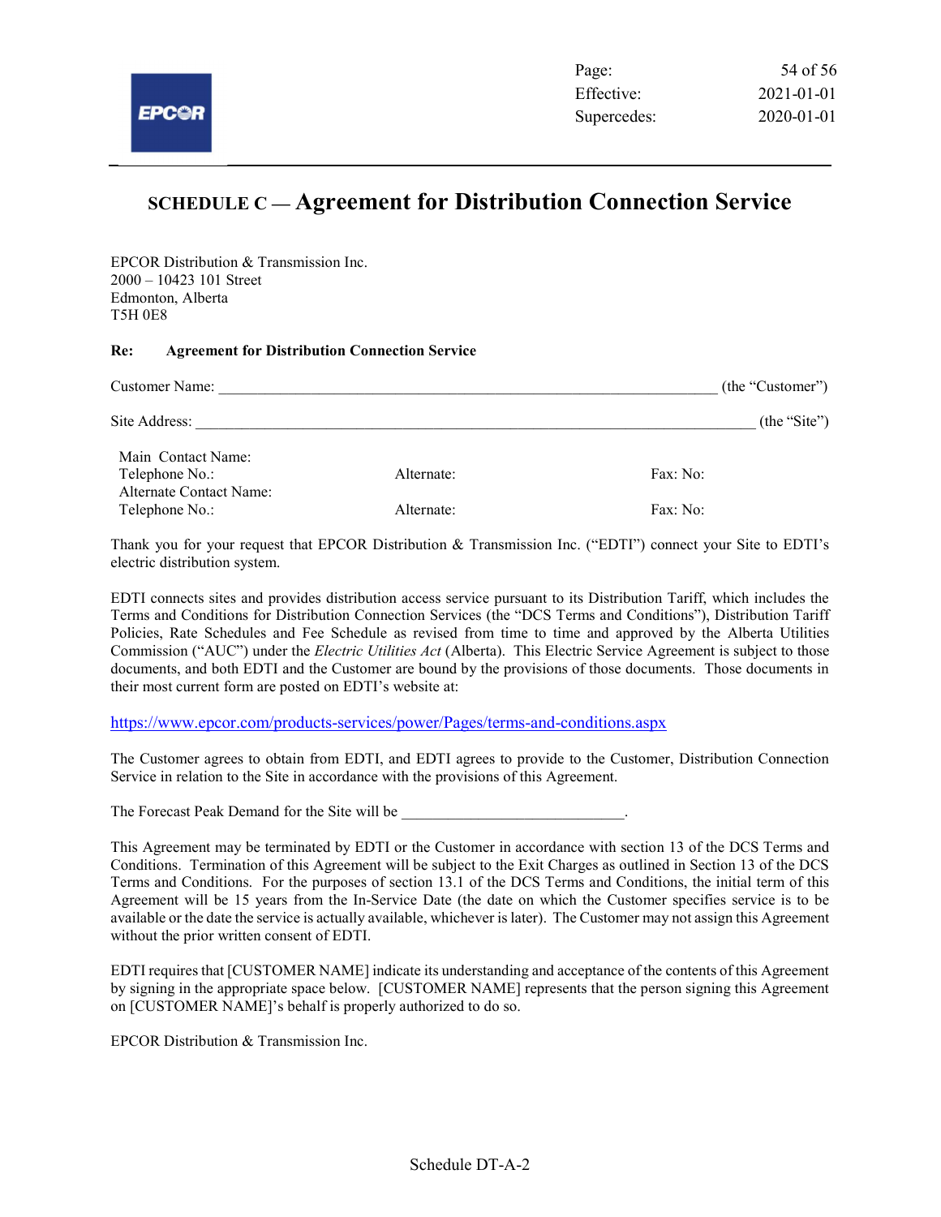# SCHEDULE C — Agreement for Distribution Connection Service

EPCOR Distribution & Transmission Inc.
2000 – 10423 101 Street
Edmonton, Alberta
T5H 0E8

**Re: Agreement for Distribution Connection Service**

Customer Name: ______________________________________________________________ (the "Customer")

Site Address: ________________________________________________________________________ (the "Site")

| | | |
|---|---|---|
| Main Contact Name: | | |
| Telephone No.: | Alternate: | Fax: No: |
| Alternate Contact Name: | | |
| Telephone No.: | Alternate: | Fax: No: |

Thank you for your request that EPCOR Distribution & Transmission Inc. ("EDTI") connect your Site to EDTI's electric distribution system.

EDTI connects sites and provides distribution access service pursuant to its Distribution Tariff, which includes the Terms and Conditions for Distribution Connection Services (the "DCS Terms and Conditions"), Distribution Tariff Policies, Rate Schedules and Fee Schedule as revised from time to time and approved by the Alberta Utilities Commission ("AUC") under the *Electric Utilities Act* (Alberta). This Electric Service Agreement is subject to those documents, and both EDTI and the Customer are bound by the provisions of those documents. Those documents in their most current form are posted on EDTI's website at:

https://www.epcor.com/products-services/power/Pages/terms-and-conditions.aspx

The Customer agrees to obtain from EDTI, and EDTI agrees to provide to the Customer, Distribution Connection Service in relation to the Site in accordance with the provisions of this Agreement.

The Forecast Peak Demand for the Site will be ____________________________.

This Agreement may be terminated by EDTI or the Customer in accordance with section 13 of the DCS Terms and Conditions. Termination of this Agreement will be subject to the Exit Charges as outlined in Section 13 of the DCS Terms and Conditions. For the purposes of section 13.1 of the DCS Terms and Conditions, the initial term of this Agreement will be 15 years from the In-Service Date (the date on which the Customer specifies service is to be available or the date the service is actually available, whichever is later). The Customer may not assign this Agreement without the prior written consent of EDTI.

EDTI requires that [CUSTOMER NAME] indicate its understanding and acceptance of the contents of this Agreement by signing in the appropriate space below. [CUSTOMER NAME] represents that the person signing this Agreement on [CUSTOMER NAME]'s behalf is properly authorized to do so.

EPCOR Distribution & Transmission Inc.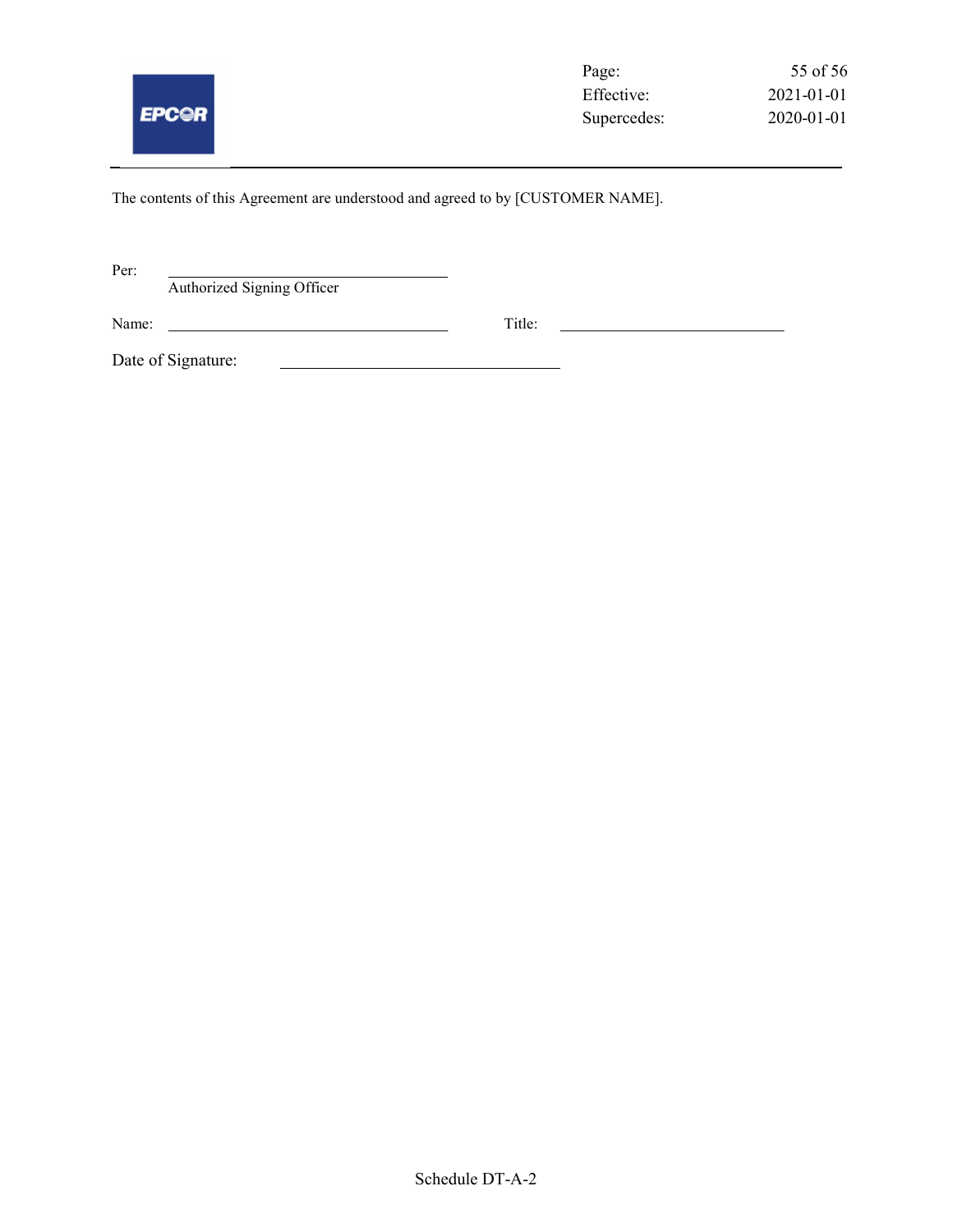The contents of this Agreement are understood and agreed to by [CUSTOMER NAME].

Per: ____________________________________
Authorized Signing Officer

Name: ____________________________________ Title: ______________________________

Date of Signature: ____________________________________

Schedule DT-A-2